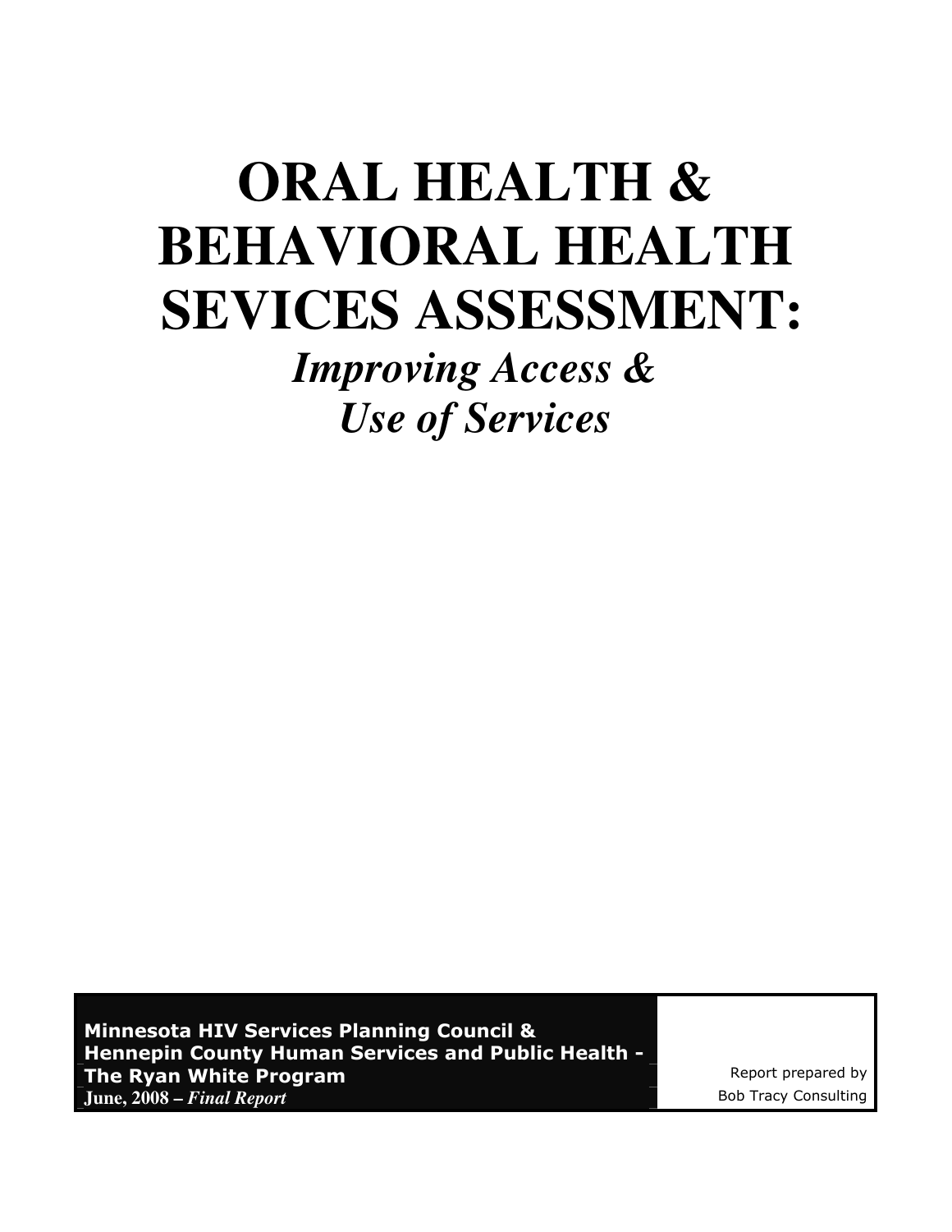# ORAL HEALTH & BEHAVIORAL HEALTH SEVICES ASSESSMENT:

## *Improving Access & Use of Services*

**Minnesota HIV Services Planning Council & Hennepin County Human Services and Public Health - The Ryan White Program**
**June, 2008 – *Final Report***

Report prepared by
Bob Tracy Consulting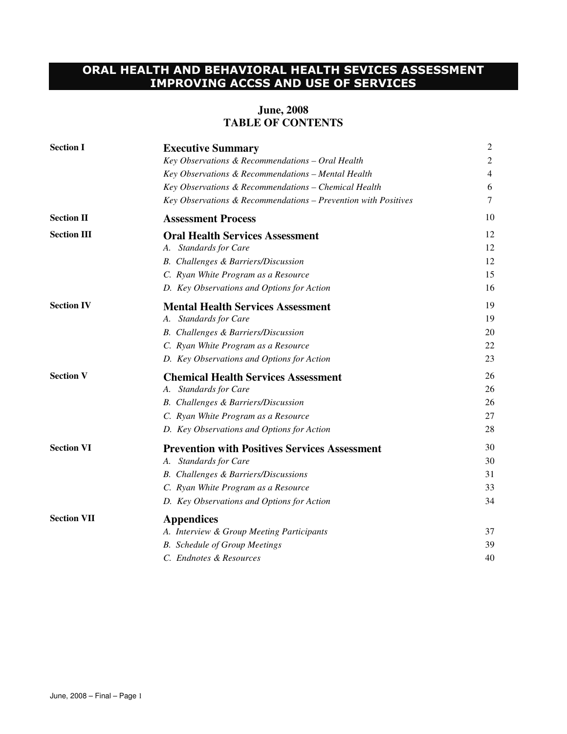# ORAL HEALTH AND BEHAVIORAL HEALTH SEVICES ASSESSMENT IMPROVING ACCSS AND USE OF SERVICES

## June, 2008
## TABLE OF CONTENTS

| | | |
|---|---|---|
| **Section I** | **Executive Summary** | 2 |
| | *Key Observations & Recommendations – Oral Health* | 2 |
| | *Key Observations & Recommendations – Mental Health* | 4 |
| | *Key Observations & Recommendations – Chemical Health* | 6 |
| | *Key Observations & Recommendations – Prevention with Positives* | 7 |
| **Section II** | **Assessment Process** | 10 |
| **Section III** | **Oral Health Services Assessment** | 12 |
| | *A. Standards for Care* | 12 |
| | *B. Challenges & Barriers/Discussion* | 12 |
| | *C. Ryan White Program as a Resource* | 15 |
| | *D. Key Observations and Options for Action* | 16 |
| **Section IV** | **Mental Health Services Assessment** | 19 |
| | *A. Standards for Care* | 19 |
| | *B. Challenges & Barriers/Discussion* | 20 |
| | *C. Ryan White Program as a Resource* | 22 |
| | *D. Key Observations and Options for Action* | 23 |
| **Section V** | **Chemical Health Services Assessment** | 26 |
| | *A. Standards for Care* | 26 |
| | *B. Challenges & Barriers/Discussion* | 26 |
| | *C. Ryan White Program as a Resource* | 27 |
| | *D. Key Observations and Options for Action* | 28 |
| **Section VI** | **Prevention with Positives Services Assessment** | 30 |
| | *A. Standards for Care* | 30 |
| | *B. Challenges & Barriers/Discussions* | 31 |
| | *C. Ryan White Program as a Resource* | 33 |
| | *D. Key Observations and Options for Action* | 34 |
| **Section VII** | **Appendices** | |
| | *A. Interview & Group Meeting Participants* | 37 |
| | *B. Schedule of Group Meetings* | 39 |
| | *C. Endnotes & Resources* | 40 |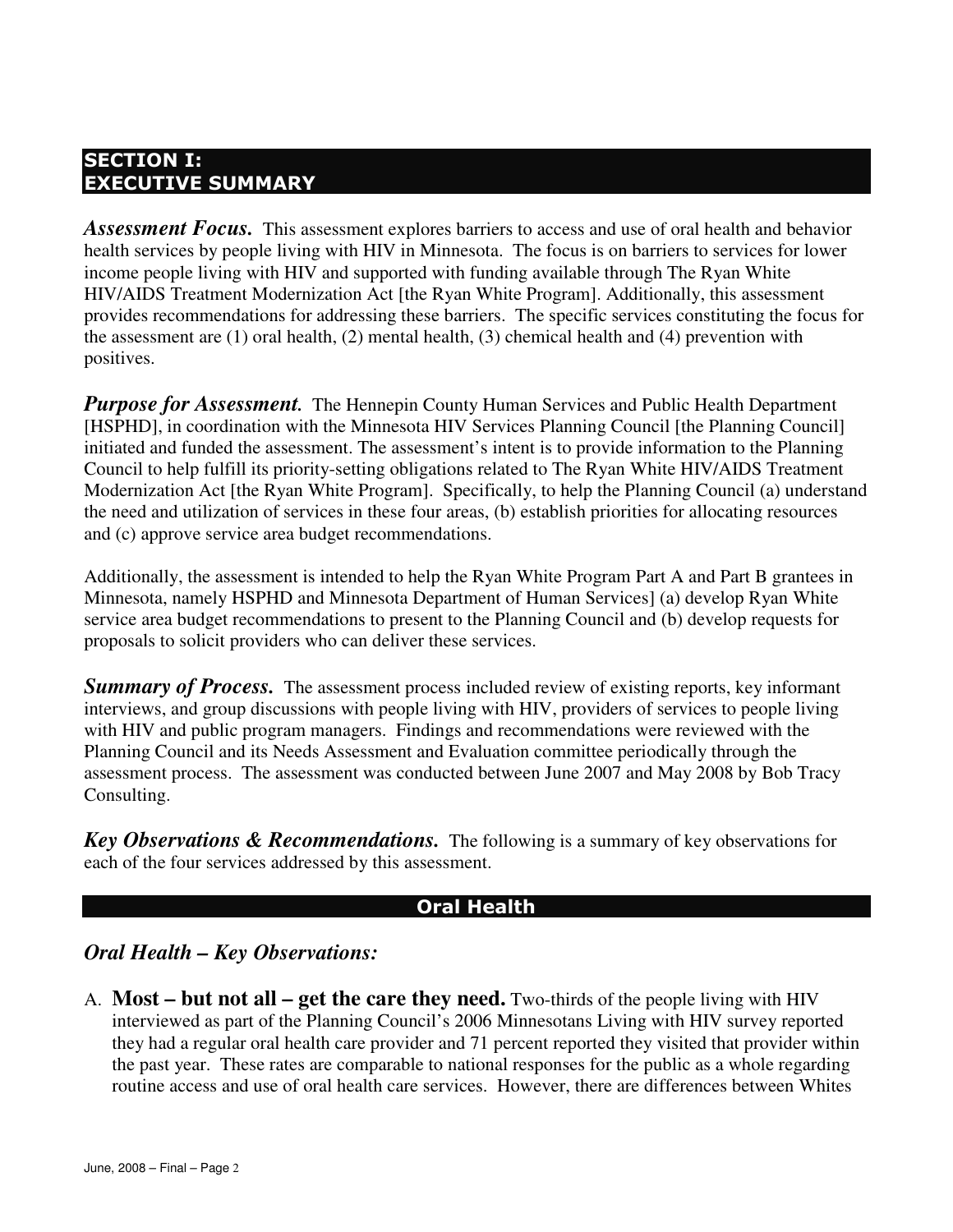## SECTION I: EXECUTIVE SUMMARY

***Assessment Focus.*** This assessment explores barriers to access and use of oral health and behavior health services by people living with HIV in Minnesota. The focus is on barriers to services for lower income people living with HIV and supported with funding available through The Ryan White HIV/AIDS Treatment Modernization Act [the Ryan White Program]. Additionally, this assessment provides recommendations for addressing these barriers. The specific services constituting the focus for the assessment are (1) oral health, (2) mental health, (3) chemical health and (4) prevention with positives.

***Purpose for Assessment.*** The Hennepin County Human Services and Public Health Department [HSPHD], in coordination with the Minnesota HIV Services Planning Council [the Planning Council] initiated and funded the assessment. The assessment's intent is to provide information to the Planning Council to help fulfill its priority-setting obligations related to The Ryan White HIV/AIDS Treatment Modernization Act [the Ryan White Program]. Specifically, to help the Planning Council (a) understand the need and utilization of services in these four areas, (b) establish priorities for allocating resources and (c) approve service area budget recommendations.

Additionally, the assessment is intended to help the Ryan White Program Part A and Part B grantees in Minnesota, namely HSPHD and Minnesota Department of Human Services] (a) develop Ryan White service area budget recommendations to present to the Planning Council and (b) develop requests for proposals to solicit providers who can deliver these services.

***Summary of Process.*** The assessment process included review of existing reports, key informant interviews, and group discussions with people living with HIV, providers of services to people living with HIV and public program managers. Findings and recommendations were reviewed with the Planning Council and its Needs Assessment and Evaluation committee periodically through the assessment process. The assessment was conducted between June 2007 and May 2008 by Bob Tracy Consulting.

***Key Observations & Recommendations.*** The following is a summary of key observations for each of the four services addressed by this assessment.

### Oral Health

### *Oral Health – Key Observations:*

A. **Most – but not all – get the care they need.** Two-thirds of the people living with HIV interviewed as part of the Planning Council's 2006 Minnesotans Living with HIV survey reported they had a regular oral health care provider and 71 percent reported they visited that provider within the past year. These rates are comparable to national responses for the public as a whole regarding routine access and use of oral health care services. However, there are differences between Whites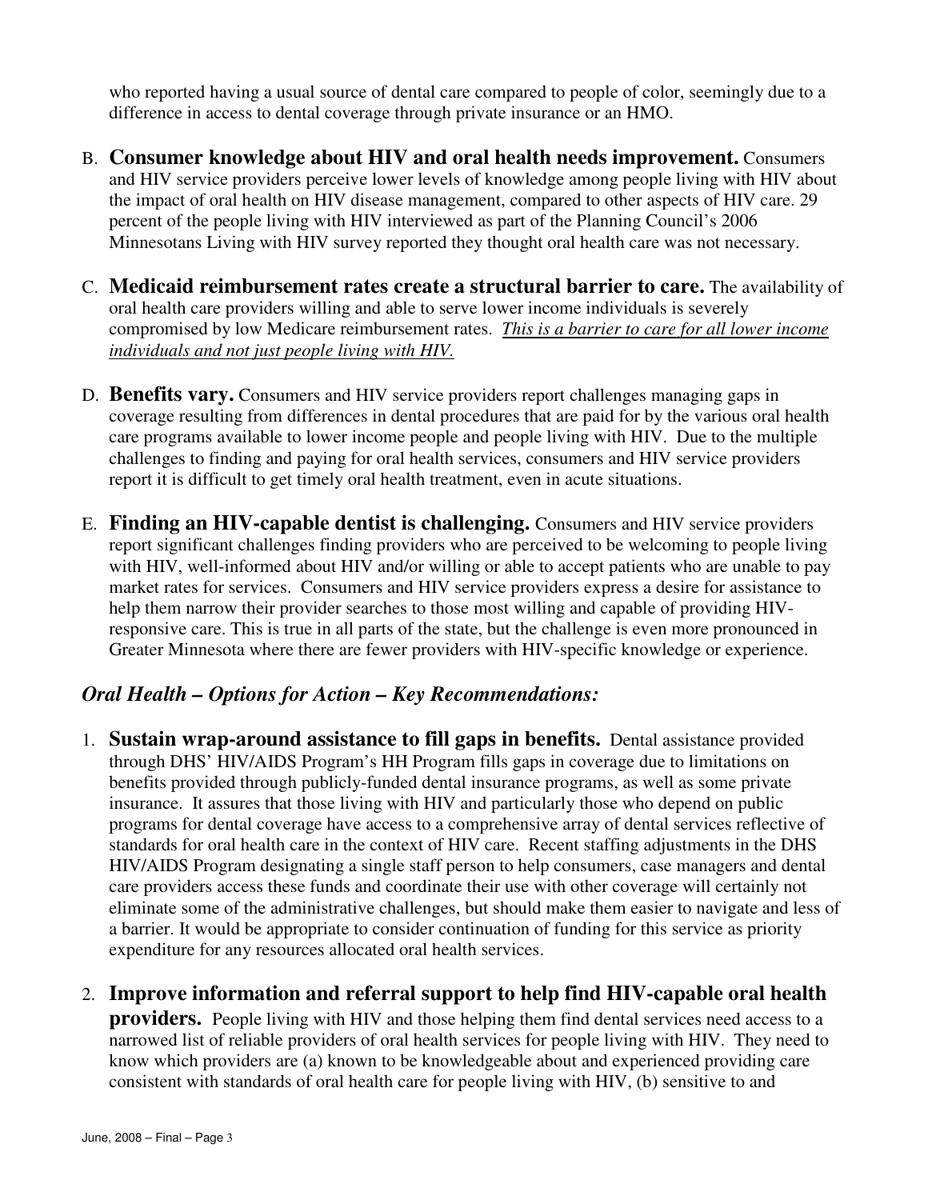who reported having a usual source of dental care compared to people of color, seemingly due to a difference in access to dental coverage through private insurance or an HMO.

B. **Consumer knowledge about HIV and oral health needs improvement.** Consumers and HIV service providers perceive lower levels of knowledge among people living with HIV about the impact of oral health on HIV disease management, compared to other aspects of HIV care. 29 percent of the people living with HIV interviewed as part of the Planning Council's 2006 Minnesotans Living with HIV survey reported they thought oral health care was not necessary.

C. **Medicaid reimbursement rates create a structural barrier to care.** The availability of oral health care providers willing and able to serve lower income individuals is severely compromised by low Medicare reimbursement rates. *This is a barrier to care for all lower income individuals and not just people living with HIV.*

D. **Benefits vary.** Consumers and HIV service providers report challenges managing gaps in coverage resulting from differences in dental procedures that are paid for by the various oral health care programs available to lower income people and people living with HIV. Due to the multiple challenges to finding and paying for oral health services, consumers and HIV service providers report it is difficult to get timely oral health treatment, even in acute situations.

E. **Finding an HIV-capable dentist is challenging.** Consumers and HIV service providers report significant challenges finding providers who are perceived to be welcoming to people living with HIV, well-informed about HIV and/or willing or able to accept patients who are unable to pay market rates for services. Consumers and HIV service providers express a desire for assistance to help them narrow their provider searches to those most willing and capable of providing HIV-responsive care. This is true in all parts of the state, but the challenge is even more pronounced in Greater Minnesota where there are fewer providers with HIV-specific knowledge or experience.

## *Oral Health – Options for Action – Key Recommendations:*

1. **Sustain wrap-around assistance to fill gaps in benefits.** Dental assistance provided through DHS' HIV/AIDS Program's HH Program fills gaps in coverage due to limitations on benefits provided through publicly-funded dental insurance programs, as well as some private insurance. It assures that those living with HIV and particularly those who depend on public programs for dental coverage have access to a comprehensive array of dental services reflective of standards for oral health care in the context of HIV care. Recent staffing adjustments in the DHS HIV/AIDS Program designating a single staff person to help consumers, case managers and dental care providers access these funds and coordinate their use with other coverage will certainly not eliminate some of the administrative challenges, but should make them easier to navigate and less of a barrier. It would be appropriate to consider continuation of funding for this service as priority expenditure for any resources allocated oral health services.

2. **Improve information and referral support to help find HIV-capable oral health providers.** People living with HIV and those helping them find dental services need access to a narrowed list of reliable providers of oral health services for people living with HIV. They need to know which providers are (a) known to be knowledgeable about and experienced providing care consistent with standards of oral health care for people living with HIV, (b) sensitive to and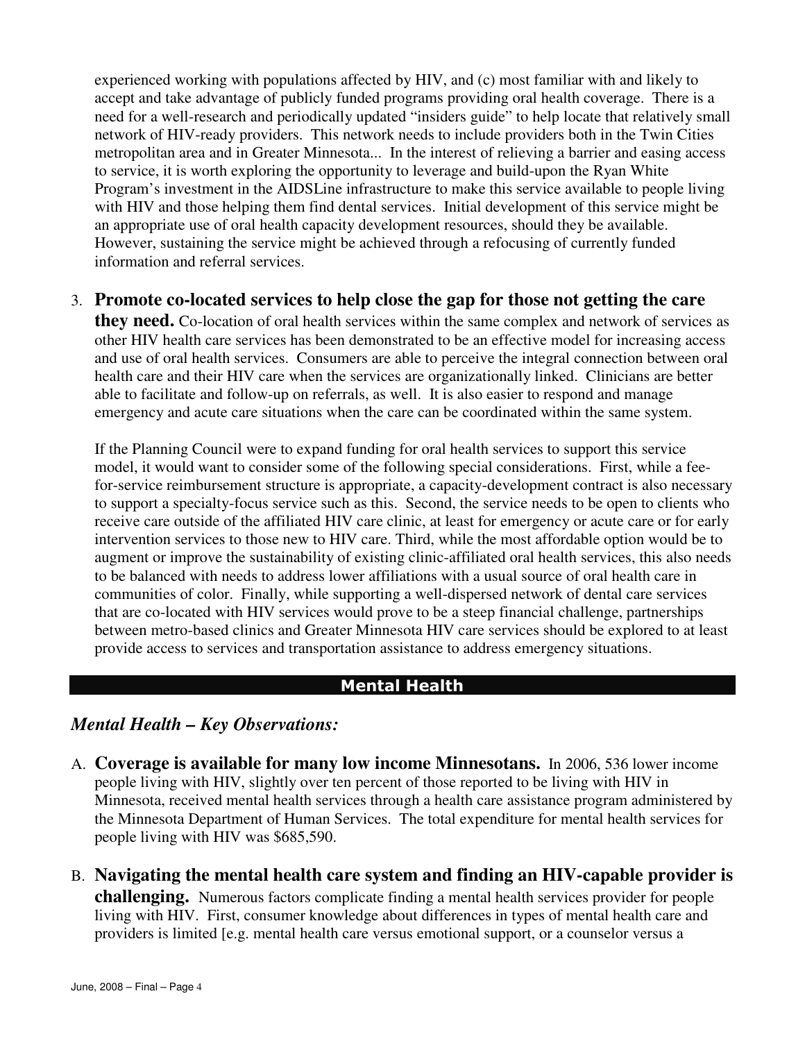experienced working with populations affected by HIV, and (c) most familiar with and likely to accept and take advantage of publicly funded programs providing oral health coverage. There is a need for a well-research and periodically updated "insiders guide" to help locate that relatively small network of HIV-ready providers. This network needs to include providers both in the Twin Cities metropolitan area and in Greater Minnesota... In the interest of relieving a barrier and easing access to service, it is worth exploring the opportunity to leverage and build-upon the Ryan White Program's investment in the AIDSLine infrastructure to make this service available to people living with HIV and those helping them find dental services. Initial development of this service might be an appropriate use of oral health capacity development resources, should they be available. However, sustaining the service might be achieved through a refocusing of currently funded information and referral services.

3. **Promote co-located services to help close the gap for those not getting the care they need.** Co-location of oral health services within the same complex and network of services as other HIV health care services has been demonstrated to be an effective model for increasing access and use of oral health services. Consumers are able to perceive the integral connection between oral health care and their HIV care when the services are organizationally linked. Clinicians are better able to facilitate and follow-up on referrals, as well. It is also easier to respond and manage emergency and acute care situations when the care can be coordinated within the same system.

   If the Planning Council were to expand funding for oral health services to support this service model, it would want to consider some of the following special considerations. First, while a fee-for-service reimbursement structure is appropriate, a capacity-development contract is also necessary to support a specialty-focus service such as this. Second, the service needs to be open to clients who receive care outside of the affiliated HIV care clinic, at least for emergency or acute care or for early intervention services to those new to HIV care. Third, while the most affordable option would be to augment or improve the sustainability of existing clinic-affiliated oral health services, this also needs to be balanced with needs to address lower affiliations with a usual source of oral health care in communities of color. Finally, while supporting a well-dispersed network of dental care services that are co-located with HIV services would prove to be a steep financial challenge, partnerships between metro-based clinics and Greater Minnesota HIV care services should be explored to at least provide access to services and transportation assistance to address emergency situations.

## Mental Health

### *Mental Health – Key Observations:*

A. **Coverage is available for many low income Minnesotans.** In 2006, 536 lower income people living with HIV, slightly over ten percent of those reported to be living with HIV in Minnesota, received mental health services through a health care assistance program administered by the Minnesota Department of Human Services. The total expenditure for mental health services for people living with HIV was $685,590.

B. **Navigating the mental health care system and finding an HIV-capable provider is challenging.** Numerous factors complicate finding a mental health services provider for people living with HIV. First, consumer knowledge about differences in types of mental health care and providers is limited [e.g. mental health care versus emotional support, or a counselor versus a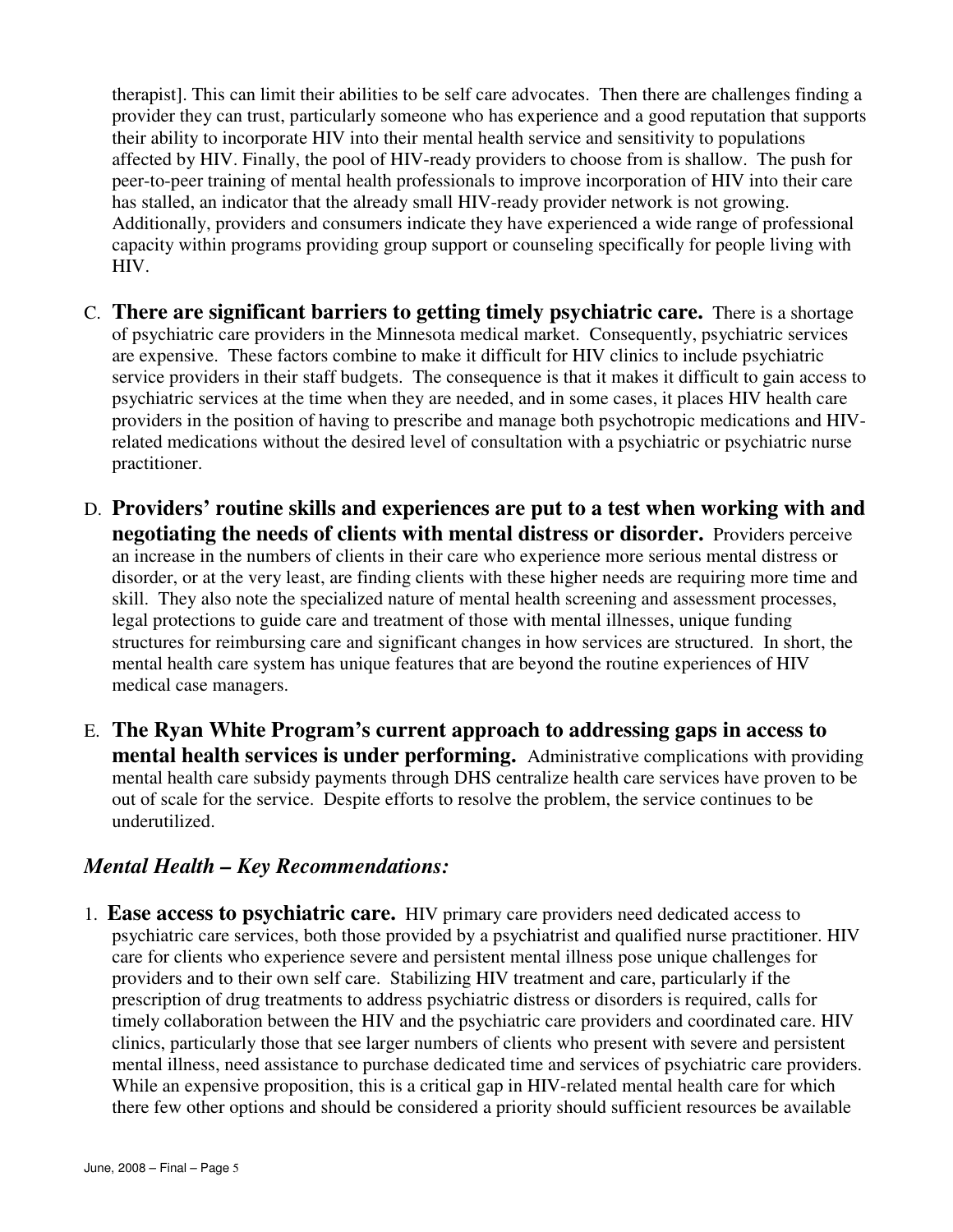therapist]. This can limit their abilities to be self care advocates. Then there are challenges finding a provider they can trust, particularly someone who has experience and a good reputation that supports their ability to incorporate HIV into their mental health service and sensitivity to populations affected by HIV. Finally, the pool of HIV-ready providers to choose from is shallow. The push for peer-to-peer training of mental health professionals to improve incorporation of HIV into their care has stalled, an indicator that the already small HIV-ready provider network is not growing. Additionally, providers and consumers indicate they have experienced a wide range of professional capacity within programs providing group support or counseling specifically for people living with HIV.

C. **There are significant barriers to getting timely psychiatric care.** There is a shortage of psychiatric care providers in the Minnesota medical market. Consequently, psychiatric services are expensive. These factors combine to make it difficult for HIV clinics to include psychiatric service providers in their staff budgets. The consequence is that it makes it difficult to gain access to psychiatric services at the time when they are needed, and in some cases, it places HIV health care providers in the position of having to prescribe and manage both psychotropic medications and HIV-related medications without the desired level of consultation with a psychiatric or psychiatric nurse practitioner.

D. **Providers' routine skills and experiences are put to a test when working with and negotiating the needs of clients with mental distress or disorder.** Providers perceive an increase in the numbers of clients in their care who experience more serious mental distress or disorder, or at the very least, are finding clients with these higher needs are requiring more time and skill. They also note the specialized nature of mental health screening and assessment processes, legal protections to guide care and treatment of those with mental illnesses, unique funding structures for reimbursing care and significant changes in how services are structured. In short, the mental health care system has unique features that are beyond the routine experiences of HIV medical case managers.

E. **The Ryan White Program's current approach to addressing gaps in access to mental health services is under performing.** Administrative complications with providing mental health care subsidy payments through DHS centralize health care services have proven to be out of scale for the service. Despite efforts to resolve the problem, the service continues to be underutilized.

### *Mental Health – Key Recommendations:*

1. **Ease access to psychiatric care.** HIV primary care providers need dedicated access to psychiatric care services, both those provided by a psychiatrist and qualified nurse practitioner. HIV care for clients who experience severe and persistent mental illness pose unique challenges for providers and to their own self care. Stabilizing HIV treatment and care, particularly if the prescription of drug treatments to address psychiatric distress or disorders is required, calls for timely collaboration between the HIV and the psychiatric care providers and coordinated care. HIV clinics, particularly those that see larger numbers of clients who present with severe and persistent mental illness, need assistance to purchase dedicated time and services of psychiatric care providers. While an expensive proposition, this is a critical gap in HIV-related mental health care for which there few other options and should be considered a priority should sufficient resources be available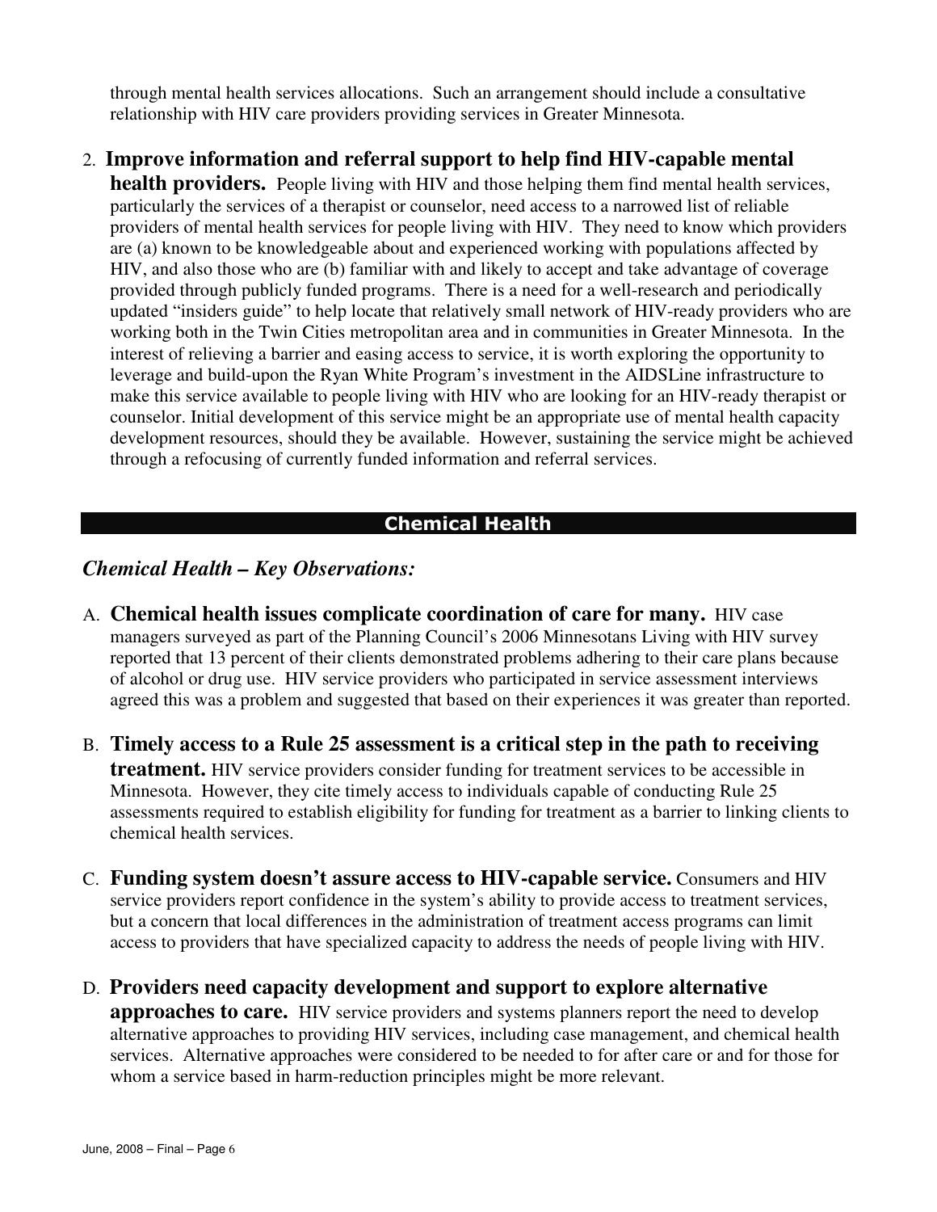through mental health services allocations. Such an arrangement should include a consultative relationship with HIV care providers providing services in Greater Minnesota.

2. **Improve information and referral support to help find HIV-capable mental health providers.** People living with HIV and those helping them find mental health services, particularly the services of a therapist or counselor, need access to a narrowed list of reliable providers of mental health services for people living with HIV. They need to know which providers are (a) known to be knowledgeable about and experienced working with populations affected by HIV, and also those who are (b) familiar with and likely to accept and take advantage of coverage provided through publicly funded programs. There is a need for a well-research and periodically updated "insiders guide" to help locate that relatively small network of HIV-ready providers who are working both in the Twin Cities metropolitan area and in communities in Greater Minnesota. In the interest of relieving a barrier and easing access to service, it is worth exploring the opportunity to leverage and build-upon the Ryan White Program's investment in the AIDSLine infrastructure to make this service available to people living with HIV who are looking for an HIV-ready therapist or counselor. Initial development of this service might be an appropriate use of mental health capacity development resources, should they be available. However, sustaining the service might be achieved through a refocusing of currently funded information and referral services.

## Chemical Health

### *Chemical Health – Key Observations:*

A. **Chemical health issues complicate coordination of care for many.** HIV case managers surveyed as part of the Planning Council's 2006 Minnesotans Living with HIV survey reported that 13 percent of their clients demonstrated problems adhering to their care plans because of alcohol or drug use. HIV service providers who participated in service assessment interviews agreed this was a problem and suggested that based on their experiences it was greater than reported.

B. **Timely access to a Rule 25 assessment is a critical step in the path to receiving treatment.** HIV service providers consider funding for treatment services to be accessible in Minnesota. However, they cite timely access to individuals capable of conducting Rule 25 assessments required to establish eligibility for funding for treatment as a barrier to linking clients to chemical health services.

C. **Funding system doesn't assure access to HIV-capable service.** Consumers and HIV service providers report confidence in the system's ability to provide access to treatment services, but a concern that local differences in the administration of treatment access programs can limit access to providers that have specialized capacity to address the needs of people living with HIV.

D. **Providers need capacity development and support to explore alternative approaches to care.** HIV service providers and systems planners report the need to develop alternative approaches to providing HIV services, including case management, and chemical health services. Alternative approaches were considered to be needed to for after care or and for those for whom a service based in harm-reduction principles might be more relevant.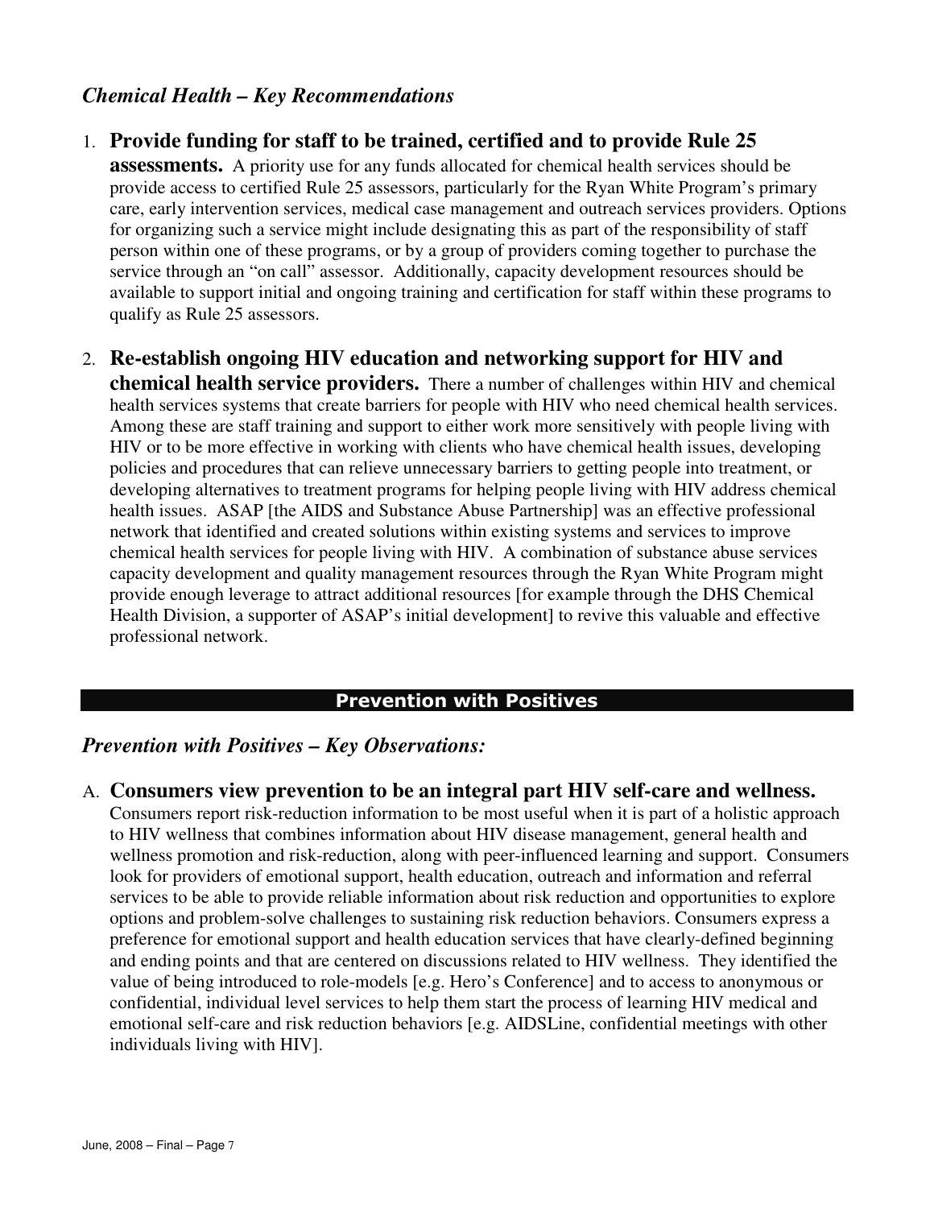### *Chemical Health – Key Recommendations*

1. **Provide funding for staff to be trained, certified and to provide Rule 25 assessments.** A priority use for any funds allocated for chemical health services should be provide access to certified Rule 25 assessors, particularly for the Ryan White Program's primary care, early intervention services, medical case management and outreach services providers. Options for organizing such a service might include designating this as part of the responsibility of staff person within one of these programs, or by a group of providers coming together to purchase the service through an "on call" assessor. Additionally, capacity development resources should be available to support initial and ongoing training and certification for staff within these programs to qualify as Rule 25 assessors.

2. **Re-establish ongoing HIV education and networking support for HIV and chemical health service providers.** There a number of challenges within HIV and chemical health services systems that create barriers for people with HIV who need chemical health services. Among these are staff training and support to either work more sensitively with people living with HIV or to be more effective in working with clients who have chemical health issues, developing policies and procedures that can relieve unnecessary barriers to getting people into treatment, or developing alternatives to treatment programs for helping people living with HIV address chemical health issues. ASAP [the AIDS and Substance Abuse Partnership] was an effective professional network that identified and created solutions within existing systems and services to improve chemical health services for people living with HIV. A combination of substance abuse services capacity development and quality management resources through the Ryan White Program might provide enough leverage to attract additional resources [for example through the DHS Chemical Health Division, a supporter of ASAP's initial development] to revive this valuable and effective professional network.

## Prevention with Positives

### *Prevention with Positives – Key Observations:*

A. **Consumers view prevention to be an integral part HIV self-care and wellness.** Consumers report risk-reduction information to be most useful when it is part of a holistic approach to HIV wellness that combines information about HIV disease management, general health and wellness promotion and risk-reduction, along with peer-influenced learning and support. Consumers look for providers of emotional support, health education, outreach and information and referral services to be able to provide reliable information about risk reduction and opportunities to explore options and problem-solve challenges to sustaining risk reduction behaviors. Consumers express a preference for emotional support and health education services that have clearly-defined beginning and ending points and that are centered on discussions related to HIV wellness. They identified the value of being introduced to role-models [e.g. Hero's Conference] and to access to anonymous or confidential, individual level services to help them start the process of learning HIV medical and emotional self-care and risk reduction behaviors [e.g. AIDSLine, confidential meetings with other individuals living with HIV].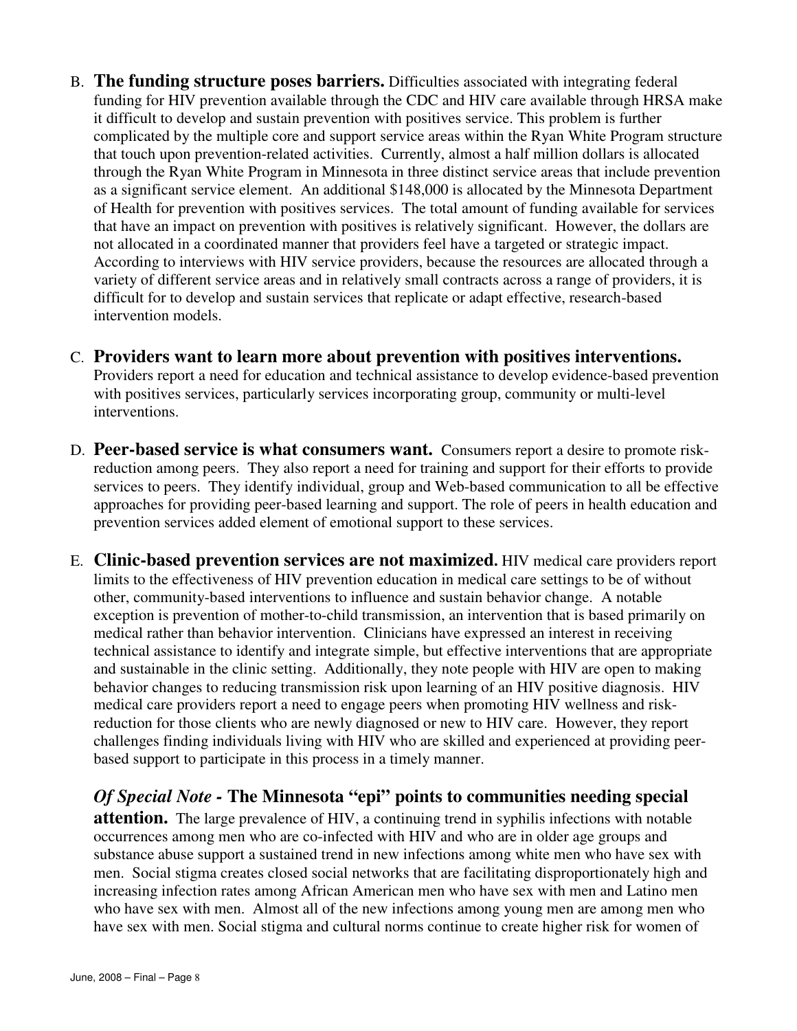B. **The funding structure poses barriers.** Difficulties associated with integrating federal funding for HIV prevention available through the CDC and HIV care available through HRSA make it difficult to develop and sustain prevention with positives service. This problem is further complicated by the multiple core and support service areas within the Ryan White Program structure that touch upon prevention-related activities. Currently, almost a half million dollars is allocated through the Ryan White Program in Minnesota in three distinct service areas that include prevention as a significant service element. An additional $148,000 is allocated by the Minnesota Department of Health for prevention with positives services. The total amount of funding available for services that have an impact on prevention with positives is relatively significant. However, the dollars are not allocated in a coordinated manner that providers feel have a targeted or strategic impact. According to interviews with HIV service providers, because the resources are allocated through a variety of different service areas and in relatively small contracts across a range of providers, it is difficult for to develop and sustain services that replicate or adapt effective, research-based intervention models.

C. **Providers want to learn more about prevention with positives interventions.** Providers report a need for education and technical assistance to develop evidence-based prevention with positives services, particularly services incorporating group, community or multi-level interventions.

D. **Peer-based service is what consumers want.** Consumers report a desire to promote risk-reduction among peers. They also report a need for training and support for their efforts to provide services to peers. They identify individual, group and Web-based communication to all be effective approaches for providing peer-based learning and support. The role of peers in health education and prevention services added element of emotional support to these services.

E. **Clinic-based prevention services are not maximized.** HIV medical care providers report limits to the effectiveness of HIV prevention education in medical care settings to be of without other, community-based interventions to influence and sustain behavior change. A notable exception is prevention of mother-to-child transmission, an intervention that is based primarily on medical rather than behavior intervention. Clinicians have expressed an interest in receiving technical assistance to identify and integrate simple, but effective interventions that are appropriate and sustainable in the clinic setting. Additionally, they note people with HIV are open to making behavior changes to reducing transmission risk upon learning of an HIV positive diagnosis. HIV medical care providers report a need to engage peers when promoting HIV wellness and risk-reduction for those clients who are newly diagnosed or new to HIV care. However, they report challenges finding individuals living with HIV who are skilled and experienced at providing peer-based support to participate in this process in a timely manner.

***Of Special Note* - The Minnesota "epi" points to communities needing special attention.** The large prevalence of HIV, a continuing trend in syphilis infections with notable occurrences among men who are co-infected with HIV and who are in older age groups and substance abuse support a sustained trend in new infections among white men who have sex with men. Social stigma creates closed social networks that are facilitating disproportionately high and increasing infection rates among African American men who have sex with men and Latino men who have sex with men. Almost all of the new infections among young men are among men who have sex with men. Social stigma and cultural norms continue to create higher risk for women of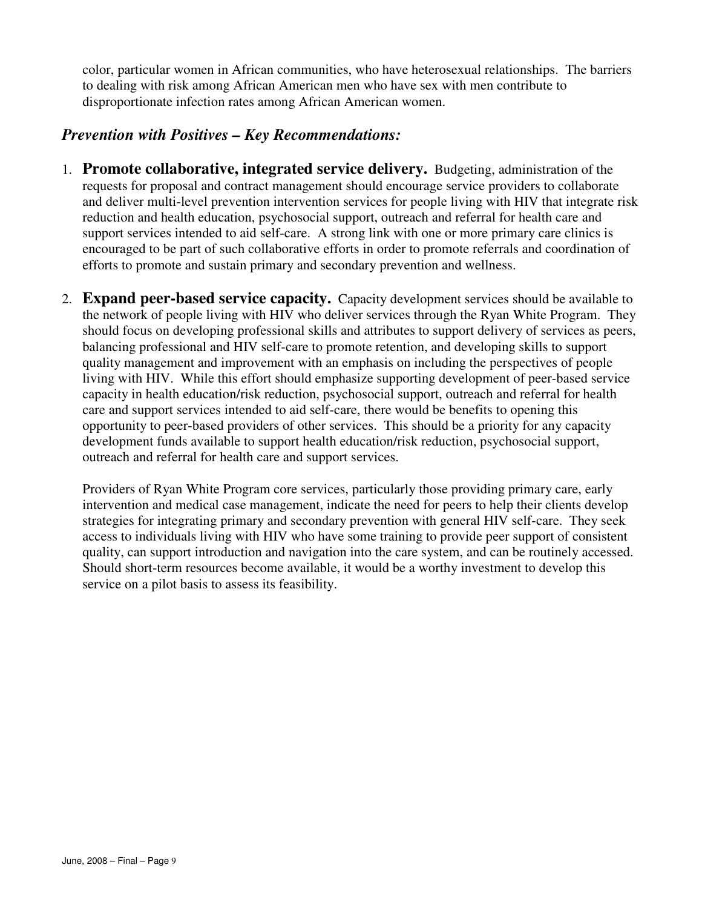color, particular women in African communities, who have heterosexual relationships. The barriers to dealing with risk among African American men who have sex with men contribute to disproportionate infection rates among African American women.

### *Prevention with Positives – Key Recommendations:*

1. **Promote collaborative, integrated service delivery.** Budgeting, administration of the requests for proposal and contract management should encourage service providers to collaborate and deliver multi-level prevention intervention services for people living with HIV that integrate risk reduction and health education, psychosocial support, outreach and referral for health care and support services intended to aid self-care. A strong link with one or more primary care clinics is encouraged to be part of such collaborative efforts in order to promote referrals and coordination of efforts to promote and sustain primary and secondary prevention and wellness.

2. **Expand peer-based service capacity.** Capacity development services should be available to the network of people living with HIV who deliver services through the Ryan White Program. They should focus on developing professional skills and attributes to support delivery of services as peers, balancing professional and HIV self-care to promote retention, and developing skills to support quality management and improvement with an emphasis on including the perspectives of people living with HIV. While this effort should emphasize supporting development of peer-based service capacity in health education/risk reduction, psychosocial support, outreach and referral for health care and support services intended to aid self-care, there would be benefits to opening this opportunity to peer-based providers of other services. This should be a priority for any capacity development funds available to support health education/risk reduction, psychosocial support, outreach and referral for health care and support services.

   Providers of Ryan White Program core services, particularly those providing primary care, early intervention and medical case management, indicate the need for peers to help their clients develop strategies for integrating primary and secondary prevention with general HIV self-care. They seek access to individuals living with HIV who have some training to provide peer support of consistent quality, can support introduction and navigation into the care system, and can be routinely accessed. Should short-term resources become available, it would be a worthy investment to develop this service on a pilot basis to assess its feasibility.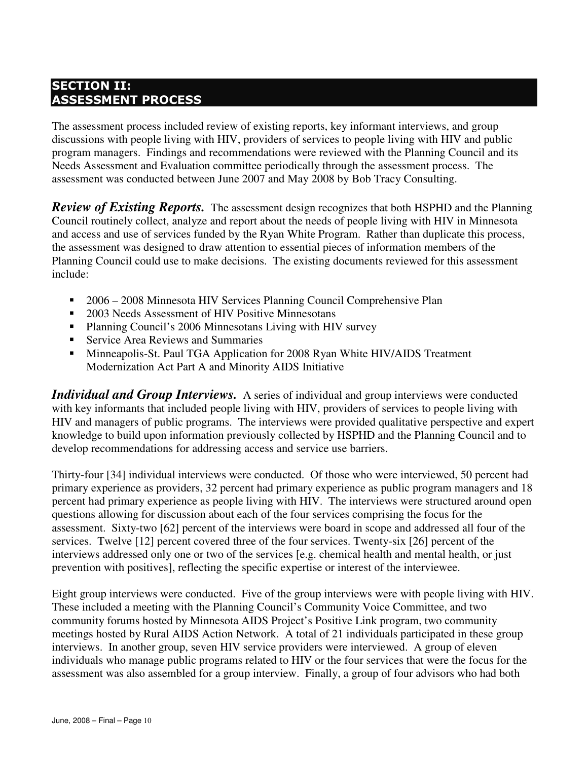## SECTION II: ASSESSMENT PROCESS

The assessment process included review of existing reports, key informant interviews, and group discussions with people living with HIV, providers of services to people living with HIV and public program managers. Findings and recommendations were reviewed with the Planning Council and its Needs Assessment and Evaluation committee periodically through the assessment process. The assessment was conducted between June 2007 and May 2008 by Bob Tracy Consulting.

***Review of Existing Reports.*** The assessment design recognizes that both HSPHD and the Planning Council routinely collect, analyze and report about the needs of people living with HIV in Minnesota and access and use of services funded by the Ryan White Program. Rather than duplicate this process, the assessment was designed to draw attention to essential pieces of information members of the Planning Council could use to make decisions. The existing documents reviewed for this assessment include:

- 2006 – 2008 Minnesota HIV Services Planning Council Comprehensive Plan
- 2003 Needs Assessment of HIV Positive Minnesotans
- Planning Council's 2006 Minnesotans Living with HIV survey
- Service Area Reviews and Summaries
- Minneapolis-St. Paul TGA Application for 2008 Ryan White HIV/AIDS Treatment Modernization Act Part A and Minority AIDS Initiative

***Individual and Group Interviews.*** A series of individual and group interviews were conducted with key informants that included people living with HIV, providers of services to people living with HIV and managers of public programs. The interviews were provided qualitative perspective and expert knowledge to build upon information previously collected by HSPHD and the Planning Council and to develop recommendations for addressing access and service use barriers.

Thirty-four [34] individual interviews were conducted. Of those who were interviewed, 50 percent had primary experience as providers, 32 percent had primary experience as public program managers and 18 percent had primary experience as people living with HIV. The interviews were structured around open questions allowing for discussion about each of the four services comprising the focus for the assessment. Sixty-two [62] percent of the interviews were board in scope and addressed all four of the services. Twelve [12] percent covered three of the four services. Twenty-six [26] percent of the interviews addressed only one or two of the services [e.g. chemical health and mental health, or just prevention with positives], reflecting the specific expertise or interest of the interviewee.

Eight group interviews were conducted. Five of the group interviews were with people living with HIV. These included a meeting with the Planning Council's Community Voice Committee, and two community forums hosted by Minnesota AIDS Project's Positive Link program, two community meetings hosted by Rural AIDS Action Network. A total of 21 individuals participated in these group interviews. In another group, seven HIV service providers were interviewed. A group of eleven individuals who manage public programs related to HIV or the four services that were the focus for the assessment was also assembled for a group interview. Finally, a group of four advisors who had both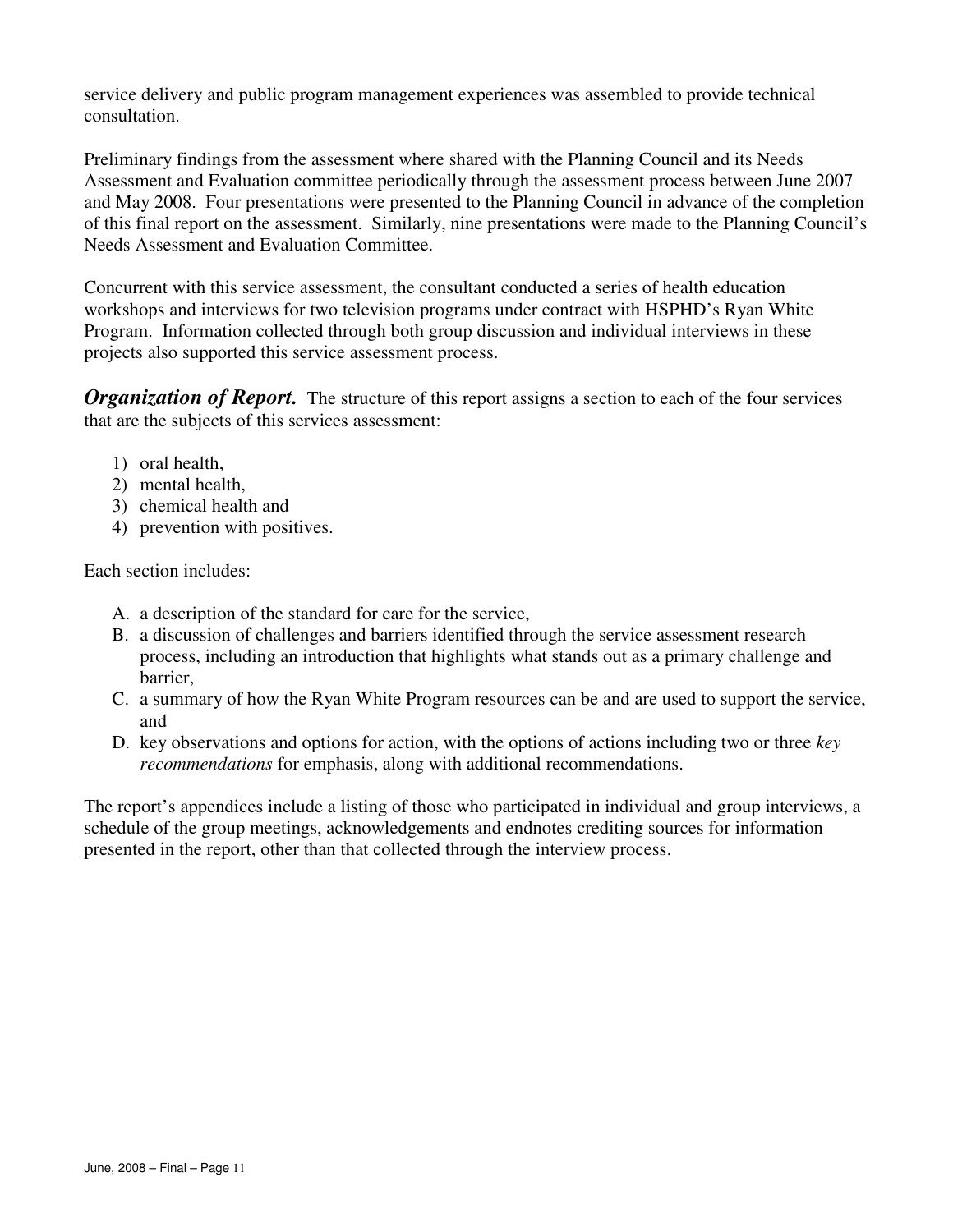service delivery and public program management experiences was assembled to provide technical consultation.

Preliminary findings from the assessment where shared with the Planning Council and its Needs Assessment and Evaluation committee periodically through the assessment process between June 2007 and May 2008. Four presentations were presented to the Planning Council in advance of the completion of this final report on the assessment. Similarly, nine presentations were made to the Planning Council's Needs Assessment and Evaluation Committee.

Concurrent with this service assessment, the consultant conducted a series of health education workshops and interviews for two television programs under contract with HSPHD's Ryan White Program. Information collected through both group discussion and individual interviews in these projects also supported this service assessment process.

***Organization of Report.*** The structure of this report assigns a section to each of the four services that are the subjects of this services assessment:

1) oral health,
2) mental health,
3) chemical health and
4) prevention with positives.

Each section includes:

A. a description of the standard for care for the service,
B. a discussion of challenges and barriers identified through the service assessment research process, including an introduction that highlights what stands out as a primary challenge and barrier,
C. a summary of how the Ryan White Program resources can be and are used to support the service, and
D. key observations and options for action, with the options of actions including two or three *key recommendations* for emphasis, along with additional recommendations.

The report's appendices include a listing of those who participated in individual and group interviews, a schedule of the group meetings, acknowledgements and endnotes crediting sources for information presented in the report, other than that collected through the interview process.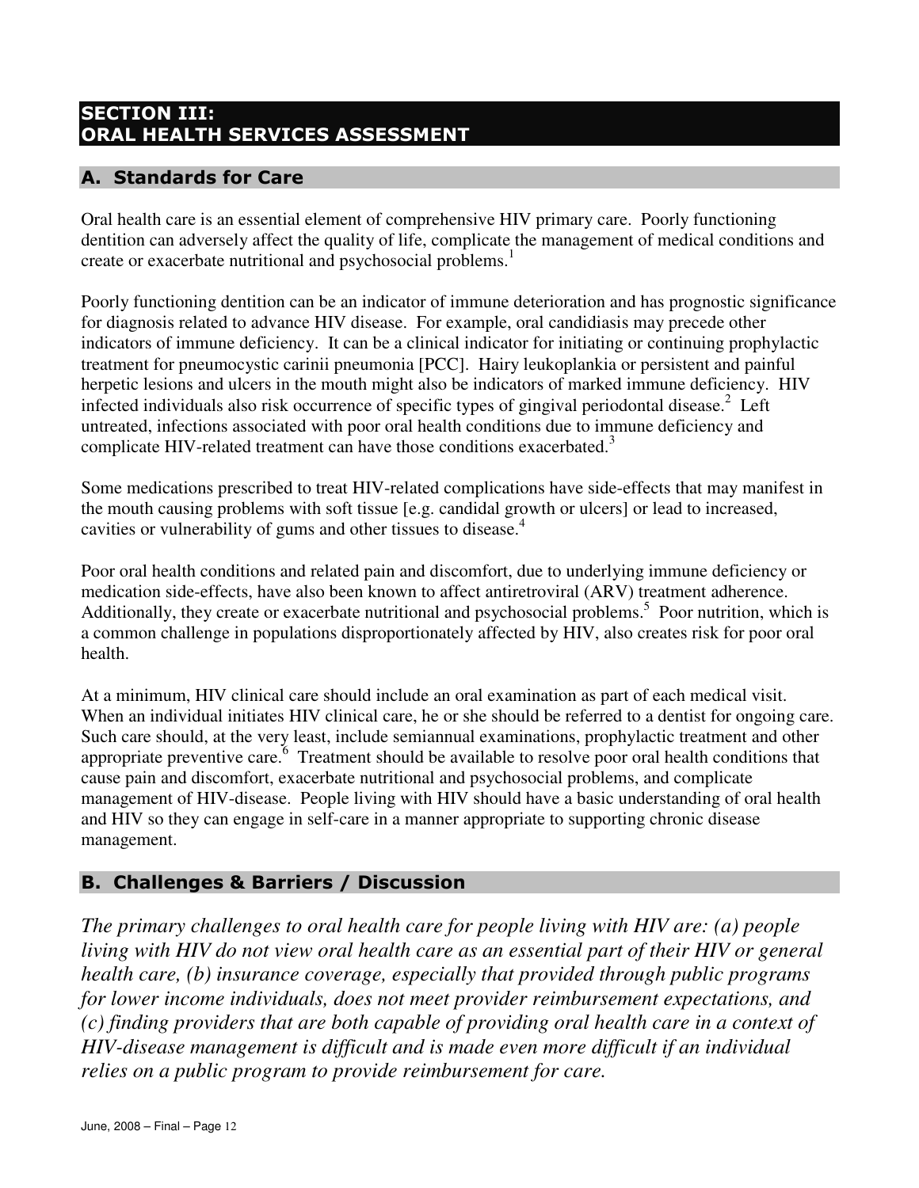# SECTION III: ORAL HEALTH SERVICES ASSESSMENT

## A. Standards for Care

Oral health care is an essential element of comprehensive HIV primary care. Poorly functioning dentition can adversely affect the quality of life, complicate the management of medical conditions and create or exacerbate nutritional and psychosocial problems.[1]

Poorly functioning dentition can be an indicator of immune deterioration and has prognostic significance for diagnosis related to advance HIV disease. For example, oral candidiasis may precede other indicators of immune deficiency. It can be a clinical indicator for initiating or continuing prophylactic treatment for pneumocystic carinii pneumonia [PCC]. Hairy leukoplankia or persistent and painful herpetic lesions and ulcers in the mouth might also be indicators of marked immune deficiency. HIV infected individuals also risk occurrence of specific types of gingival periodontal disease.[2] Left untreated, infections associated with poor oral health conditions due to immune deficiency and complicate HIV-related treatment can have those conditions exacerbated.[3]

Some medications prescribed to treat HIV-related complications have side-effects that may manifest in the mouth causing problems with soft tissue [e.g. candidal growth or ulcers] or lead to increased, cavities or vulnerability of gums and other tissues to disease.[4]

Poor oral health conditions and related pain and discomfort, due to underlying immune deficiency or medication side-effects, have also been known to affect antiretroviral (ARV) treatment adherence. Additionally, they create or exacerbate nutritional and psychosocial problems.[5] Poor nutrition, which is a common challenge in populations disproportionately affected by HIV, also creates risk for poor oral health.

At a minimum, HIV clinical care should include an oral examination as part of each medical visit. When an individual initiates HIV clinical care, he or she should be referred to a dentist for ongoing care. Such care should, at the very least, include semiannual examinations, prophylactic treatment and other appropriate preventive care.[6] Treatment should be available to resolve poor oral health conditions that cause pain and discomfort, exacerbate nutritional and psychosocial problems, and complicate management of HIV-disease. People living with HIV should have a basic understanding of oral health and HIV so they can engage in self-care in a manner appropriate to supporting chronic disease management.

## B. Challenges & Barriers / Discussion

*The primary challenges to oral health care for people living with HIV are: (a) people living with HIV do not view oral health care as an essential part of their HIV or general health care, (b) insurance coverage, especially that provided through public programs for lower income individuals, does not meet provider reimbursement expectations, and (c) finding providers that are both capable of providing oral health care in a context of HIV-disease management is difficult and is made even more difficult if an individual relies on a public program to provide reimbursement for care.*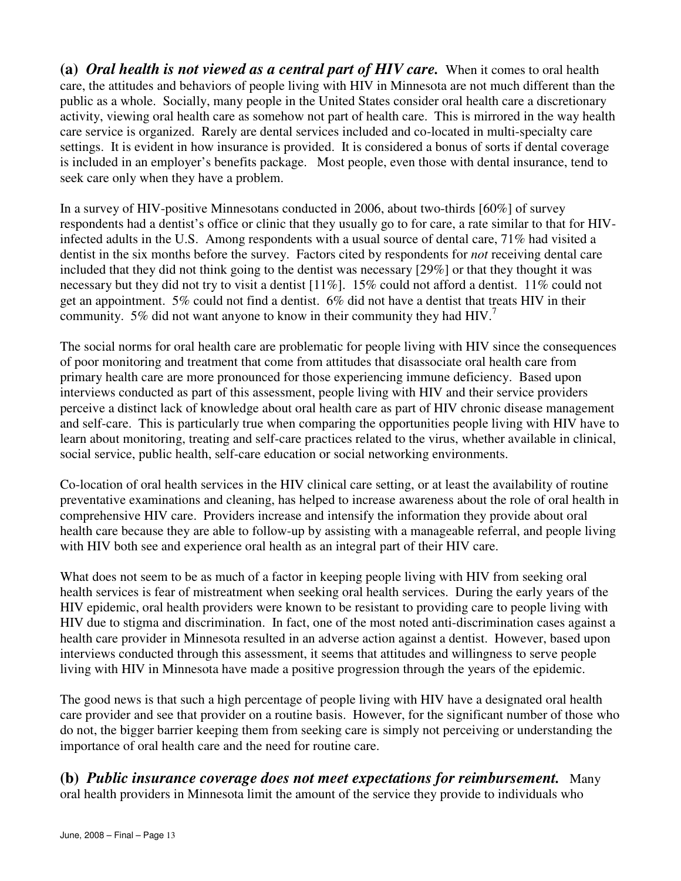**(a)** ***Oral health is not viewed as a central part of HIV care.*** When it comes to oral health care, the attitudes and behaviors of people living with HIV in Minnesota are not much different than the public as a whole. Socially, many people in the United States consider oral health care a discretionary activity, viewing oral health care as somehow not part of health care. This is mirrored in the way health care service is organized. Rarely are dental services included and co-located in multi-specialty care settings. It is evident in how insurance is provided. It is considered a bonus of sorts if dental coverage is included in an employer's benefits package. Most people, even those with dental insurance, tend to seek care only when they have a problem.

In a survey of HIV-positive Minnesotans conducted in 2006, about two-thirds [60%] of survey respondents had a dentist's office or clinic that they usually go to for care, a rate similar to that for HIV-infected adults in the U.S. Among respondents with a usual source of dental care, 71% had visited a dentist in the six months before the survey. Factors cited by respondents for *not* receiving dental care included that they did not think going to the dentist was necessary [29%] or that they thought it was necessary but they did not try to visit a dentist [11%]. 15% could not afford a dentist. 11% could not get an appointment. 5% could not find a dentist. 6% did not have a dentist that treats HIV in their community. 5% did not want anyone to know in their community they had HIV.[7]

The social norms for oral health care are problematic for people living with HIV since the consequences of poor monitoring and treatment that come from attitudes that disassociate oral health care from primary health care are more pronounced for those experiencing immune deficiency. Based upon interviews conducted as part of this assessment, people living with HIV and their service providers perceive a distinct lack of knowledge about oral health care as part of HIV chronic disease management and self-care. This is particularly true when comparing the opportunities people living with HIV have to learn about monitoring, treating and self-care practices related to the virus, whether available in clinical, social service, public health, self-care education or social networking environments.

Co-location of oral health services in the HIV clinical care setting, or at least the availability of routine preventative examinations and cleaning, has helped to increase awareness about the role of oral health in comprehensive HIV care. Providers increase and intensify the information they provide about oral health care because they are able to follow-up by assisting with a manageable referral, and people living with HIV both see and experience oral health as an integral part of their HIV care.

What does not seem to be as much of a factor in keeping people living with HIV from seeking oral health services is fear of mistreatment when seeking oral health services. During the early years of the HIV epidemic, oral health providers were known to be resistant to providing care to people living with HIV due to stigma and discrimination. In fact, one of the most noted anti-discrimination cases against a health care provider in Minnesota resulted in an adverse action against a dentist. However, based upon interviews conducted through this assessment, it seems that attitudes and willingness to serve people living with HIV in Minnesota have made a positive progression through the years of the epidemic.

The good news is that such a high percentage of people living with HIV have a designated oral health care provider and see that provider on a routine basis. However, for the significant number of those who do not, the bigger barrier keeping them from seeking care is simply not perceiving or understanding the importance of oral health care and the need for routine care.

**(b)** ***Public insurance coverage does not meet expectations for reimbursement.*** Many oral health providers in Minnesota limit the amount of the service they provide to individuals who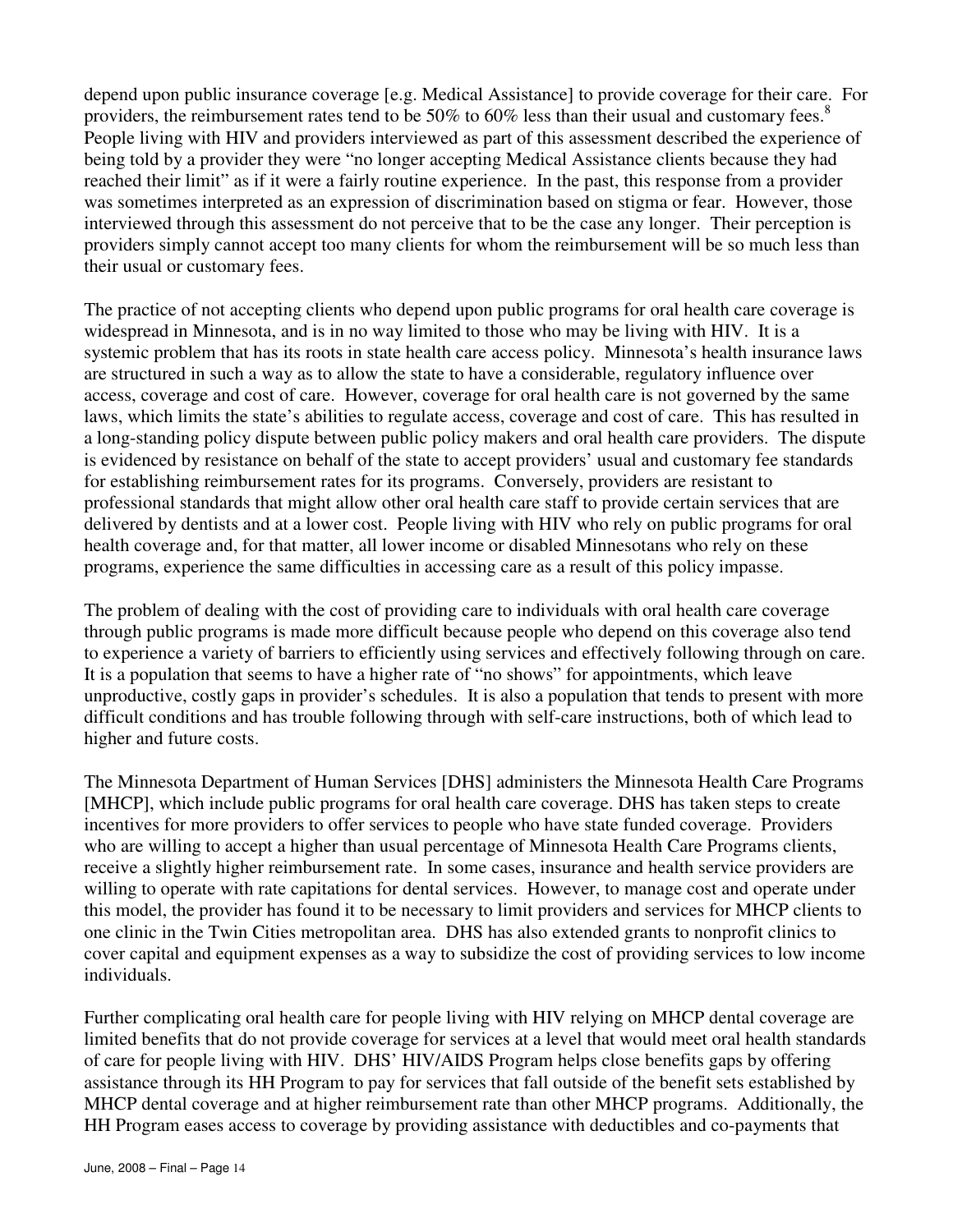depend upon public insurance coverage [e.g. Medical Assistance] to provide coverage for their care. For providers, the reimbursement rates tend to be 50% to 60% less than their usual and customary fees.[8] People living with HIV and providers interviewed as part of this assessment described the experience of being told by a provider they were "no longer accepting Medical Assistance clients because they had reached their limit" as if it were a fairly routine experience. In the past, this response from a provider was sometimes interpreted as an expression of discrimination based on stigma or fear. However, those interviewed through this assessment do not perceive that to be the case any longer. Their perception is providers simply cannot accept too many clients for whom the reimbursement will be so much less than their usual or customary fees.

The practice of not accepting clients who depend upon public programs for oral health care coverage is widespread in Minnesota, and is in no way limited to those who may be living with HIV. It is a systemic problem that has its roots in state health care access policy. Minnesota's health insurance laws are structured in such a way as to allow the state to have a considerable, regulatory influence over access, coverage and cost of care. However, coverage for oral health care is not governed by the same laws, which limits the state's abilities to regulate access, coverage and cost of care. This has resulted in a long-standing policy dispute between public policy makers and oral health care providers. The dispute is evidenced by resistance on behalf of the state to accept providers' usual and customary fee standards for establishing reimbursement rates for its programs. Conversely, providers are resistant to professional standards that might allow other oral health care staff to provide certain services that are delivered by dentists and at a lower cost. People living with HIV who rely on public programs for oral health coverage and, for that matter, all lower income or disabled Minnesotans who rely on these programs, experience the same difficulties in accessing care as a result of this policy impasse.

The problem of dealing with the cost of providing care to individuals with oral health care coverage through public programs is made more difficult because people who depend on this coverage also tend to experience a variety of barriers to efficiently using services and effectively following through on care. It is a population that seems to have a higher rate of "no shows" for appointments, which leave unproductive, costly gaps in provider's schedules. It is also a population that tends to present with more difficult conditions and has trouble following through with self-care instructions, both of which lead to higher and future costs.

The Minnesota Department of Human Services [DHS] administers the Minnesota Health Care Programs [MHCP], which include public programs for oral health care coverage. DHS has taken steps to create incentives for more providers to offer services to people who have state funded coverage. Providers who are willing to accept a higher than usual percentage of Minnesota Health Care Programs clients, receive a slightly higher reimbursement rate. In some cases, insurance and health service providers are willing to operate with rate capitations for dental services. However, to manage cost and operate under this model, the provider has found it to be necessary to limit providers and services for MHCP clients to one clinic in the Twin Cities metropolitan area. DHS has also extended grants to nonprofit clinics to cover capital and equipment expenses as a way to subsidize the cost of providing services to low income individuals.

Further complicating oral health care for people living with HIV relying on MHCP dental coverage are limited benefits that do not provide coverage for services at a level that would meet oral health standards of care for people living with HIV. DHS' HIV/AIDS Program helps close benefits gaps by offering assistance through its HH Program to pay for services that fall outside of the benefit sets established by MHCP dental coverage and at higher reimbursement rate than other MHCP programs. Additionally, the HH Program eases access to coverage by providing assistance with deductibles and co-payments that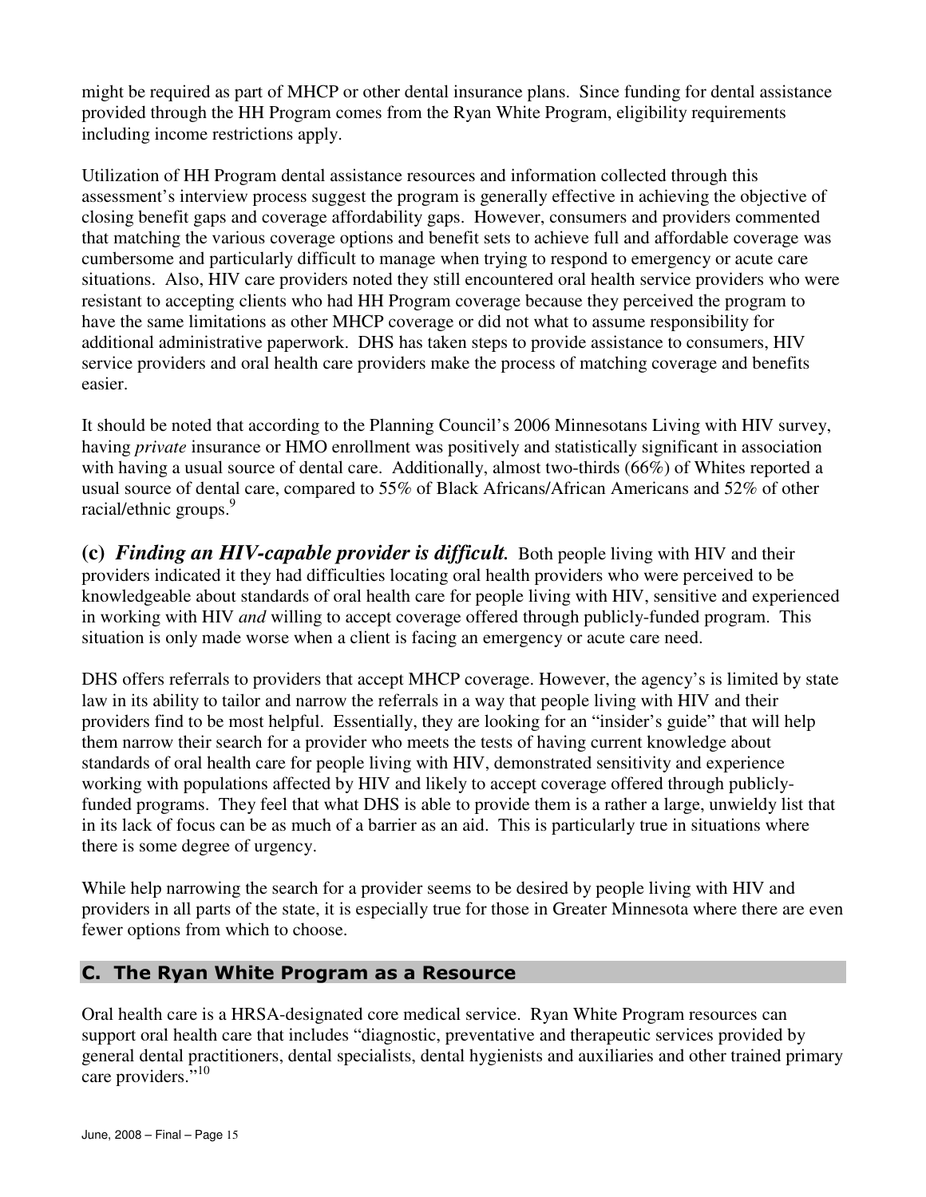might be required as part of MHCP or other dental insurance plans. Since funding for dental assistance provided through the HH Program comes from the Ryan White Program, eligibility requirements including income restrictions apply.

Utilization of HH Program dental assistance resources and information collected through this assessment's interview process suggest the program is generally effective in achieving the objective of closing benefit gaps and coverage affordability gaps. However, consumers and providers commented that matching the various coverage options and benefit sets to achieve full and affordable coverage was cumbersome and particularly difficult to manage when trying to respond to emergency or acute care situations. Also, HIV care providers noted they still encountered oral health service providers who were resistant to accepting clients who had HH Program coverage because they perceived the program to have the same limitations as other MHCP coverage or did not what to assume responsibility for additional administrative paperwork. DHS has taken steps to provide assistance to consumers, HIV service providers and oral health care providers make the process of matching coverage and benefits easier.

It should be noted that according to the Planning Council's 2006 Minnesotans Living with HIV survey, having *private* insurance or HMO enrollment was positively and statistically significant in association with having a usual source of dental care. Additionally, almost two-thirds (66%) of Whites reported a usual source of dental care, compared to 55% of Black Africans/African Americans and 52% of other racial/ethnic groups.[9]

**(c)** ***Finding an HIV-capable provider is difficult.*** Both people living with HIV and their providers indicated it they had difficulties locating oral health providers who were perceived to be knowledgeable about standards of oral health care for people living with HIV, sensitive and experienced in working with HIV *and* willing to accept coverage offered through publicly-funded program. This situation is only made worse when a client is facing an emergency or acute care need.

DHS offers referrals to providers that accept MHCP coverage. However, the agency's is limited by state law in its ability to tailor and narrow the referrals in a way that people living with HIV and their providers find to be most helpful. Essentially, they are looking for an "insider's guide" that will help them narrow their search for a provider who meets the tests of having current knowledge about standards of oral health care for people living with HIV, demonstrated sensitivity and experience working with populations affected by HIV and likely to accept coverage offered through publicly-funded programs. They feel that what DHS is able to provide them is a rather a large, unwieldy list that in its lack of focus can be as much of a barrier as an aid. This is particularly true in situations where there is some degree of urgency.

While help narrowing the search for a provider seems to be desired by people living with HIV and providers in all parts of the state, it is especially true for those in Greater Minnesota where there are even fewer options from which to choose.

## C. The Ryan White Program as a Resource

Oral health care is a HRSA-designated core medical service. Ryan White Program resources can support oral health care that includes "diagnostic, preventative and therapeutic services provided by general dental practitioners, dental specialists, dental hygienists and auxiliaries and other trained primary care providers."[10]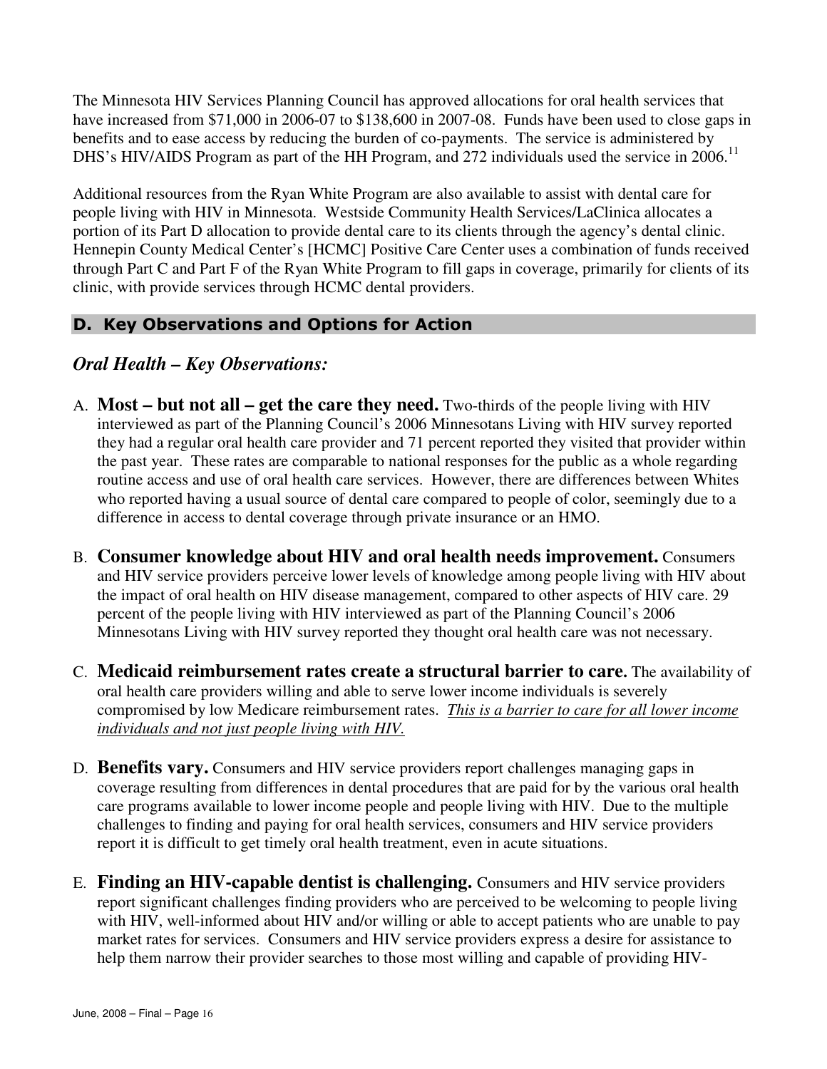The Minnesota HIV Services Planning Council has approved allocations for oral health services that have increased from $71,000 in 2006-07 to $138,600 in 2007-08. Funds have been used to close gaps in benefits and to ease access by reducing the burden of co-payments. The service is administered by DHS's HIV/AIDS Program as part of the HH Program, and 272 individuals used the service in 2006.[11]

Additional resources from the Ryan White Program are also available to assist with dental care for people living with HIV in Minnesota. Westside Community Health Services/LaClinica allocates a portion of its Part D allocation to provide dental care to its clients through the agency's dental clinic. Hennepin County Medical Center's [HCMC] Positive Care Center uses a combination of funds received through Part C and Part F of the Ryan White Program to fill gaps in coverage, primarily for clients of its clinic, with provide services through HCMC dental providers.

## D. Key Observations and Options for Action

### *Oral Health – Key Observations:*

A. **Most – but not all – get the care they need.** Two-thirds of the people living with HIV interviewed as part of the Planning Council's 2006 Minnesotans Living with HIV survey reported they had a regular oral health care provider and 71 percent reported they visited that provider within the past year. These rates are comparable to national responses for the public as a whole regarding routine access and use of oral health care services. However, there are differences between Whites who reported having a usual source of dental care compared to people of color, seemingly due to a difference in access to dental coverage through private insurance or an HMO.

B. **Consumer knowledge about HIV and oral health needs improvement.** Consumers and HIV service providers perceive lower levels of knowledge among people living with HIV about the impact of oral health on HIV disease management, compared to other aspects of HIV care. 29 percent of the people living with HIV interviewed as part of the Planning Council's 2006 Minnesotans Living with HIV survey reported they thought oral health care was not necessary.

C. **Medicaid reimbursement rates create a structural barrier to care.** The availability of oral health care providers willing and able to serve lower income individuals is severely compromised by low Medicare reimbursement rates. *This is a barrier to care for all lower income individuals and not just people living with HIV.*

D. **Benefits vary.** Consumers and HIV service providers report challenges managing gaps in coverage resulting from differences in dental procedures that are paid for by the various oral health care programs available to lower income people and people living with HIV. Due to the multiple challenges to finding and paying for oral health services, consumers and HIV service providers report it is difficult to get timely oral health treatment, even in acute situations.

E. **Finding an HIV-capable dentist is challenging.** Consumers and HIV service providers report significant challenges finding providers who are perceived to be welcoming to people living with HIV, well-informed about HIV and/or willing or able to accept patients who are unable to pay market rates for services. Consumers and HIV service providers express a desire for assistance to help them narrow their provider searches to those most willing and capable of providing HIV-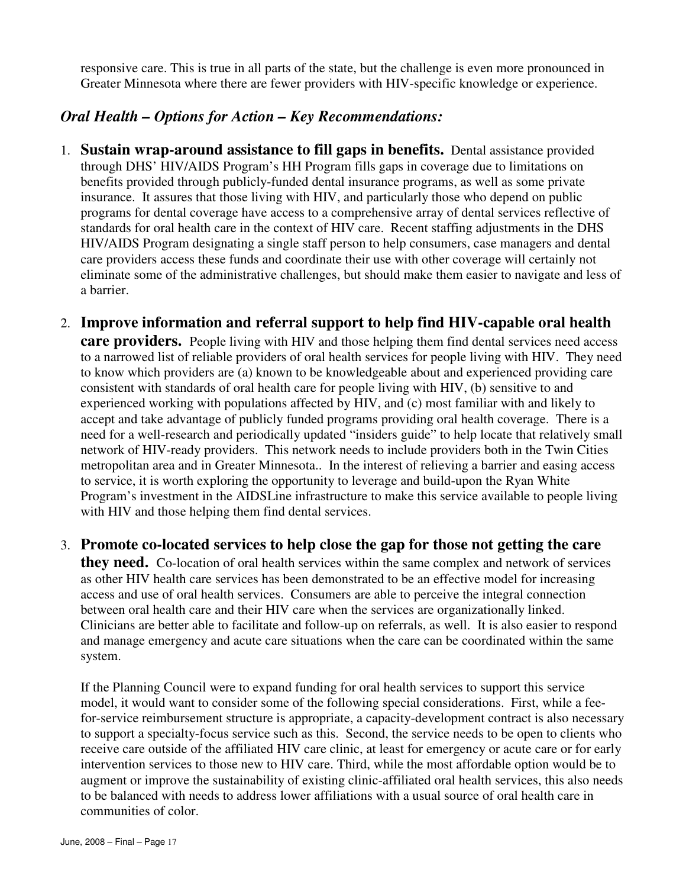responsive care. This is true in all parts of the state, but the challenge is even more pronounced in Greater Minnesota where there are fewer providers with HIV-specific knowledge or experience.

### *Oral Health – Options for Action – Key Recommendations:*

1. **Sustain wrap-around assistance to fill gaps in benefits.** Dental assistance provided through DHS' HIV/AIDS Program's HH Program fills gaps in coverage due to limitations on benefits provided through publicly-funded dental insurance programs, as well as some private insurance. It assures that those living with HIV, and particularly those who depend on public programs for dental coverage have access to a comprehensive array of dental services reflective of standards for oral health care in the context of HIV care. Recent staffing adjustments in the DHS HIV/AIDS Program designating a single staff person to help consumers, case managers and dental care providers access these funds and coordinate their use with other coverage will certainly not eliminate some of the administrative challenges, but should make them easier to navigate and less of a barrier.

2. **Improve information and referral support to help find HIV-capable oral health care providers.** People living with HIV and those helping them find dental services need access to a narrowed list of reliable providers of oral health services for people living with HIV. They need to know which providers are (a) known to be knowledgeable about and experienced providing care consistent with standards of oral health care for people living with HIV, (b) sensitive to and experienced working with populations affected by HIV, and (c) most familiar with and likely to accept and take advantage of publicly funded programs providing oral health coverage. There is a need for a well-research and periodically updated "insiders guide" to help locate that relatively small network of HIV-ready providers. This network needs to include providers both in the Twin Cities metropolitan area and in Greater Minnesota.. In the interest of relieving a barrier and easing access to service, it is worth exploring the opportunity to leverage and build-upon the Ryan White Program's investment in the AIDSLine infrastructure to make this service available to people living with HIV and those helping them find dental services.

3. **Promote co-located services to help close the gap for those not getting the care they need.** Co-location of oral health services within the same complex and network of services as other HIV health care services has been demonstrated to be an effective model for increasing access and use of oral health services. Consumers are able to perceive the integral connection between oral health care and their HIV care when the services are organizationally linked. Clinicians are better able to facilitate and follow-up on referrals, as well. It is also easier to respond and manage emergency and acute care situations when the care can be coordinated within the same system.

   If the Planning Council were to expand funding for oral health services to support this service model, it would want to consider some of the following special considerations. First, while a fee-for-service reimbursement structure is appropriate, a capacity-development contract is also necessary to support a specialty-focus service such as this. Second, the service needs to be open to clients who receive care outside of the affiliated HIV care clinic, at least for emergency or acute care or for early intervention services to those new to HIV care. Third, while the most affordable option would be to augment or improve the sustainability of existing clinic-affiliated oral health services, this also needs to be balanced with needs to address lower affiliations with a usual source of oral health care in communities of color.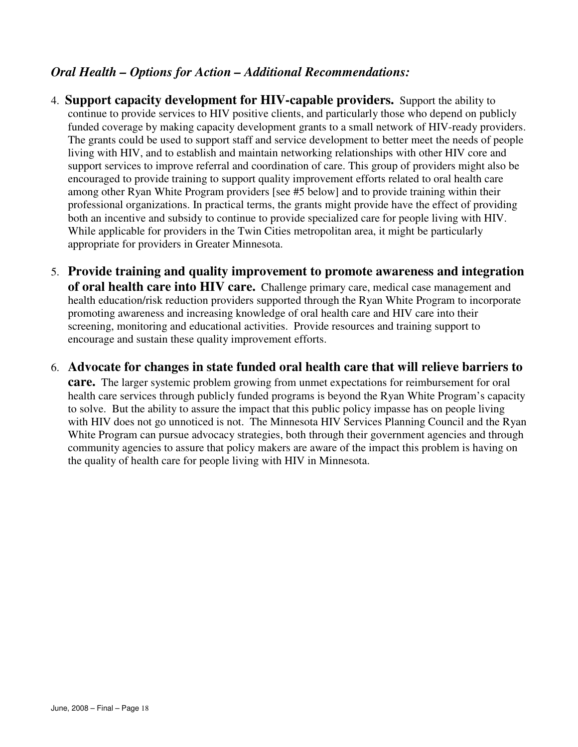### *Oral Health – Options for Action – Additional Recommendations:*

4. **Support capacity development for HIV-capable providers.** Support the ability to continue to provide services to HIV positive clients, and particularly those who depend on publicly funded coverage by making capacity development grants to a small network of HIV-ready providers. The grants could be used to support staff and service development to better meet the needs of people living with HIV, and to establish and maintain networking relationships with other HIV core and support services to improve referral and coordination of care. This group of providers might also be encouraged to provide training to support quality improvement efforts related to oral health care among other Ryan White Program providers [see #5 below] and to provide training within their professional organizations. In practical terms, the grants might provide have the effect of providing both an incentive and subsidy to continue to provide specialized care for people living with HIV. While applicable for providers in the Twin Cities metropolitan area, it might be particularly appropriate for providers in Greater Minnesota.

5. **Provide training and quality improvement to promote awareness and integration of oral health care into HIV care.** Challenge primary care, medical case management and health education/risk reduction providers supported through the Ryan White Program to incorporate promoting awareness and increasing knowledge of oral health care and HIV care into their screening, monitoring and educational activities. Provide resources and training support to encourage and sustain these quality improvement efforts.

6. **Advocate for changes in state funded oral health care that will relieve barriers to care.** The larger systemic problem growing from unmet expectations for reimbursement for oral health care services through publicly funded programs is beyond the Ryan White Program's capacity to solve. But the ability to assure the impact that this public policy impasse has on people living with HIV does not go unnoticed is not. The Minnesota HIV Services Planning Council and the Ryan White Program can pursue advocacy strategies, both through their government agencies and through community agencies to assure that policy makers are aware of the impact this problem is having on the quality of health care for people living with HIV in Minnesota.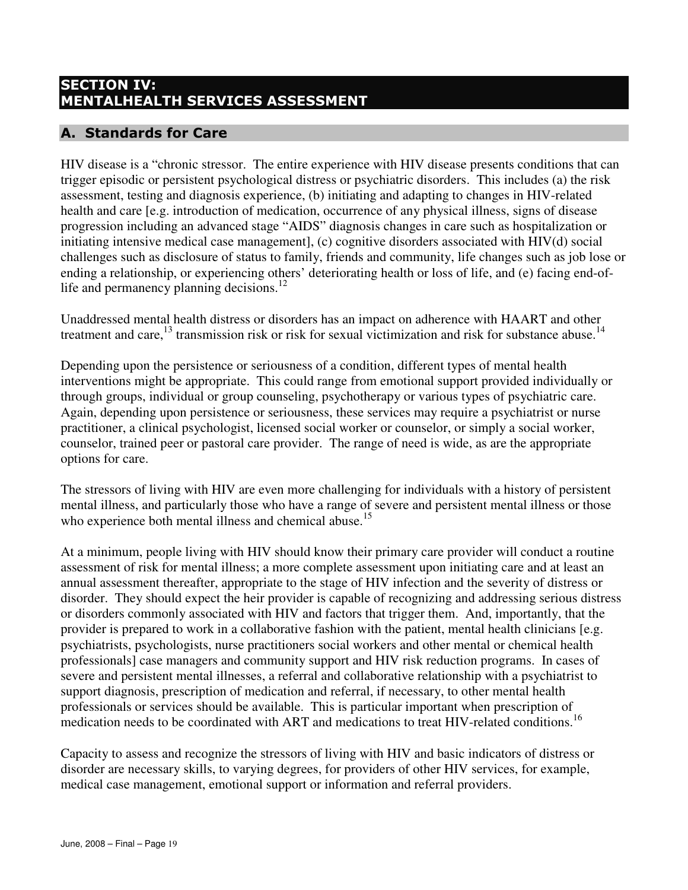# SECTION IV: MENTALHEALTH SERVICES ASSESSMENT

## A. Standards for Care

HIV disease is a "chronic stressor. The entire experience with HIV disease presents conditions that can trigger episodic or persistent psychological distress or psychiatric disorders. This includes (a) the risk assessment, testing and diagnosis experience, (b) initiating and adapting to changes in HIV-related health and care [e.g. introduction of medication, occurrence of any physical illness, signs of disease progression including an advanced stage "AIDS" diagnosis changes in care such as hospitalization or initiating intensive medical case management], (c) cognitive disorders associated with HIV(d) social challenges such as disclosure of status to family, friends and community, life changes such as job lose or ending a relationship, or experiencing others' deteriorating health or loss of life, and (e) facing end-of-life and permanency planning decisions.[12]

Unaddressed mental health distress or disorders has an impact on adherence with HAART and other treatment and care,[13] transmission risk or risk for sexual victimization and risk for substance abuse.[14]

Depending upon the persistence or seriousness of a condition, different types of mental health interventions might be appropriate. This could range from emotional support provided individually or through groups, individual or group counseling, psychotherapy or various types of psychiatric care. Again, depending upon persistence or seriousness, these services may require a psychiatrist or nurse practitioner, a clinical psychologist, licensed social worker or counselor, or simply a social worker, counselor, trained peer or pastoral care provider. The range of need is wide, as are the appropriate options for care.

The stressors of living with HIV are even more challenging for individuals with a history of persistent mental illness, and particularly those who have a range of severe and persistent mental illness or those who experience both mental illness and chemical abuse.[15]

At a minimum, people living with HIV should know their primary care provider will conduct a routine assessment of risk for mental illness; a more complete assessment upon initiating care and at least an annual assessment thereafter, appropriate to the stage of HIV infection and the severity of distress or disorder. They should expect the heir provider is capable of recognizing and addressing serious distress or disorders commonly associated with HIV and factors that trigger them. And, importantly, that the provider is prepared to work in a collaborative fashion with the patient, mental health clinicians [e.g. psychiatrists, psychologists, nurse practitioners social workers and other mental or chemical health professionals] case managers and community support and HIV risk reduction programs. In cases of severe and persistent mental illnesses, a referral and collaborative relationship with a psychiatrist to support diagnosis, prescription of medication and referral, if necessary, to other mental health professionals or services should be available. This is particular important when prescription of medication needs to be coordinated with ART and medications to treat HIV-related conditions.[16]

Capacity to assess and recognize the stressors of living with HIV and basic indicators of distress or disorder are necessary skills, to varying degrees, for providers of other HIV services, for example, medical case management, emotional support or information and referral providers.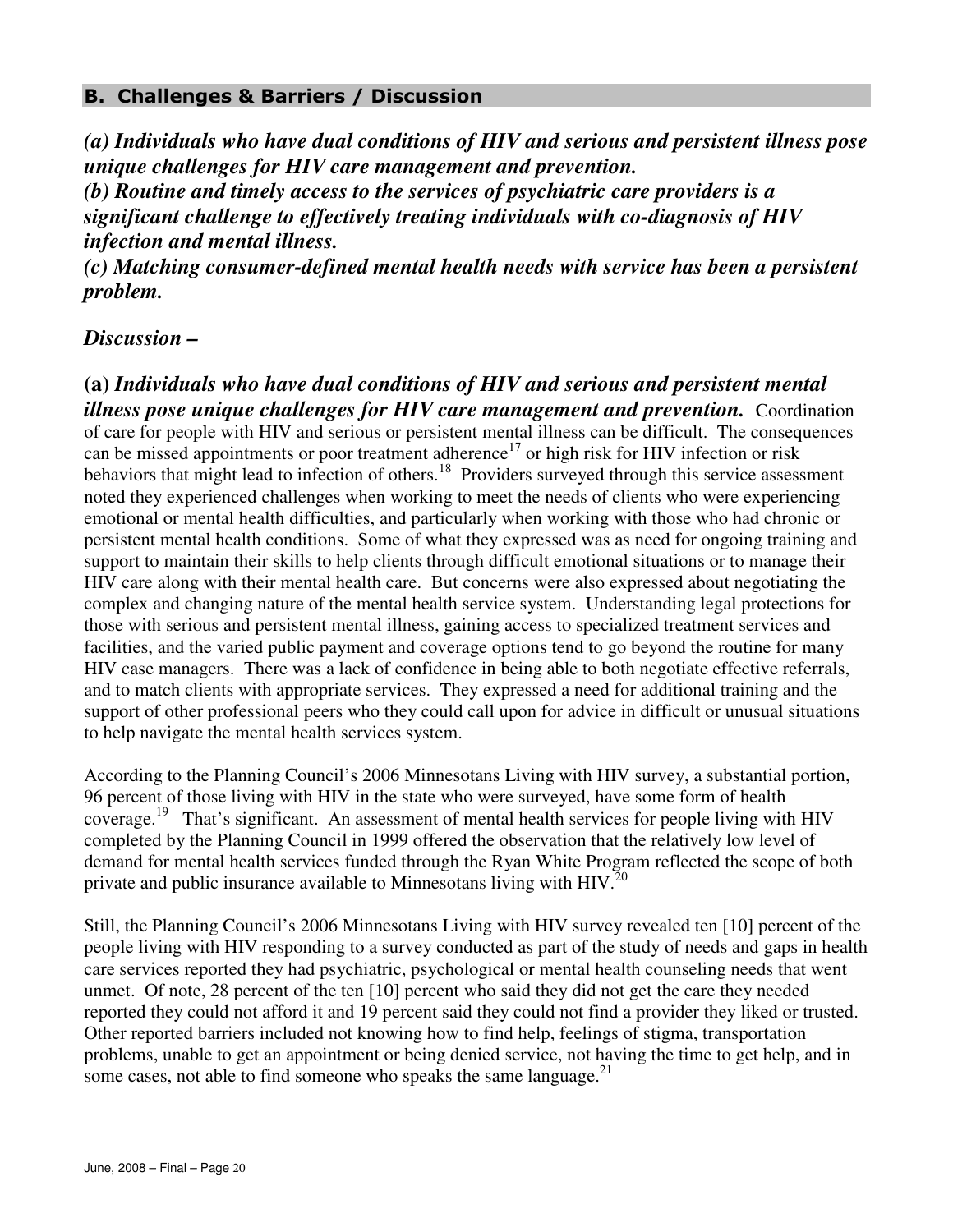## B. Challenges & Barriers / Discussion

***(a) Individuals who have dual conditions of HIV and serious and persistent illness pose unique challenges for HIV care management and prevention.***
***(b) Routine and timely access to the services of psychiatric care providers is a significant challenge to effectively treating individuals with co-diagnosis of HIV infection and mental illness.***
***(c) Matching consumer-defined mental health needs with service has been a persistent problem.***

### *Discussion –*

**(a)** ***Individuals who have dual conditions of HIV and serious and persistent mental illness pose unique challenges for HIV care management and prevention.*** Coordination of care for people with HIV and serious or persistent mental illness can be difficult. The consequences can be missed appointments or poor treatment adherence[17] or high risk for HIV infection or risk behaviors that might lead to infection of others.[18] Providers surveyed through this service assessment noted they experienced challenges when working to meet the needs of clients who were experiencing emotional or mental health difficulties, and particularly when working with those who had chronic or persistent mental health conditions. Some of what they expressed was as need for ongoing training and support to maintain their skills to help clients through difficult emotional situations or to manage their HIV care along with their mental health care. But concerns were also expressed about negotiating the complex and changing nature of the mental health service system. Understanding legal protections for those with serious and persistent mental illness, gaining access to specialized treatment services and facilities, and the varied public payment and coverage options tend to go beyond the routine for many HIV case managers. There was a lack of confidence in being able to both negotiate effective referrals, and to match clients with appropriate services. They expressed a need for additional training and the support of other professional peers who they could call upon for advice in difficult or unusual situations to help navigate the mental health services system.

According to the Planning Council's 2006 Minnesotans Living with HIV survey, a substantial portion, 96 percent of those living with HIV in the state who were surveyed, have some form of health coverage.[19] That's significant. An assessment of mental health services for people living with HIV completed by the Planning Council in 1999 offered the observation that the relatively low level of demand for mental health services funded through the Ryan White Program reflected the scope of both private and public insurance available to Minnesotans living with HIV.[20]

Still, the Planning Council's 2006 Minnesotans Living with HIV survey revealed ten [10] percent of the people living with HIV responding to a survey conducted as part of the study of needs and gaps in health care services reported they had psychiatric, psychological or mental health counseling needs that went unmet. Of note, 28 percent of the ten [10] percent who said they did not get the care they needed reported they could not afford it and 19 percent said they could not find a provider they liked or trusted. Other reported barriers included not knowing how to find help, feelings of stigma, transportation problems, unable to get an appointment or being denied service, not having the time to get help, and in some cases, not able to find someone who speaks the same language.[21]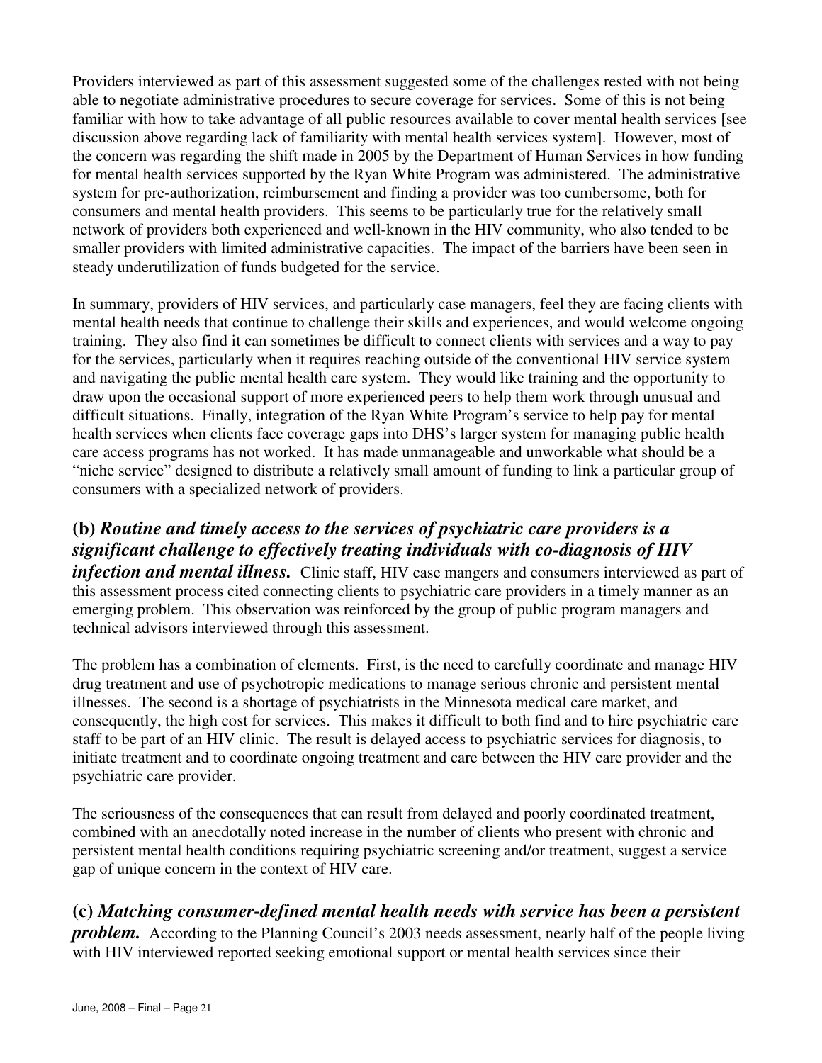Providers interviewed as part of this assessment suggested some of the challenges rested with not being able to negotiate administrative procedures to secure coverage for services. Some of this is not being familiar with how to take advantage of all public resources available to cover mental health services [see discussion above regarding lack of familiarity with mental health services system]. However, most of the concern was regarding the shift made in 2005 by the Department of Human Services in how funding for mental health services supported by the Ryan White Program was administered. The administrative system for pre-authorization, reimbursement and finding a provider was too cumbersome, both for consumers and mental health providers. This seems to be particularly true for the relatively small network of providers both experienced and well-known in the HIV community, who also tended to be smaller providers with limited administrative capacities. The impact of the barriers have been seen in steady underutilization of funds budgeted for the service.

In summary, providers of HIV services, and particularly case managers, feel they are facing clients with mental health needs that continue to challenge their skills and experiences, and would welcome ongoing training. They also find it can sometimes be difficult to connect clients with services and a way to pay for the services, particularly when it requires reaching outside of the conventional HIV service system and navigating the public mental health care system. They would like training and the opportunity to draw upon the occasional support of more experienced peers to help them work through unusual and difficult situations. Finally, integration of the Ryan White Program's service to help pay for mental health services when clients face coverage gaps into DHS's larger system for managing public health care access programs has not worked. It has made unmanageable and unworkable what should be a "niche service" designed to distribute a relatively small amount of funding to link a particular group of consumers with a specialized network of providers.

**(b)** ***Routine and timely access to the services of psychiatric care providers is a significant challenge to effectively treating individuals with co-diagnosis of HIV infection and mental illness.*** Clinic staff, HIV case mangers and consumers interviewed as part of this assessment process cited connecting clients to psychiatric care providers in a timely manner as an emerging problem. This observation was reinforced by the group of public program managers and technical advisors interviewed through this assessment.

The problem has a combination of elements. First, is the need to carefully coordinate and manage HIV drug treatment and use of psychotropic medications to manage serious chronic and persistent mental illnesses. The second is a shortage of psychiatrists in the Minnesota medical care market, and consequently, the high cost for services. This makes it difficult to both find and to hire psychiatric care staff to be part of an HIV clinic. The result is delayed access to psychiatric services for diagnosis, to initiate treatment and to coordinate ongoing treatment and care between the HIV care provider and the psychiatric care provider.

The seriousness of the consequences that can result from delayed and poorly coordinated treatment, combined with an anecdotally noted increase in the number of clients who present with chronic and persistent mental health conditions requiring psychiatric screening and/or treatment, suggest a service gap of unique concern in the context of HIV care.

**(c)** ***Matching consumer-defined mental health needs with service has been a persistent problem.*** According to the Planning Council's 2003 needs assessment, nearly half of the people living with HIV interviewed reported seeking emotional support or mental health services since their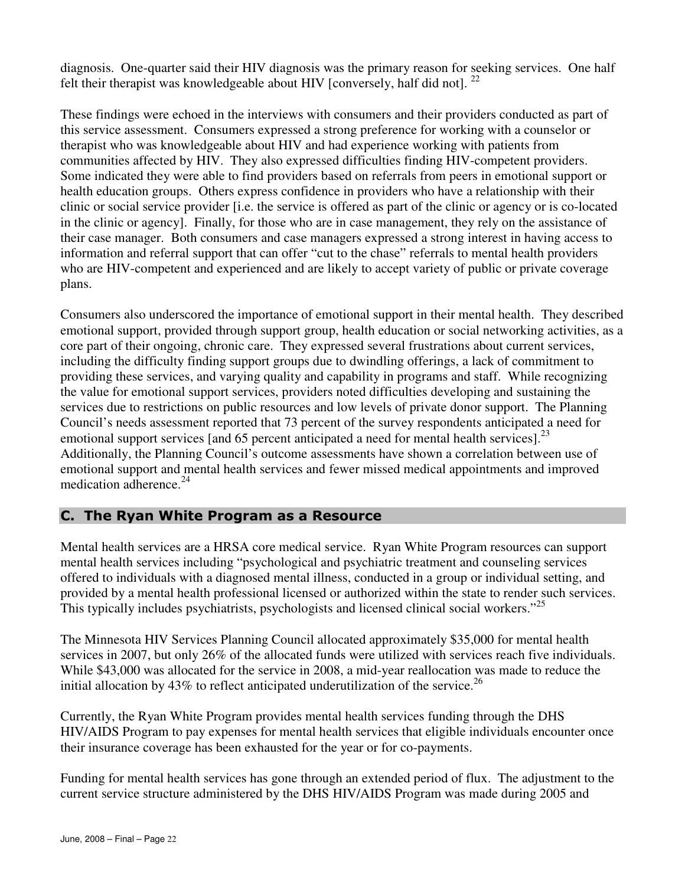diagnosis. One-quarter said their HIV diagnosis was the primary reason for seeking services. One half felt their therapist was knowledgeable about HIV [conversely, half did not]. [22]

These findings were echoed in the interviews with consumers and their providers conducted as part of this service assessment. Consumers expressed a strong preference for working with a counselor or therapist who was knowledgeable about HIV and had experience working with patients from communities affected by HIV. They also expressed difficulties finding HIV-competent providers. Some indicated they were able to find providers based on referrals from peers in emotional support or health education groups. Others express confidence in providers who have a relationship with their clinic or social service provider [i.e. the service is offered as part of the clinic or agency or is co-located in the clinic or agency]. Finally, for those who are in case management, they rely on the assistance of their case manager. Both consumers and case managers expressed a strong interest in having access to information and referral support that can offer "cut to the chase" referrals to mental health providers who are HIV-competent and experienced and are likely to accept variety of public or private coverage plans.

Consumers also underscored the importance of emotional support in their mental health. They described emotional support, provided through support group, health education or social networking activities, as a core part of their ongoing, chronic care. They expressed several frustrations about current services, including the difficulty finding support groups due to dwindling offerings, a lack of commitment to providing these services, and varying quality and capability in programs and staff. While recognizing the value for emotional support services, providers noted difficulties developing and sustaining the services due to restrictions on public resources and low levels of private donor support. The Planning Council's needs assessment reported that 73 percent of the survey respondents anticipated a need for emotional support services [and 65 percent anticipated a need for mental health services].[23] Additionally, the Planning Council's outcome assessments have shown a correlation between use of emotional support and mental health services and fewer missed medical appointments and improved medication adherence.[24]

## C. The Ryan White Program as a Resource

Mental health services are a HRSA core medical service. Ryan White Program resources can support mental health services including "psychological and psychiatric treatment and counseling services offered to individuals with a diagnosed mental illness, conducted in a group or individual setting, and provided by a mental health professional licensed or authorized within the state to render such services. This typically includes psychiatrists, psychologists and licensed clinical social workers."[25]

The Minnesota HIV Services Planning Council allocated approximately $35,000 for mental health services in 2007, but only 26% of the allocated funds were utilized with services reach five individuals. While $43,000 was allocated for the service in 2008, a mid-year reallocation was made to reduce the initial allocation by 43% to reflect anticipated underutilization of the service.[26]

Currently, the Ryan White Program provides mental health services funding through the DHS HIV/AIDS Program to pay expenses for mental health services that eligible individuals encounter once their insurance coverage has been exhausted for the year or for co-payments.

Funding for mental health services has gone through an extended period of flux. The adjustment to the current service structure administered by the DHS HIV/AIDS Program was made during 2005 and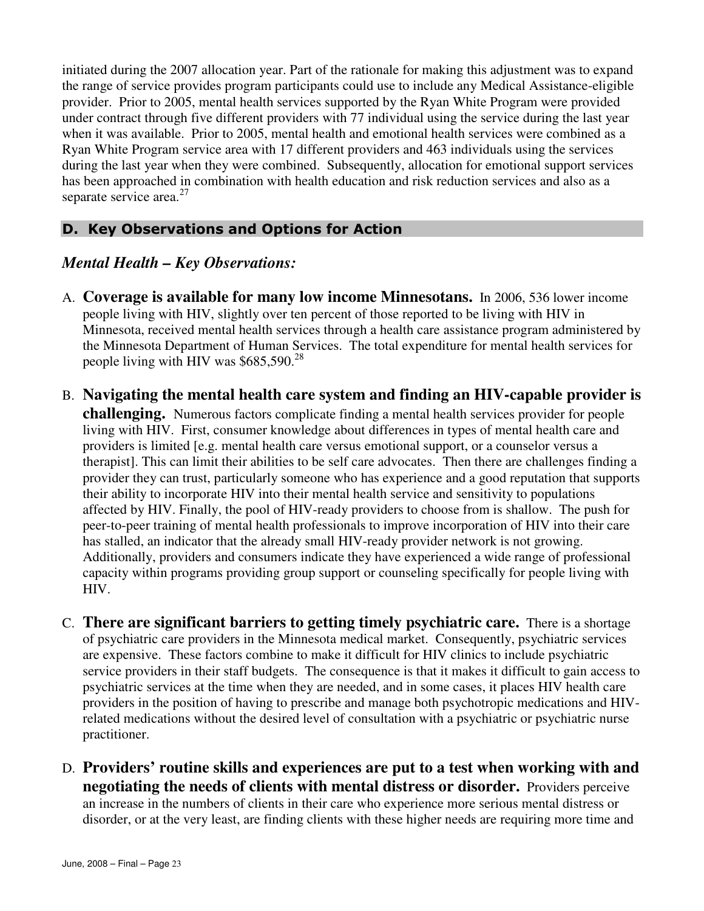initiated during the 2007 allocation year. Part of the rationale for making this adjustment was to expand the range of service provides program participants could use to include any Medical Assistance-eligible provider. Prior to 2005, mental health services supported by the Ryan White Program were provided under contract through five different providers with 77 individual using the service during the last year when it was available. Prior to 2005, mental health and emotional health services were combined as a Ryan White Program service area with 17 different providers and 463 individuals using the services during the last year when they were combined. Subsequently, allocation for emotional support services has been approached in combination with health education and risk reduction services and also as a separate service area.[27]

## D. Key Observations and Options for Action

### *Mental Health – Key Observations:*

A. **Coverage is available for many low income Minnesotans.** In 2006, 536 lower income people living with HIV, slightly over ten percent of those reported to be living with HIV in Minnesota, received mental health services through a health care assistance program administered by the Minnesota Department of Human Services. The total expenditure for mental health services for people living with HIV was $685,590.[28]

B. **Navigating the mental health care system and finding an HIV-capable provider is challenging.** Numerous factors complicate finding a mental health services provider for people living with HIV. First, consumer knowledge about differences in types of mental health care and providers is limited [e.g. mental health care versus emotional support, or a counselor versus a therapist]. This can limit their abilities to be self care advocates. Then there are challenges finding a provider they can trust, particularly someone who has experience and a good reputation that supports their ability to incorporate HIV into their mental health service and sensitivity to populations affected by HIV. Finally, the pool of HIV-ready providers to choose from is shallow. The push for peer-to-peer training of mental health professionals to improve incorporation of HIV into their care has stalled, an indicator that the already small HIV-ready provider network is not growing. Additionally, providers and consumers indicate they have experienced a wide range of professional capacity within programs providing group support or counseling specifically for people living with HIV.

C. **There are significant barriers to getting timely psychiatric care.** There is a shortage of psychiatric care providers in the Minnesota medical market. Consequently, psychiatric services are expensive. These factors combine to make it difficult for HIV clinics to include psychiatric service providers in their staff budgets. The consequence is that it makes it difficult to gain access to psychiatric services at the time when they are needed, and in some cases, it places HIV health care providers in the position of having to prescribe and manage both psychotropic medications and HIV-related medications without the desired level of consultation with a psychiatric or psychiatric nurse practitioner.

D. **Providers' routine skills and experiences are put to a test when working with and negotiating the needs of clients with mental distress or disorder.** Providers perceive an increase in the numbers of clients in their care who experience more serious mental distress or disorder, or at the very least, are finding clients with these higher needs are requiring more time and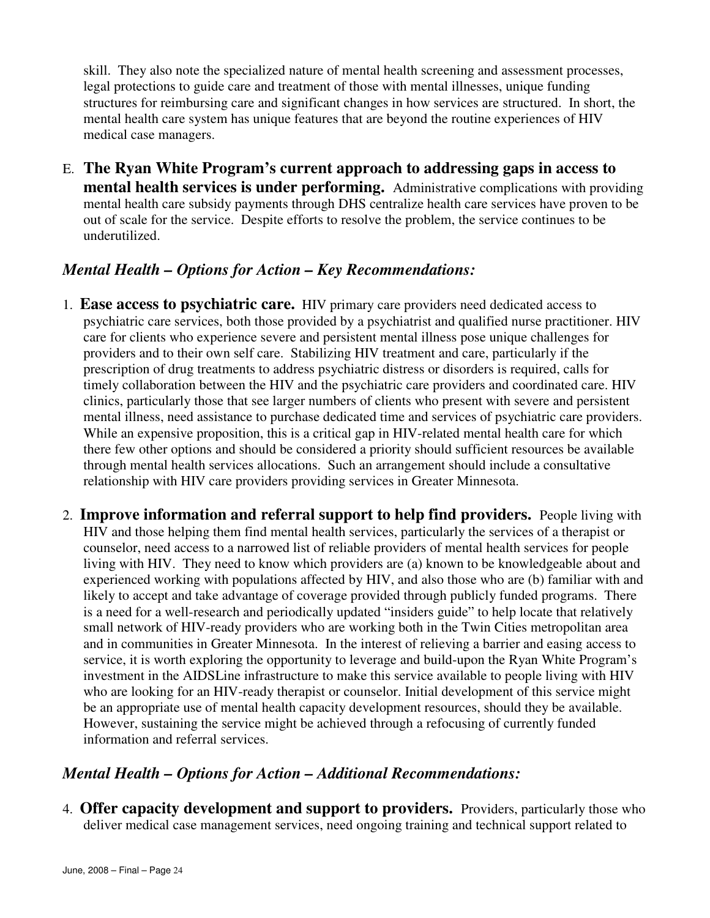skill. They also note the specialized nature of mental health screening and assessment processes, legal protections to guide care and treatment of those with mental illnesses, unique funding structures for reimbursing care and significant changes in how services are structured. In short, the mental health care system has unique features that are beyond the routine experiences of HIV medical case managers.

E. **The Ryan White Program's current approach to addressing gaps in access to mental health services is under performing.** Administrative complications with providing mental health care subsidy payments through DHS centralize health care services have proven to be out of scale for the service. Despite efforts to resolve the problem, the service continues to be underutilized.

### *Mental Health – Options for Action – Key Recommendations:*

1. **Ease access to psychiatric care.** HIV primary care providers need dedicated access to psychiatric care services, both those provided by a psychiatrist and qualified nurse practitioner. HIV care for clients who experience severe and persistent mental illness pose unique challenges for providers and to their own self care. Stabilizing HIV treatment and care, particularly if the prescription of drug treatments to address psychiatric distress or disorders is required, calls for timely collaboration between the HIV and the psychiatric care providers and coordinated care. HIV clinics, particularly those that see larger numbers of clients who present with severe and persistent mental illness, need assistance to purchase dedicated time and services of psychiatric care providers. While an expensive proposition, this is a critical gap in HIV-related mental health care for which there few other options and should be considered a priority should sufficient resources be available through mental health services allocations. Such an arrangement should include a consultative relationship with HIV care providers providing services in Greater Minnesota.

2. **Improve information and referral support to help find providers.** People living with HIV and those helping them find mental health services, particularly the services of a therapist or counselor, need access to a narrowed list of reliable providers of mental health services for people living with HIV. They need to know which providers are (a) known to be knowledgeable about and experienced working with populations affected by HIV, and also those who are (b) familiar with and likely to accept and take advantage of coverage provided through publicly funded programs. There is a need for a well-research and periodically updated "insiders guide" to help locate that relatively small network of HIV-ready providers who are working both in the Twin Cities metropolitan area and in communities in Greater Minnesota. In the interest of relieving a barrier and easing access to service, it is worth exploring the opportunity to leverage and build-upon the Ryan White Program's investment in the AIDSLine infrastructure to make this service available to people living with HIV who are looking for an HIV-ready therapist or counselor. Initial development of this service might be an appropriate use of mental health capacity development resources, should they be available. However, sustaining the service might be achieved through a refocusing of currently funded information and referral services.

### *Mental Health – Options for Action – Additional Recommendations:*

4. **Offer capacity development and support to providers.** Providers, particularly those who deliver medical case management services, need ongoing training and technical support related to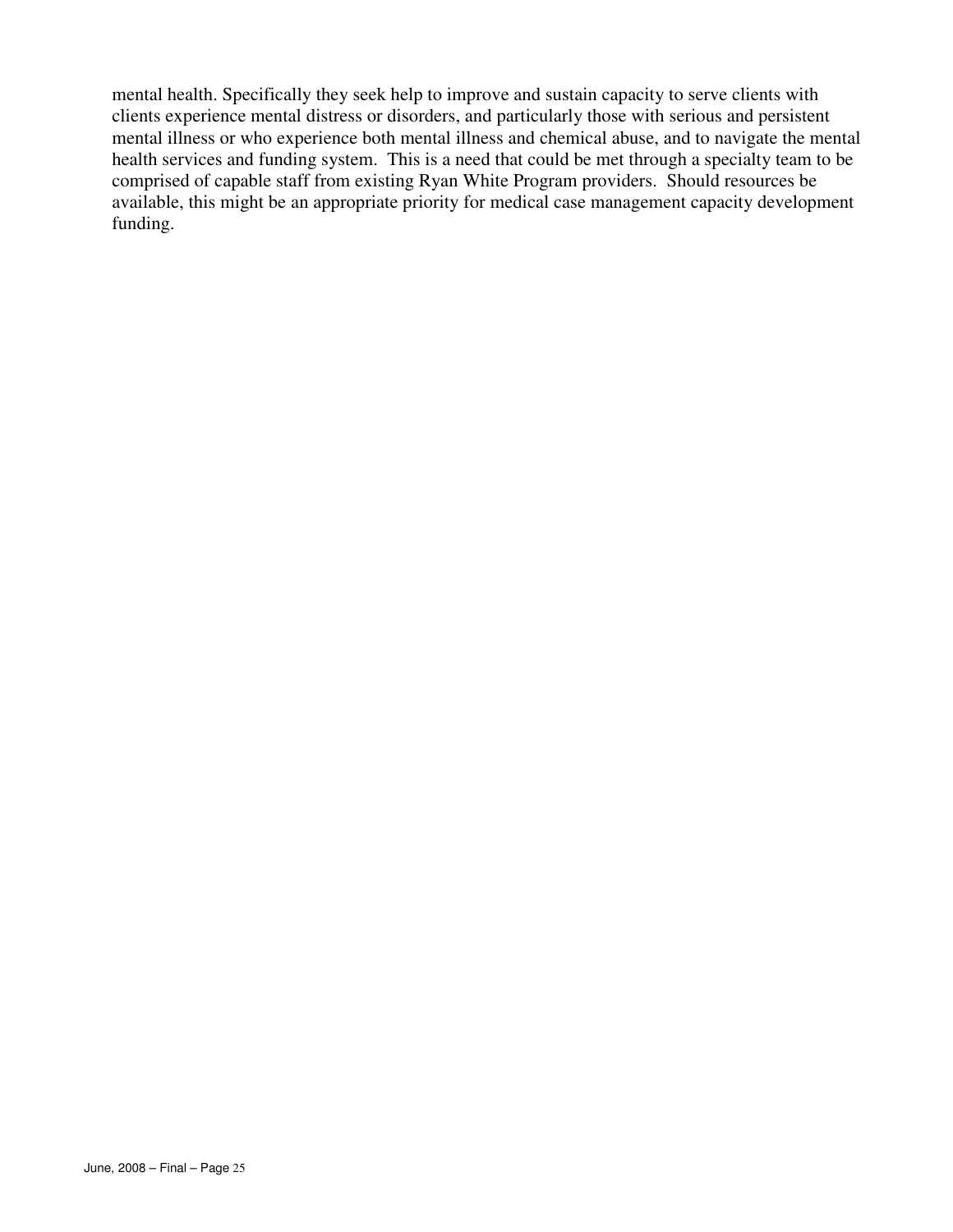mental health. Specifically they seek help to improve and sustain capacity to serve clients with clients experience mental distress or disorders, and particularly those with serious and persistent mental illness or who experience both mental illness and chemical abuse, and to navigate the mental health services and funding system. This is a need that could be met through a specialty team to be comprised of capable staff from existing Ryan White Program providers. Should resources be available, this might be an appropriate priority for medical case management capacity development funding.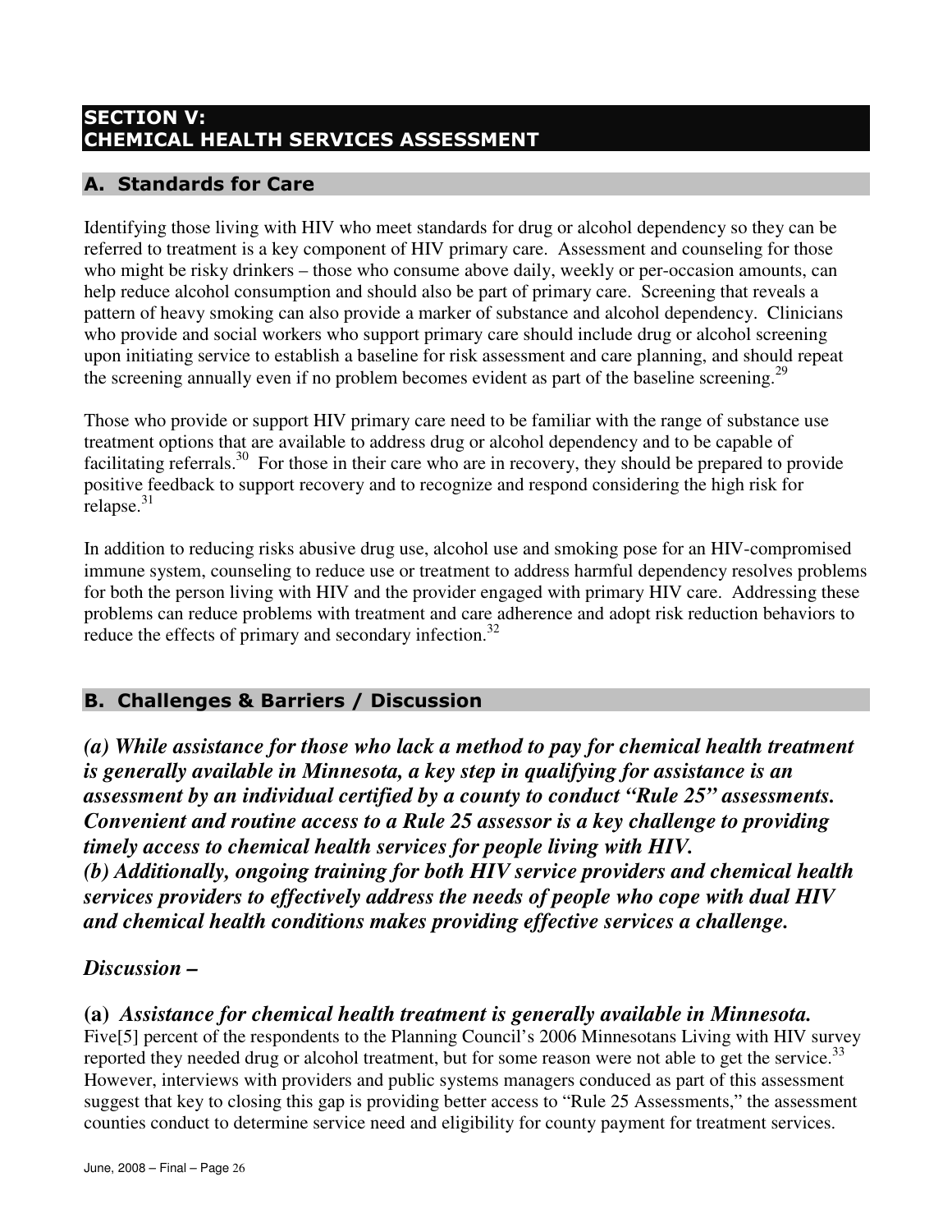## SECTION V: CHEMICAL HEALTH SERVICES ASSESSMENT

### A. Standards for Care

Identifying those living with HIV who meet standards for drug or alcohol dependency so they can be referred to treatment is a key component of HIV primary care. Assessment and counseling for those who might be risky drinkers – those who consume above daily, weekly or per-occasion amounts, can help reduce alcohol consumption and should also be part of primary care. Screening that reveals a pattern of heavy smoking can also provide a marker of substance and alcohol dependency. Clinicians who provide and social workers who support primary care should include drug or alcohol screening upon initiating service to establish a baseline for risk assessment and care planning, and should repeat the screening annually even if no problem becomes evident as part of the baseline screening.[29]

Those who provide or support HIV primary care need to be familiar with the range of substance use treatment options that are available to address drug or alcohol dependency and to be capable of facilitating referrals.[30] For those in their care who are in recovery, they should be prepared to provide positive feedback to support recovery and to recognize and respond considering the high risk for relapse.[31]

In addition to reducing risks abusive drug use, alcohol use and smoking pose for an HIV-compromised immune system, counseling to reduce use or treatment to address harmful dependency resolves problems for both the person living with HIV and the provider engaged with primary HIV care. Addressing these problems can reduce problems with treatment and care adherence and adopt risk reduction behaviors to reduce the effects of primary and secondary infection.[32]

### B. Challenges & Barriers / Discussion

***(a) While assistance for those who lack a method to pay for chemical health treatment is generally available in Minnesota, a key step in qualifying for assistance is an assessment by an individual certified by a county to conduct "Rule 25" assessments. Convenient and routine access to a Rule 25 assessor is a key challenge to providing timely access to chemical health services for people living with HIV.***
***(b) Additionally, ongoing training for both HIV service providers and chemical health services providers to effectively address the needs of people who cope with dual HIV and chemical health conditions makes providing effective services a challenge.***

***Discussion –***

**(a)** ***Assistance for chemical health treatment is generally available in Minnesota.***
Five[5] percent of the respondents to the Planning Council's 2006 Minnesotans Living with HIV survey reported they needed drug or alcohol treatment, but for some reason were not able to get the service.[33] However, interviews with providers and public systems managers conduced as part of this assessment suggest that key to closing this gap is providing better access to "Rule 25 Assessments," the assessment counties conduct to determine service need and eligibility for county payment for treatment services.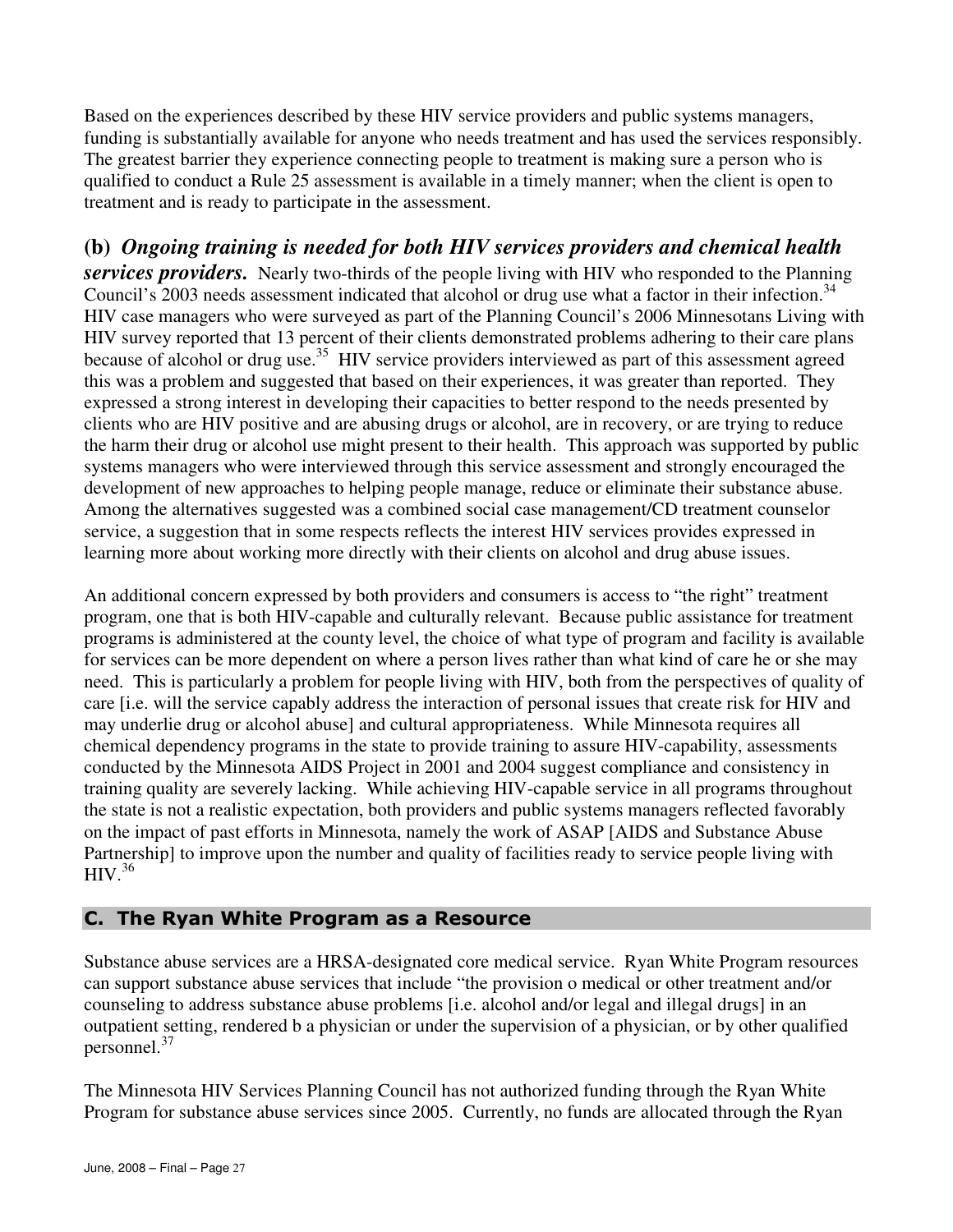Based on the experiences described by these HIV service providers and public systems managers, funding is substantially available for anyone who needs treatment and has used the services responsibly. The greatest barrier they experience connecting people to treatment is making sure a person who is qualified to conduct a Rule 25 assessment is available in a timely manner; when the client is open to treatment and is ready to participate in the assessment.

**(b)** ***Ongoing training is needed for both HIV services providers and chemical health services providers.*** Nearly two-thirds of the people living with HIV who responded to the Planning Council's 2003 needs assessment indicated that alcohol or drug use what a factor in their infection.[34] HIV case managers who were surveyed as part of the Planning Council's 2006 Minnesotans Living with HIV survey reported that 13 percent of their clients demonstrated problems adhering to their care plans because of alcohol or drug use.[35] HIV service providers interviewed as part of this assessment agreed this was a problem and suggested that based on their experiences, it was greater than reported. They expressed a strong interest in developing their capacities to better respond to the needs presented by clients who are HIV positive and are abusing drugs or alcohol, are in recovery, or are trying to reduce the harm their drug or alcohol use might present to their health. This approach was supported by public systems managers who were interviewed through this service assessment and strongly encouraged the development of new approaches to helping people manage, reduce or eliminate their substance abuse. Among the alternatives suggested was a combined social case management/CD treatment counselor service, a suggestion that in some respects reflects the interest HIV services provides expressed in learning more about working more directly with their clients on alcohol and drug abuse issues.

An additional concern expressed by both providers and consumers is access to "the right" treatment program, one that is both HIV-capable and culturally relevant. Because public assistance for treatment programs is administered at the county level, the choice of what type of program and facility is available for services can be more dependent on where a person lives rather than what kind of care he or she may need. This is particularly a problem for people living with HIV, both from the perspectives of quality of care [i.e. will the service capably address the interaction of personal issues that create risk for HIV and may underlie drug or alcohol abuse] and cultural appropriateness. While Minnesota requires all chemical dependency programs in the state to provide training to assure HIV-capability, assessments conducted by the Minnesota AIDS Project in 2001 and 2004 suggest compliance and consistency in training quality are severely lacking. While achieving HIV-capable service in all programs throughout the state is not a realistic expectation, both providers and public systems managers reflected favorably on the impact of past efforts in Minnesota, namely the work of ASAP [AIDS and Substance Abuse Partnership] to improve upon the number and quality of facilities ready to service people living with HIV.[36]

## C. The Ryan White Program as a Resource

Substance abuse services are a HRSA-designated core medical service. Ryan White Program resources can support substance abuse services that include "the provision o medical or other treatment and/or counseling to address substance abuse problems [i.e. alcohol and/or legal and illegal drugs] in an outpatient setting, rendered b a physician or under the supervision of a physician, or by other qualified personnel.[37]

The Minnesota HIV Services Planning Council has not authorized funding through the Ryan White Program for substance abuse services since 2005. Currently, no funds are allocated through the Ryan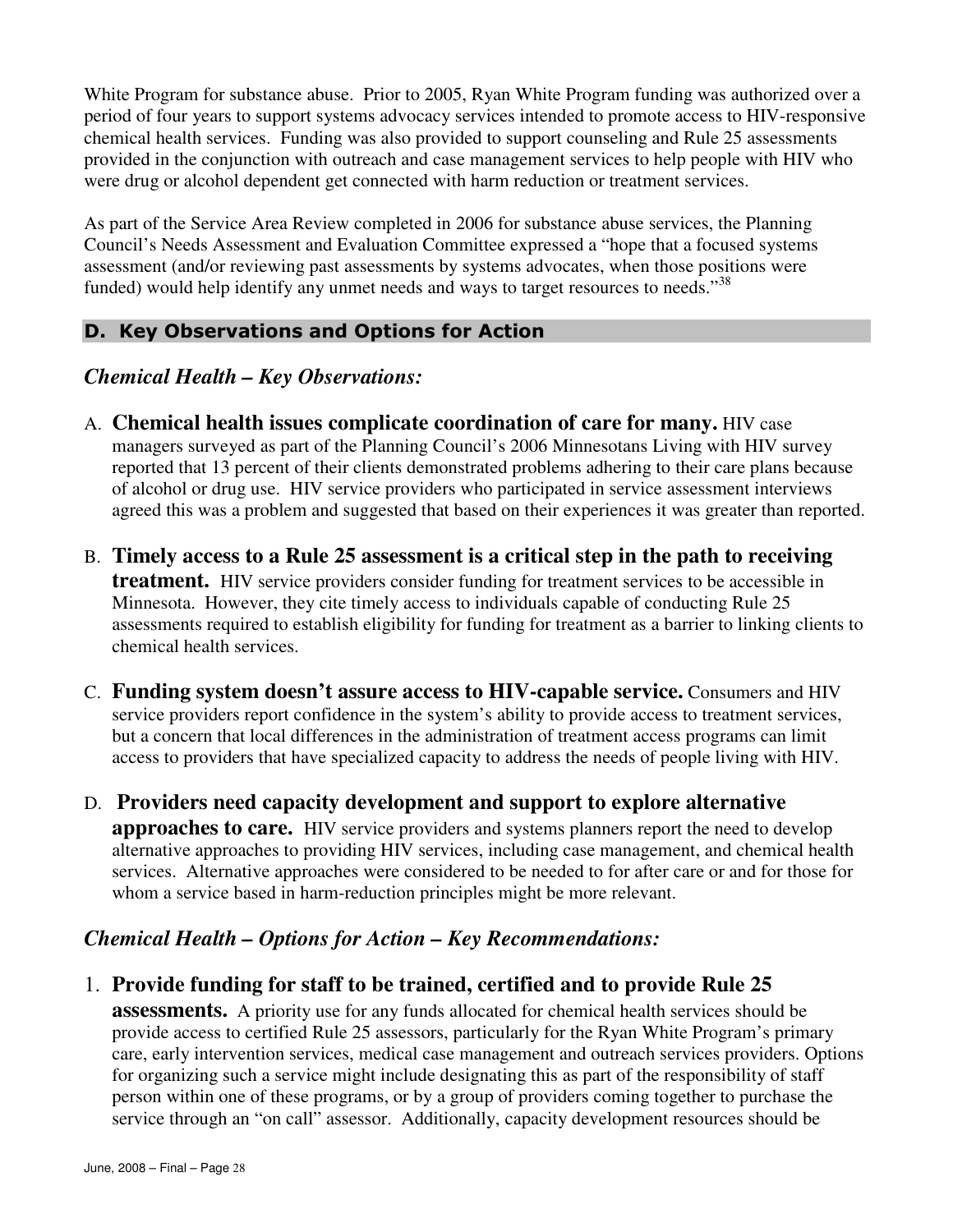White Program for substance abuse. Prior to 2005, Ryan White Program funding was authorized over a period of four years to support systems advocacy services intended to promote access to HIV-responsive chemical health services. Funding was also provided to support counseling and Rule 25 assessments provided in the conjunction with outreach and case management services to help people with HIV who were drug or alcohol dependent get connected with harm reduction or treatment services.

As part of the Service Area Review completed in 2006 for substance abuse services, the Planning Council's Needs Assessment and Evaluation Committee expressed a "hope that a focused systems assessment (and/or reviewing past assessments by systems advocates, when those positions were funded) would help identify any unmet needs and ways to target resources to needs."[38]

## D. Key Observations and Options for Action

### *Chemical Health – Key Observations:*

A. **Chemical health issues complicate coordination of care for many.** HIV case managers surveyed as part of the Planning Council's 2006 Minnesotans Living with HIV survey reported that 13 percent of their clients demonstrated problems adhering to their care plans because of alcohol or drug use. HIV service providers who participated in service assessment interviews agreed this was a problem and suggested that based on their experiences it was greater than reported.

B. **Timely access to a Rule 25 assessment is a critical step in the path to receiving treatment.** HIV service providers consider funding for treatment services to be accessible in Minnesota. However, they cite timely access to individuals capable of conducting Rule 25 assessments required to establish eligibility for funding for treatment as a barrier to linking clients to chemical health services.

C. **Funding system doesn't assure access to HIV-capable service.** Consumers and HIV service providers report confidence in the system's ability to provide access to treatment services, but a concern that local differences in the administration of treatment access programs can limit access to providers that have specialized capacity to address the needs of people living with HIV.

D. **Providers need capacity development and support to explore alternative approaches to care.** HIV service providers and systems planners report the need to develop alternative approaches to providing HIV services, including case management, and chemical health services. Alternative approaches were considered to be needed to for after care or and for those for whom a service based in harm-reduction principles might be more relevant.

### *Chemical Health – Options for Action – Key Recommendations:*

1. **Provide funding for staff to be trained, certified and to provide Rule 25 assessments.** A priority use for any funds allocated for chemical health services should be provide access to certified Rule 25 assessors, particularly for the Ryan White Program's primary care, early intervention services, medical case management and outreach services providers. Options for organizing such a service might include designating this as part of the responsibility of staff person within one of these programs, or by a group of providers coming together to purchase the service through an "on call" assessor. Additionally, capacity development resources should be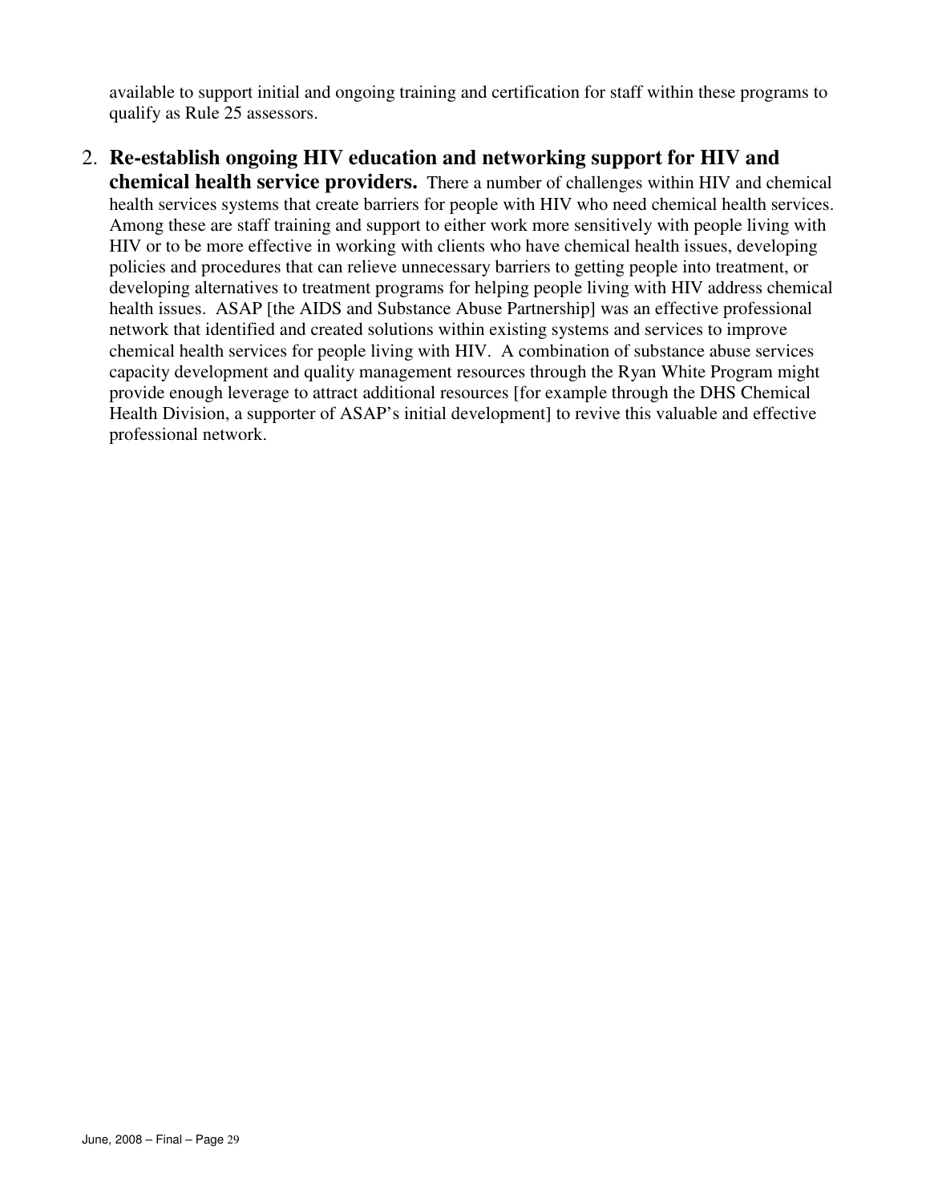available to support initial and ongoing training and certification for staff within these programs to qualify as Rule 25 assessors.

2. **Re-establish ongoing HIV education and networking support for HIV and chemical health service providers.** There a number of challenges within HIV and chemical health services systems that create barriers for people with HIV who need chemical health services. Among these are staff training and support to either work more sensitively with people living with HIV or to be more effective in working with clients who have chemical health issues, developing policies and procedures that can relieve unnecessary barriers to getting people into treatment, or developing alternatives to treatment programs for helping people living with HIV address chemical health issues. ASAP [the AIDS and Substance Abuse Partnership] was an effective professional network that identified and created solutions within existing systems and services to improve chemical health services for people living with HIV. A combination of substance abuse services capacity development and quality management resources through the Ryan White Program might provide enough leverage to attract additional resources [for example through the DHS Chemical Health Division, a supporter of ASAP's initial development] to revive this valuable and effective professional network.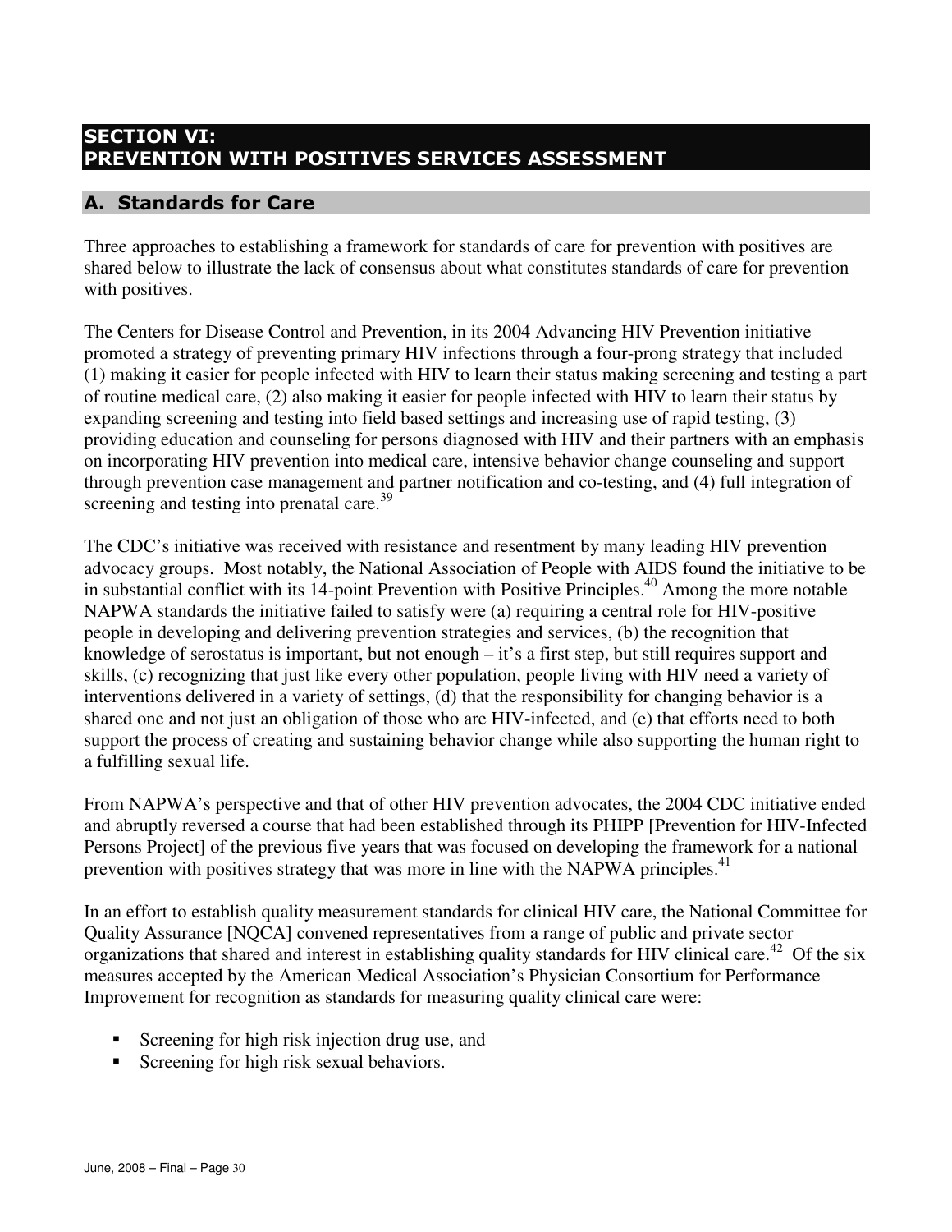## SECTION VI: PREVENTION WITH POSITIVES SERVICES ASSESSMENT

### A. Standards for Care

Three approaches to establishing a framework for standards of care for prevention with positives are shared below to illustrate the lack of consensus about what constitutes standards of care for prevention with positives.

The Centers for Disease Control and Prevention, in its 2004 Advancing HIV Prevention initiative promoted a strategy of preventing primary HIV infections through a four-prong strategy that included (1) making it easier for people infected with HIV to learn their status making screening and testing a part of routine medical care, (2) also making it easier for people infected with HIV to learn their status by expanding screening and testing into field based settings and increasing use of rapid testing, (3) providing education and counseling for persons diagnosed with HIV and their partners with an emphasis on incorporating HIV prevention into medical care, intensive behavior change counseling and support through prevention case management and partner notification and co-testing, and (4) full integration of screening and testing into prenatal care.[39]

The CDC's initiative was received with resistance and resentment by many leading HIV prevention advocacy groups. Most notably, the National Association of People with AIDS found the initiative to be in substantial conflict with its 14-point Prevention with Positive Principles.[40] Among the more notable NAPWA standards the initiative failed to satisfy were (a) requiring a central role for HIV-positive people in developing and delivering prevention strategies and services, (b) the recognition that knowledge of serostatus is important, but not enough – it's a first step, but still requires support and skills, (c) recognizing that just like every other population, people living with HIV need a variety of interventions delivered in a variety of settings, (d) that the responsibility for changing behavior is a shared one and not just an obligation of those who are HIV-infected, and (e) that efforts need to both support the process of creating and sustaining behavior change while also supporting the human right to a fulfilling sexual life.

From NAPWA's perspective and that of other HIV prevention advocates, the 2004 CDC initiative ended and abruptly reversed a course that had been established through its PHIPP [Prevention for HIV-Infected Persons Project] of the previous five years that was focused on developing the framework for a national prevention with positives strategy that was more in line with the NAPWA principles.[41]

In an effort to establish quality measurement standards for clinical HIV care, the National Committee for Quality Assurance [NQCA] convened representatives from a range of public and private sector organizations that shared and interest in establishing quality standards for HIV clinical care.[42] Of the six measures accepted by the American Medical Association's Physician Consortium for Performance Improvement for recognition as standards for measuring quality clinical care were:

- Screening for high risk injection drug use, and
- Screening for high risk sexual behaviors.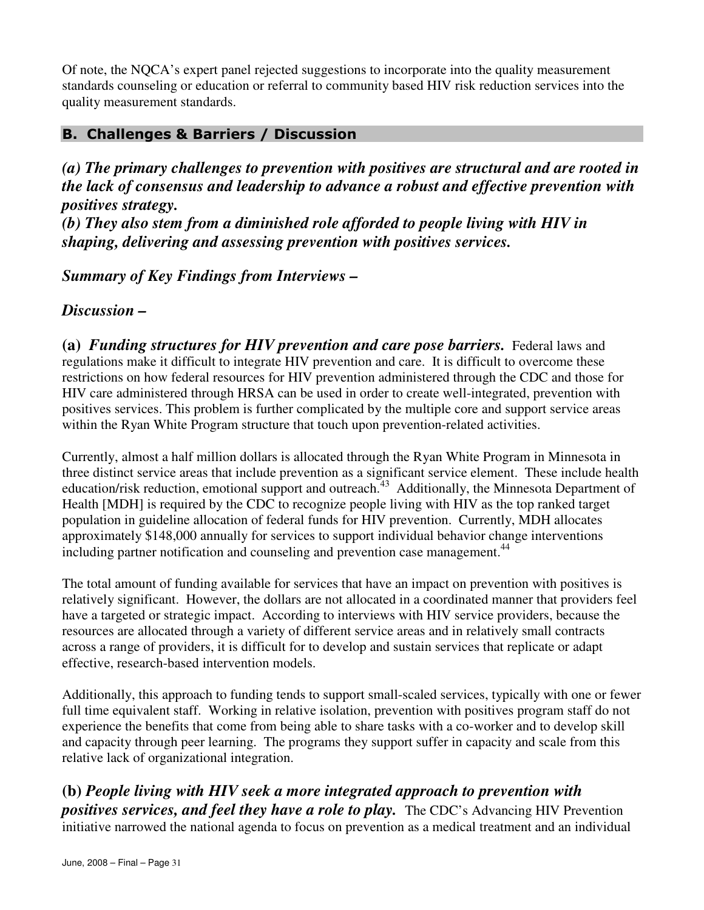Of note, the NQCA's expert panel rejected suggestions to incorporate into the quality measurement standards counseling or education or referral to community based HIV risk reduction services into the quality measurement standards.

## B. Challenges & Barriers / Discussion

***(a) The primary challenges to prevention with positives are structural and are rooted in the lack of consensus and leadership to advance a robust and effective prevention with positives strategy.***
***(b) They also stem from a diminished role afforded to people living with HIV in shaping, delivering and assessing prevention with positives services.***

***Summary of Key Findings from Interviews –***

***Discussion –***

**(a)** ***Funding structures for HIV prevention and care pose barriers.*** Federal laws and regulations make it difficult to integrate HIV prevention and care. It is difficult to overcome these restrictions on how federal resources for HIV prevention administered through the CDC and those for HIV care administered through HRSA can be used in order to create well-integrated, prevention with positives services. This problem is further complicated by the multiple core and support service areas within the Ryan White Program structure that touch upon prevention-related activities.

Currently, almost a half million dollars is allocated through the Ryan White Program in Minnesota in three distinct service areas that include prevention as a significant service element. These include health education/risk reduction, emotional support and outreach.[43] Additionally, the Minnesota Department of Health [MDH] is required by the CDC to recognize people living with HIV as the top ranked target population in guideline allocation of federal funds for HIV prevention. Currently, MDH allocates approximately $148,000 annually for services to support individual behavior change interventions including partner notification and counseling and prevention case management.[44]

The total amount of funding available for services that have an impact on prevention with positives is relatively significant. However, the dollars are not allocated in a coordinated manner that providers feel have a targeted or strategic impact. According to interviews with HIV service providers, because the resources are allocated through a variety of different service areas and in relatively small contracts across a range of providers, it is difficult for to develop and sustain services that replicate or adapt effective, research-based intervention models.

Additionally, this approach to funding tends to support small-scaled services, typically with one or fewer full time equivalent staff. Working in relative isolation, prevention with positives program staff do not experience the benefits that come from being able to share tasks with a co-worker and to develop skill and capacity through peer learning. The programs they support suffer in capacity and scale from this relative lack of organizational integration.

**(b)** ***People living with HIV seek a more integrated approach to prevention with positives services, and feel they have a role to play.*** The CDC's Advancing HIV Prevention initiative narrowed the national agenda to focus on prevention as a medical treatment and an individual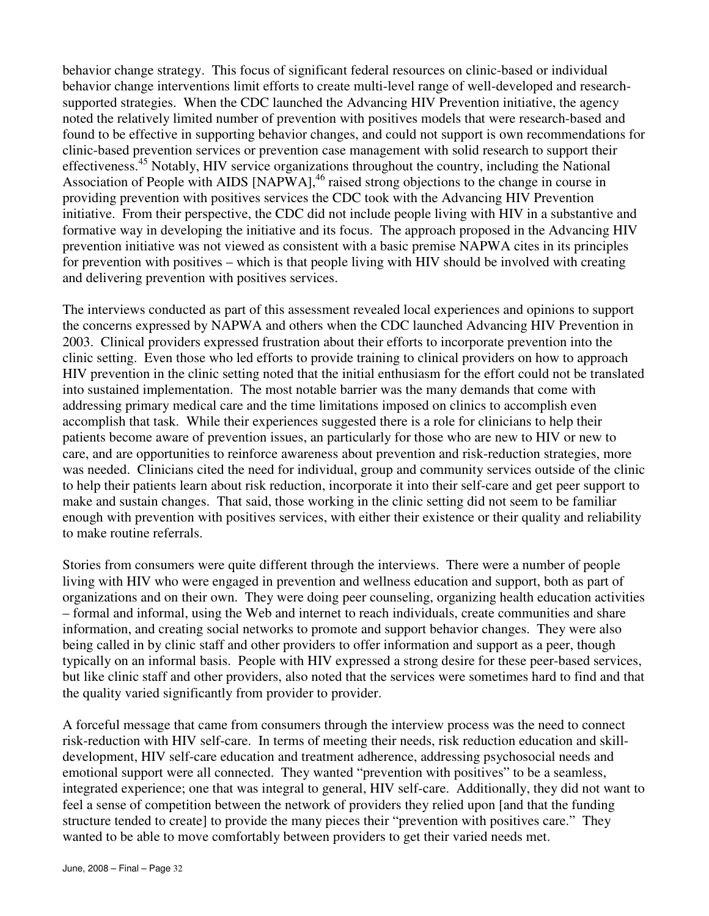behavior change strategy. This focus of significant federal resources on clinic-based or individual behavior change interventions limit efforts to create multi-level range of well-developed and research-supported strategies. When the CDC launched the Advancing HIV Prevention initiative, the agency noted the relatively limited number of prevention with positives models that were research-based and found to be effective in supporting behavior changes, and could not support is own recommendations for clinic-based prevention services or prevention case management with solid research to support their effectiveness.[45] Notably, HIV service organizations throughout the country, including the National Association of People with AIDS [NAPWA],[46] raised strong objections to the change in course in providing prevention with positives services the CDC took with the Advancing HIV Prevention initiative. From their perspective, the CDC did not include people living with HIV in a substantive and formative way in developing the initiative and its focus. The approach proposed in the Advancing HIV prevention initiative was not viewed as consistent with a basic premise NAPWA cites in its principles for prevention with positives – which is that people living with HIV should be involved with creating and delivering prevention with positives services.

The interviews conducted as part of this assessment revealed local experiences and opinions to support the concerns expressed by NAPWA and others when the CDC launched Advancing HIV Prevention in 2003. Clinical providers expressed frustration about their efforts to incorporate prevention into the clinic setting. Even those who led efforts to provide training to clinical providers on how to approach HIV prevention in the clinic setting noted that the initial enthusiasm for the effort could not be translated into sustained implementation. The most notable barrier was the many demands that come with addressing primary medical care and the time limitations imposed on clinics to accomplish even accomplish that task. While their experiences suggested there is a role for clinicians to help their patients become aware of prevention issues, an particularly for those who are new to HIV or new to care, and are opportunities to reinforce awareness about prevention and risk-reduction strategies, more was needed. Clinicians cited the need for individual, group and community services outside of the clinic to help their patients learn about risk reduction, incorporate it into their self-care and get peer support to make and sustain changes. That said, those working in the clinic setting did not seem to be familiar enough with prevention with positives services, with either their existence or their quality and reliability to make routine referrals.

Stories from consumers were quite different through the interviews. There were a number of people living with HIV who were engaged in prevention and wellness education and support, both as part of organizations and on their own. They were doing peer counseling, organizing health education activities – formal and informal, using the Web and internet to reach individuals, create communities and share information, and creating social networks to promote and support behavior changes. They were also being called in by clinic staff and other providers to offer information and support as a peer, though typically on an informal basis. People with HIV expressed a strong desire for these peer-based services, but like clinic staff and other providers, also noted that the services were sometimes hard to find and that the quality varied significantly from provider to provider.

A forceful message that came from consumers through the interview process was the need to connect risk-reduction with HIV self-care. In terms of meeting their needs, risk reduction education and skill-development, HIV self-care education and treatment adherence, addressing psychosocial needs and emotional support were all connected. They wanted "prevention with positives" to be a seamless, integrated experience; one that was integral to general, HIV self-care. Additionally, they did not want to feel a sense of competition between the network of providers they relied upon [and that the funding structure tended to create] to provide the many pieces their "prevention with positives care." They wanted to be able to move comfortably between providers to get their varied needs met.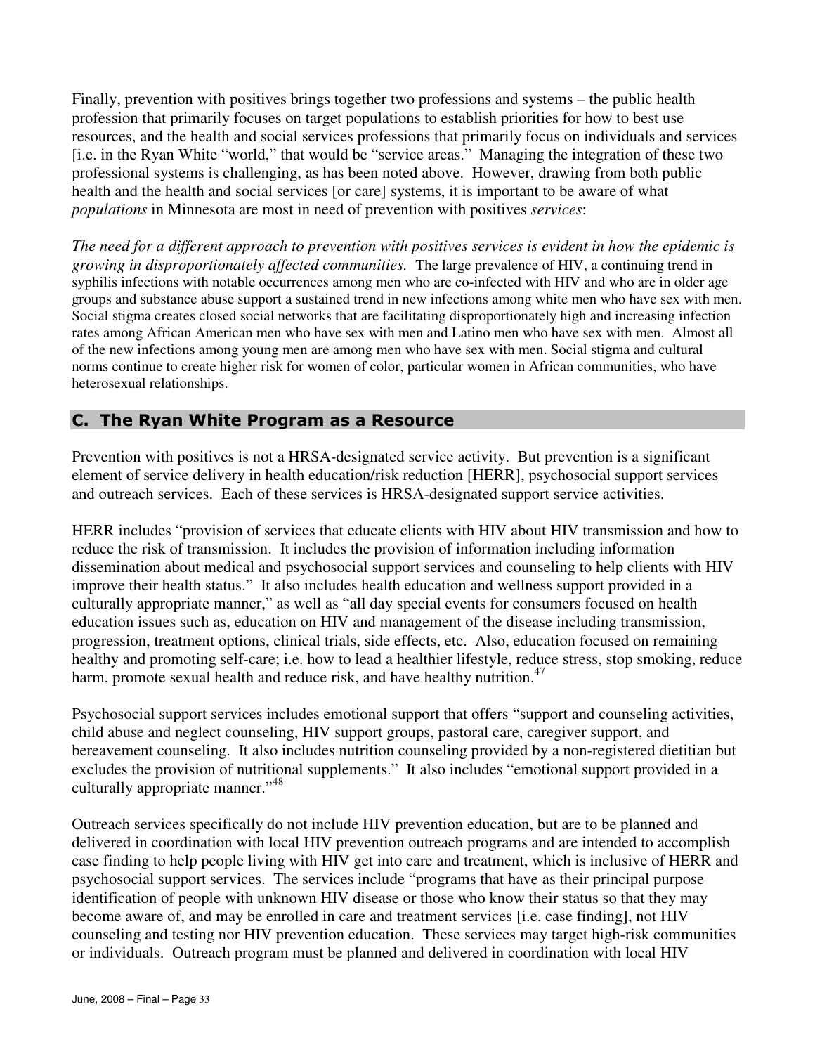Finally, prevention with positives brings together two professions and systems – the public health profession that primarily focuses on target populations to establish priorities for how to best use resources, and the health and social services professions that primarily focus on individuals and services [i.e. in the Ryan White "world," that would be "service areas." Managing the integration of these two professional systems is challenging, as has been noted above. However, drawing from both public health and the health and social services [or care] systems, it is important to be aware of what *populations* in Minnesota are most in need of prevention with positives *services*:

*The need for a different approach to prevention with positives services is evident in how the epidemic is growing in disproportionately affected communities.* The large prevalence of HIV, a continuing trend in syphilis infections with notable occurrences among men who are co-infected with HIV and who are in older age groups and substance abuse support a sustained trend in new infections among white men who have sex with men. Social stigma creates closed social networks that are facilitating disproportionately high and increasing infection rates among African American men who have sex with men and Latino men who have sex with men. Almost all of the new infections among young men are among men who have sex with men. Social stigma and cultural norms continue to create higher risk for women of color, particular women in African communities, who have heterosexual relationships.

## C. The Ryan White Program as a Resource

Prevention with positives is not a HRSA-designated service activity. But prevention is a significant element of service delivery in health education/risk reduction [HERR], psychosocial support services and outreach services. Each of these services is HRSA-designated support service activities.

HERR includes "provision of services that educate clients with HIV about HIV transmission and how to reduce the risk of transmission. It includes the provision of information including information dissemination about medical and psychosocial support services and counseling to help clients with HIV improve their health status." It also includes health education and wellness support provided in a culturally appropriate manner," as well as "all day special events for consumers focused on health education issues such as, education on HIV and management of the disease including transmission, progression, treatment options, clinical trials, side effects, etc. Also, education focused on remaining healthy and promoting self-care; i.e. how to lead a healthier lifestyle, reduce stress, stop smoking, reduce harm, promote sexual health and reduce risk, and have healthy nutrition.[47]

Psychosocial support services includes emotional support that offers "support and counseling activities, child abuse and neglect counseling, HIV support groups, pastoral care, caregiver support, and bereavement counseling. It also includes nutrition counseling provided by a non-registered dietitian but excludes the provision of nutritional supplements." It also includes "emotional support provided in a culturally appropriate manner."[48]

Outreach services specifically do not include HIV prevention education, but are to be planned and delivered in coordination with local HIV prevention outreach programs and are intended to accomplish case finding to help people living with HIV get into care and treatment, which is inclusive of HERR and psychosocial support services. The services include "programs that have as their principal purpose identification of people with unknown HIV disease or those who know their status so that they may become aware of, and may be enrolled in care and treatment services [i.e. case finding], not HIV counseling and testing nor HIV prevention education. These services may target high-risk communities or individuals. Outreach program must be planned and delivered in coordination with local HIV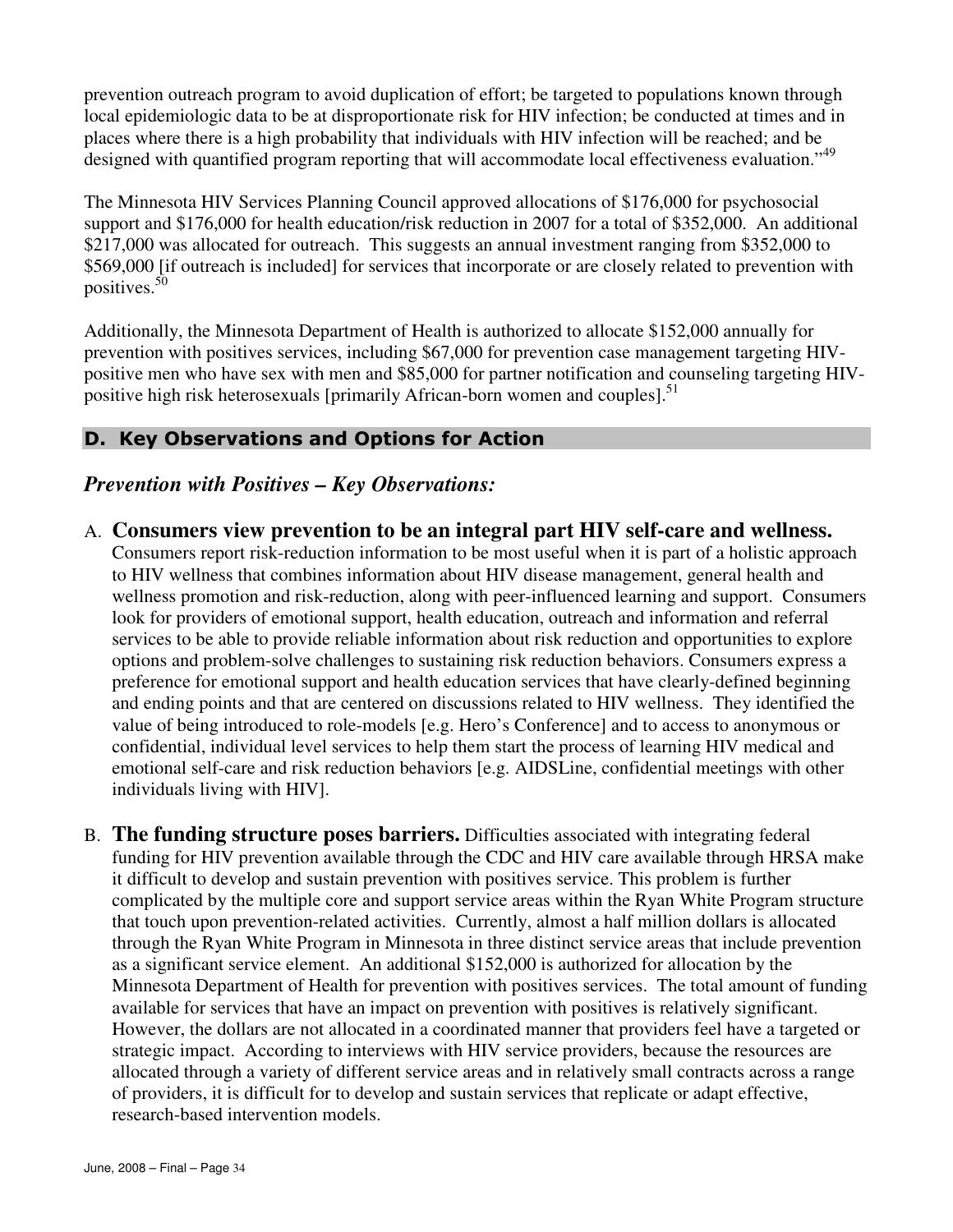prevention outreach program to avoid duplication of effort; be targeted to populations known through local epidemiologic data to be at disproportionate risk for HIV infection; be conducted at times and in places where there is a high probability that individuals with HIV infection will be reached; and be designed with quantified program reporting that will accommodate local effectiveness evaluation."[49]

The Minnesota HIV Services Planning Council approved allocations of $176,000 for psychosocial support and $176,000 for health education/risk reduction in 2007 for a total of $352,000. An additional $217,000 was allocated for outreach. This suggests an annual investment ranging from $352,000 to $569,000 [if outreach is included] for services that incorporate or are closely related to prevention with positives.[50]

Additionally, the Minnesota Department of Health is authorized to allocate $152,000 annually for prevention with positives services, including $67,000 for prevention case management targeting HIV-positive men who have sex with men and $85,000 for partner notification and counseling targeting HIV-positive high risk heterosexuals [primarily African-born women and couples].[51]

## D. Key Observations and Options for Action

### *Prevention with Positives – Key Observations:*

A. **Consumers view prevention to be an integral part HIV self-care and wellness.** Consumers report risk-reduction information to be most useful when it is part of a holistic approach to HIV wellness that combines information about HIV disease management, general health and wellness promotion and risk-reduction, along with peer-influenced learning and support. Consumers look for providers of emotional support, health education, outreach and information and referral services to be able to provide reliable information about risk reduction and opportunities to explore options and problem-solve challenges to sustaining risk reduction behaviors. Consumers express a preference for emotional support and health education services that have clearly-defined beginning and ending points and that are centered on discussions related to HIV wellness. They identified the value of being introduced to role-models [e.g. Hero's Conference] and to access to anonymous or confidential, individual level services to help them start the process of learning HIV medical and emotional self-care and risk reduction behaviors [e.g. AIDSLine, confidential meetings with other individuals living with HIV].

B. **The funding structure poses barriers.** Difficulties associated with integrating federal funding for HIV prevention available through the CDC and HIV care available through HRSA make it difficult to develop and sustain prevention with positives service. This problem is further complicated by the multiple core and support service areas within the Ryan White Program structure that touch upon prevention-related activities. Currently, almost a half million dollars is allocated through the Ryan White Program in Minnesota in three distinct service areas that include prevention as a significant service element. An additional $152,000 is authorized for allocation by the Minnesota Department of Health for prevention with positives services. The total amount of funding available for services that have an impact on prevention with positives is relatively significant. However, the dollars are not allocated in a coordinated manner that providers feel have a targeted or strategic impact. According to interviews with HIV service providers, because the resources are allocated through a variety of different service areas and in relatively small contracts across a range of providers, it is difficult for to develop and sustain services that replicate or adapt effective, research-based intervention models.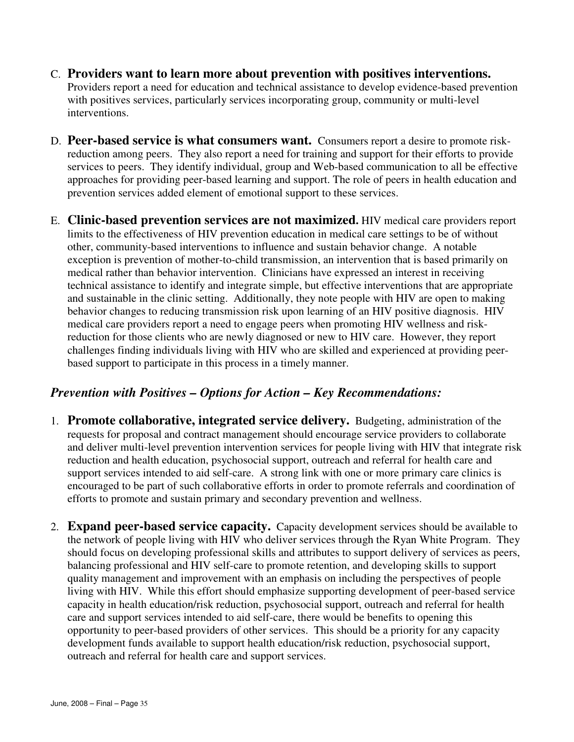C. **Providers want to learn more about prevention with positives interventions.** Providers report a need for education and technical assistance to develop evidence-based prevention with positives services, particularly services incorporating group, community or multi-level interventions.

D. **Peer-based service is what consumers want.** Consumers report a desire to promote risk-reduction among peers. They also report a need for training and support for their efforts to provide services to peers. They identify individual, group and Web-based communication to all be effective approaches for providing peer-based learning and support. The role of peers in health education and prevention services added element of emotional support to these services.

E. **Clinic-based prevention services are not maximized.** HIV medical care providers report limits to the effectiveness of HIV prevention education in medical care settings to be of without other, community-based interventions to influence and sustain behavior change. A notable exception is prevention of mother-to-child transmission, an intervention that is based primarily on medical rather than behavior intervention. Clinicians have expressed an interest in receiving technical assistance to identify and integrate simple, but effective interventions that are appropriate and sustainable in the clinic setting. Additionally, they note people with HIV are open to making behavior changes to reducing transmission risk upon learning of an HIV positive diagnosis. HIV medical care providers report a need to engage peers when promoting HIV wellness and risk-reduction for those clients who are newly diagnosed or new to HIV care. However, they report challenges finding individuals living with HIV who are skilled and experienced at providing peer-based support to participate in this process in a timely manner.

### *Prevention with Positives – Options for Action – Key Recommendations:*

1. **Promote collaborative, integrated service delivery.** Budgeting, administration of the requests for proposal and contract management should encourage service providers to collaborate and deliver multi-level prevention intervention services for people living with HIV that integrate risk reduction and health education, psychosocial support, outreach and referral for health care and support services intended to aid self-care. A strong link with one or more primary care clinics is encouraged to be part of such collaborative efforts in order to promote referrals and coordination of efforts to promote and sustain primary and secondary prevention and wellness.

2. **Expand peer-based service capacity.** Capacity development services should be available to the network of people living with HIV who deliver services through the Ryan White Program. They should focus on developing professional skills and attributes to support delivery of services as peers, balancing professional and HIV self-care to promote retention, and developing skills to support quality management and improvement with an emphasis on including the perspectives of people living with HIV. While this effort should emphasize supporting development of peer-based service capacity in health education/risk reduction, psychosocial support, outreach and referral for health care and support services intended to aid self-care, there would be benefits to opening this opportunity to peer-based providers of other services. This should be a priority for any capacity development funds available to support health education/risk reduction, psychosocial support, outreach and referral for health care and support services.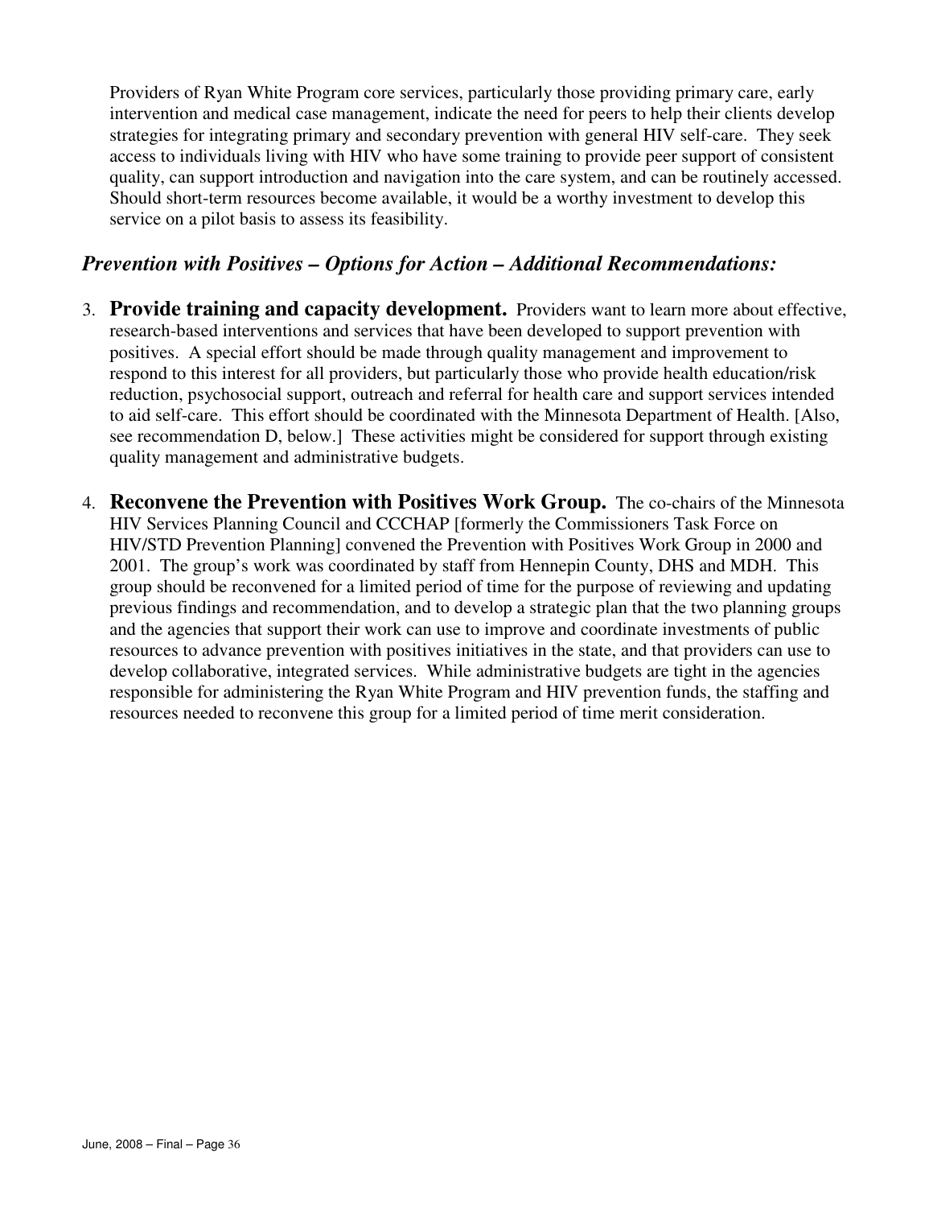Providers of Ryan White Program core services, particularly those providing primary care, early intervention and medical case management, indicate the need for peers to help their clients develop strategies for integrating primary and secondary prevention with general HIV self-care. They seek access to individuals living with HIV who have some training to provide peer support of consistent quality, can support introduction and navigation into the care system, and can be routinely accessed. Should short-term resources become available, it would be a worthy investment to develop this service on a pilot basis to assess its feasibility.

### *Prevention with Positives – Options for Action – Additional Recommendations:*

3. **Provide training and capacity development.** Providers want to learn more about effective, research-based interventions and services that have been developed to support prevention with positives. A special effort should be made through quality management and improvement to respond to this interest for all providers, but particularly those who provide health education/risk reduction, psychosocial support, outreach and referral for health care and support services intended to aid self-care. This effort should be coordinated with the Minnesota Department of Health. [Also, see recommendation D, below.] These activities might be considered for support through existing quality management and administrative budgets.

4. **Reconvene the Prevention with Positives Work Group.** The co-chairs of the Minnesota HIV Services Planning Council and CCCHAP [formerly the Commissioners Task Force on HIV/STD Prevention Planning] convened the Prevention with Positives Work Group in 2000 and 2001. The group's work was coordinated by staff from Hennepin County, DHS and MDH. This group should be reconvened for a limited period of time for the purpose of reviewing and updating previous findings and recommendation, and to develop a strategic plan that the two planning groups and the agencies that support their work can use to improve and coordinate investments of public resources to advance prevention with positives initiatives in the state, and that providers can use to develop collaborative, integrated services. While administrative budgets are tight in the agencies responsible for administering the Ryan White Program and HIV prevention funds, the staffing and resources needed to reconvene this group for a limited period of time merit consideration.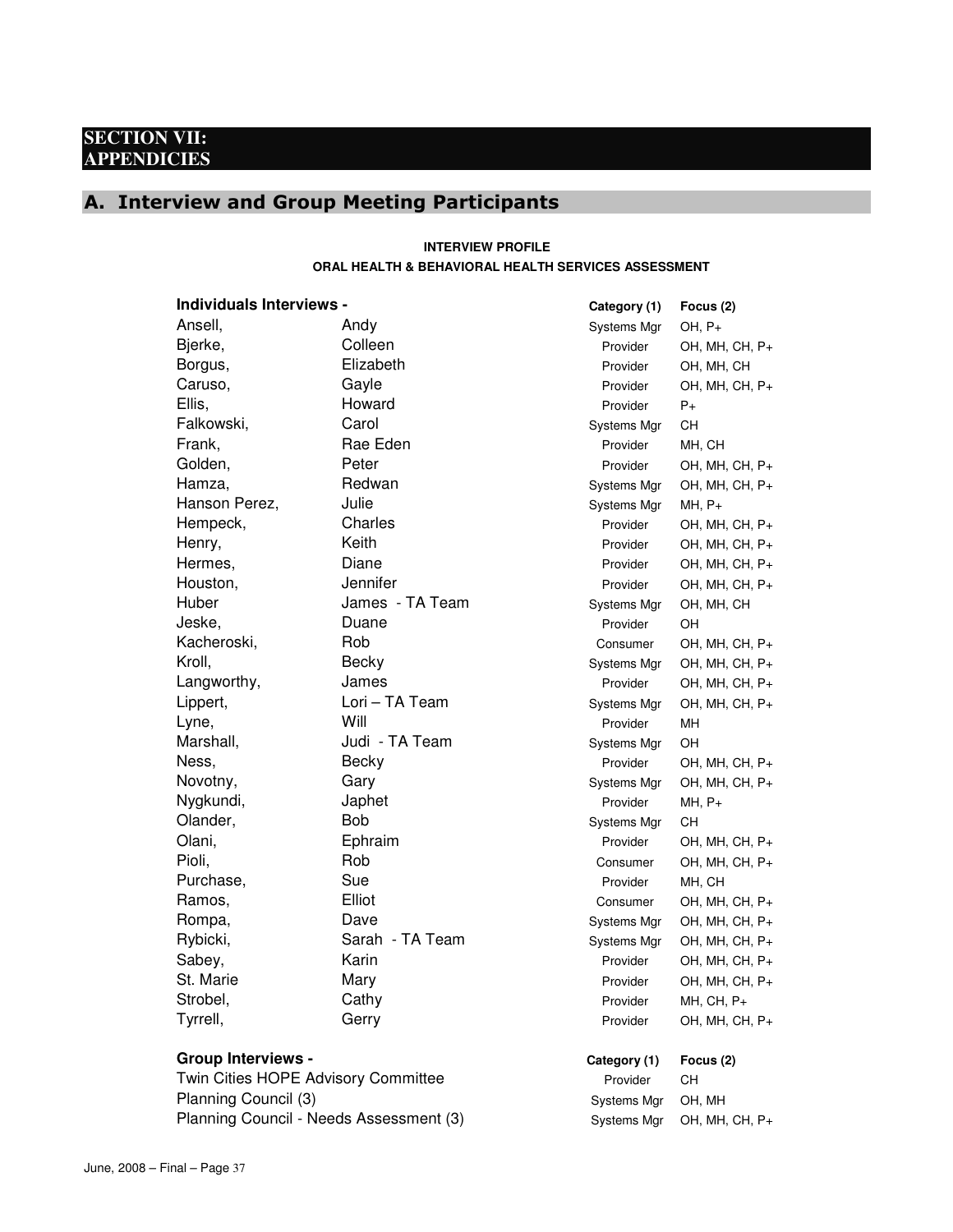# SECTION VII: APPENDICIES

## A. Interview and Group Meeting Participants

**INTERVIEW PROFILE**

**ORAL HEALTH & BEHAVIORAL HEALTH SERVICES ASSESSMENT**

| **Individuals Interviews -** | | **Category (1)** | **Focus (2)** |
|---|---|---|---|
| Ansell, | Andy | Systems Mgr | OH, P+ |
| Bjerke, | Colleen | Provider | OH, MH, CH, P+ |
| Borgus, | Elizabeth | Provider | OH, MH, CH |
| Caruso, | Gayle | Provider | OH, MH, CH, P+ |
| Ellis, | Howard | Provider | P+ |
| Falkowski, | Carol | Systems Mgr | CH |
| Frank, | Rae Eden | Provider | MH, CH |
| Golden, | Peter | Provider | OH, MH, CH, P+ |
| Hamza, | Redwan | Systems Mgr | OH, MH, CH, P+ |
| Hanson Perez, | Julie | Systems Mgr | MH, P+ |
| Hempeck, | Charles | Provider | OH, MH, CH, P+ |
| Henry, | Keith | Provider | OH, MH, CH, P+ |
| Hermes, | Diane | Provider | OH, MH, CH, P+ |
| Houston, | Jennifer | Provider | OH, MH, CH, P+ |
| Huber | James - TA Team | Systems Mgr | OH, MH, CH |
| Jeske, | Duane | Provider | OH |
| Kacheroski, | Rob | Consumer | OH, MH, CH, P+ |
| Kroll, | Becky | Systems Mgr | OH, MH, CH, P+ |
| Langworthy, | James | Provider | OH, MH, CH, P+ |
| Lippert, | Lori – TA Team | Systems Mgr | OH, MH, CH, P+ |
| Lyne, | Will | Provider | MH |
| Marshall, | Judi - TA Team | Systems Mgr | OH |
| Ness, | Becky | Provider | OH, MH, CH, P+ |
| Novotny, | Gary | Systems Mgr | OH, MH, CH, P+ |
| Nygkundi, | Japhet | Provider | MH, P+ |
| Olander, | Bob | Systems Mgr | CH |
| Olani, | Ephraim | Provider | OH, MH, CH, P+ |
| Pioli, | Rob | Consumer | OH, MH, CH, P+ |
| Purchase, | Sue | Provider | MH, CH |
| Ramos, | Elliot | Consumer | OH, MH, CH, P+ |
| Rompa, | Dave | Systems Mgr | OH, MH, CH, P+ |
| Rybicki, | Sarah - TA Team | Systems Mgr | OH, MH, CH, P+ |
| Sabey, | Karin | Provider | OH, MH, CH, P+ |
| St. Marie | Mary | Provider | OH, MH, CH, P+ |
| Strobel, | Cathy | Provider | MH, CH, P+ |
| Tyrrell, | Gerry | Provider | OH, MH, CH, P+ |

| **Group Interviews -** | **Category (1)** | **Focus (2)** |
|---|---|---|
| Twin Cities HOPE Advisory Committee | Provider | CH |
| Planning Council (3) | Systems Mgr | OH, MH |
| Planning Council - Needs Assessment (3) | Systems Mgr | OH, MH, CH, P+ |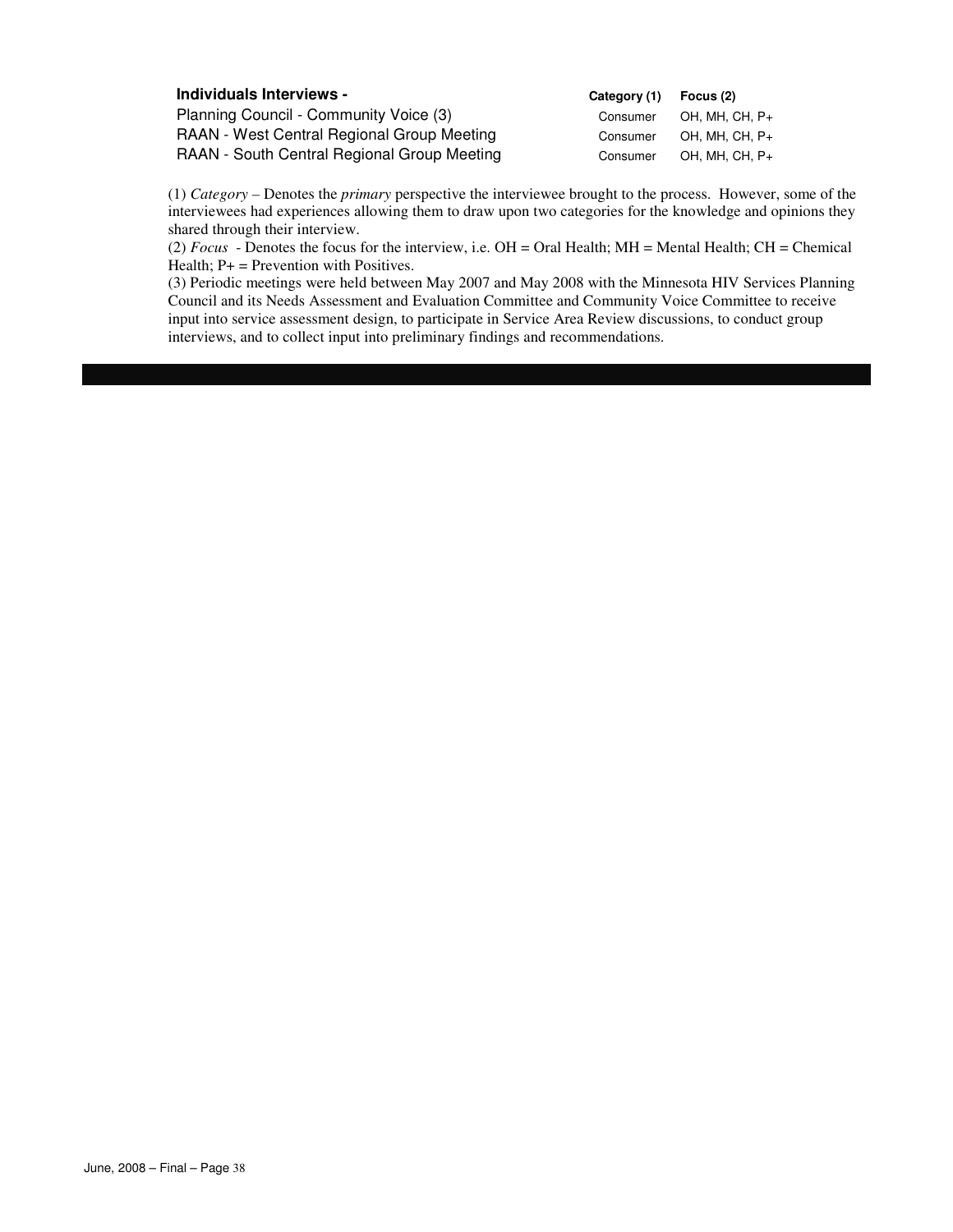| Individuals Interviews - | Category (1) | Focus (2) |
|---|---|---|
| Planning Council - Community Voice (3) | Consumer | OH, MH, CH, P+ |
| RAAN - West Central Regional Group Meeting | Consumer | OH, MH, CH, P+ |
| RAAN - South Central Regional Group Meeting | Consumer | OH, MH, CH, P+ |

(1) *Category* – Denotes the *primary* perspective the interviewee brought to the process. However, some of the interviewees had experiences allowing them to draw upon two categories for the knowledge and opinions they shared through their interview.

(2) *Focus* - Denotes the focus for the interview, i.e. OH = Oral Health; MH = Mental Health; CH = Chemical Health; P+ = Prevention with Positives.

(3) Periodic meetings were held between May 2007 and May 2008 with the Minnesota HIV Services Planning Council and its Needs Assessment and Evaluation Committee and Community Voice Committee to receive input into service assessment design, to participate in Service Area Review discussions, to conduct group interviews, and to collect input into preliminary findings and recommendations.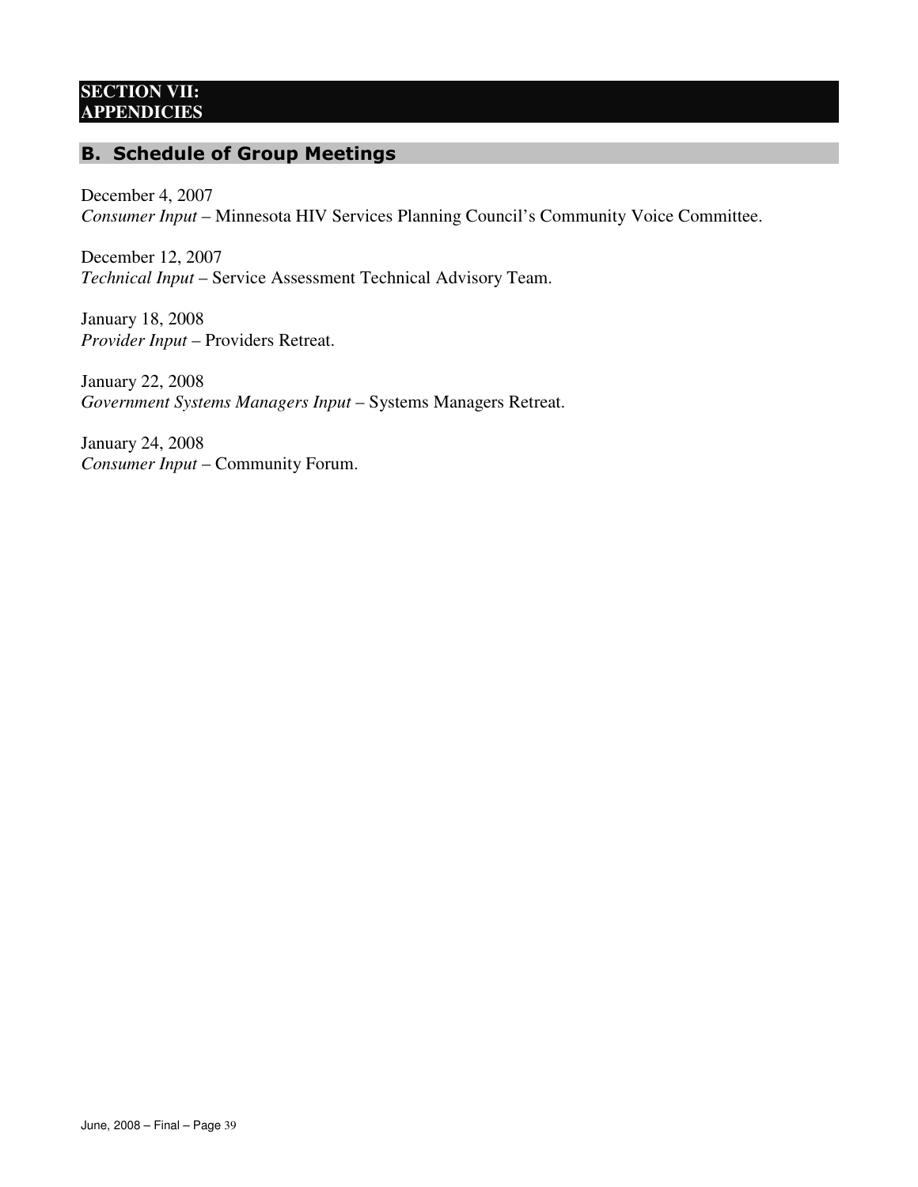# SECTION VII: APPENDICIES

## B. Schedule of Group Meetings

December 4, 2007
*Consumer Input* – Minnesota HIV Services Planning Council's Community Voice Committee.

December 12, 2007
*Technical Input* – Service Assessment Technical Advisory Team.

January 18, 2008
*Provider Input* – Providers Retreat.

January 22, 2008
*Government Systems Managers Input* – Systems Managers Retreat.

January 24, 2008
*Consumer Input* – Community Forum.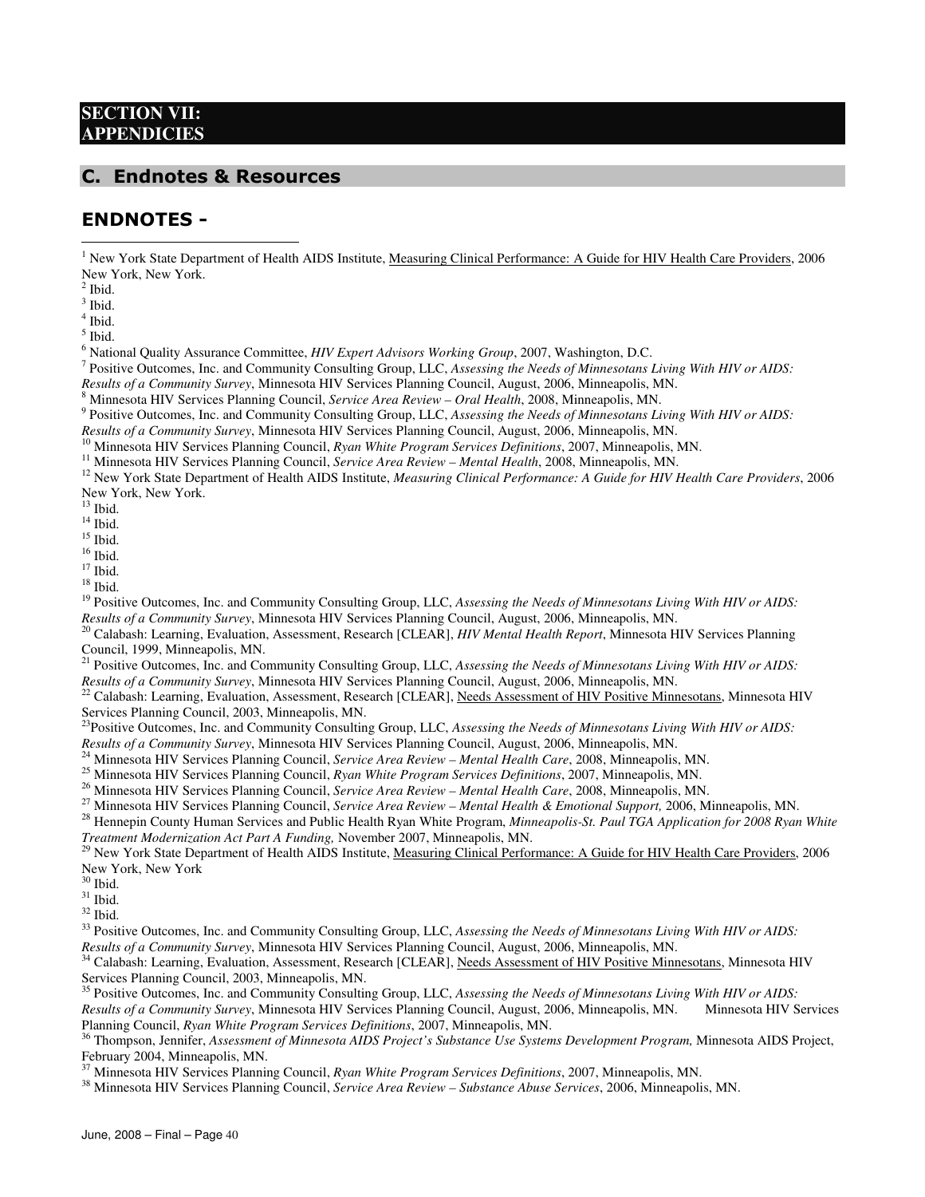# SECTION VII: APPENDICIES

## C. Endnotes & Resources

### ENDNOTES -

[1] New York State Department of Health AIDS Institute, Measuring Clinical Performance: A Guide for HIV Health Care Providers, 2006 New York, New York.

[2] Ibid.

[3] Ibid.

[4] Ibid.

[5] Ibid.

[6] National Quality Assurance Committee, *HIV Expert Advisors Working Group*, 2007, Washington, D.C.

[7] Positive Outcomes, Inc. and Community Consulting Group, LLC, *Assessing the Needs of Minnesotans Living With HIV or AIDS: Results of a Community Survey*, Minnesota HIV Services Planning Council, August, 2006, Minneapolis, MN.

[8] Minnesota HIV Services Planning Council, *Service Area Review – Oral Health*, 2008, Minneapolis, MN.

[9] Positive Outcomes, Inc. and Community Consulting Group, LLC, *Assessing the Needs of Minnesotans Living With HIV or AIDS: Results of a Community Survey*, Minnesota HIV Services Planning Council, August, 2006, Minneapolis, MN.

[10] Minnesota HIV Services Planning Council, *Ryan White Program Services Definitions*, 2007, Minneapolis, MN.

[11] Minnesota HIV Services Planning Council, *Service Area Review – Mental Health*, 2008, Minneapolis, MN.

[12] New York State Department of Health AIDS Institute, *Measuring Clinical Performance: A Guide for HIV Health Care Providers*, 2006 New York, New York.

[13] Ibid.

[14] Ibid.

[15] Ibid.

[16] Ibid.

[17] Ibid.

[18] Ibid.

[19] Positive Outcomes, Inc. and Community Consulting Group, LLC, *Assessing the Needs of Minnesotans Living With HIV or AIDS: Results of a Community Survey*, Minnesota HIV Services Planning Council, August, 2006, Minneapolis, MN.

[20] Calabash: Learning, Evaluation, Assessment, Research [CLEAR], *HIV Mental Health Report*, Minnesota HIV Services Planning Council, 1999, Minneapolis, MN.

[21] Positive Outcomes, Inc. and Community Consulting Group, LLC, *Assessing the Needs of Minnesotans Living With HIV or AIDS: Results of a Community Survey*, Minnesota HIV Services Planning Council, August, 2006, Minneapolis, MN.

[22] Calabash: Learning, Evaluation, Assessment, Research [CLEAR], Needs Assessment of HIV Positive Minnesotans, Minnesota HIV Services Planning Council, 2003, Minneapolis, MN.

[23] Positive Outcomes, Inc. and Community Consulting Group, LLC, *Assessing the Needs of Minnesotans Living With HIV or AIDS: Results of a Community Survey*, Minnesota HIV Services Planning Council, August, 2006, Minneapolis, MN.

[24] Minnesota HIV Services Planning Council, *Service Area Review – Mental Health Care*, 2008, Minneapolis, MN.

[25] Minnesota HIV Services Planning Council, *Ryan White Program Services Definitions*, 2007, Minneapolis, MN.

[26] Minnesota HIV Services Planning Council, *Service Area Review – Mental Health Care*, 2008, Minneapolis, MN.

[27] Minnesota HIV Services Planning Council, *Service Area Review – Mental Health & Emotional Support,* 2006, Minneapolis, MN.

[28] Hennepin County Human Services and Public Health Ryan White Program, *Minneapolis-St. Paul TGA Application for 2008 Ryan White Treatment Modernization Act Part A Funding,* November 2007, Minneapolis, MN.

[29] New York State Department of Health AIDS Institute, Measuring Clinical Performance: A Guide for HIV Health Care Providers, 2006 New York, New York

[30] Ibid.

[31] Ibid.

[32] Ibid.

[33] Positive Outcomes, Inc. and Community Consulting Group, LLC, *Assessing the Needs of Minnesotans Living With HIV or AIDS: Results of a Community Survey*, Minnesota HIV Services Planning Council, August, 2006, Minneapolis, MN.

[34] Calabash: Learning, Evaluation, Assessment, Research [CLEAR], Needs Assessment of HIV Positive Minnesotans, Minnesota HIV Services Planning Council, 2003, Minneapolis, MN.

[35] Positive Outcomes, Inc. and Community Consulting Group, LLC, *Assessing the Needs of Minnesotans Living With HIV or AIDS: Results of a Community Survey*, Minnesota HIV Services Planning Council, August, 2006, Minneapolis, MN. Minnesota HIV Services Planning Council, *Ryan White Program Services Definitions*, 2007, Minneapolis, MN.

[36] Thompson, Jennifer, *Assessment of Minnesota AIDS Project's Substance Use Systems Development Program,* Minnesota AIDS Project, February 2004, Minneapolis, MN.

[37] Minnesota HIV Services Planning Council, *Ryan White Program Services Definitions*, 2007, Minneapolis, MN.

[38] Minnesota HIV Services Planning Council, *Service Area Review – Substance Abuse Services*, 2006, Minneapolis, MN.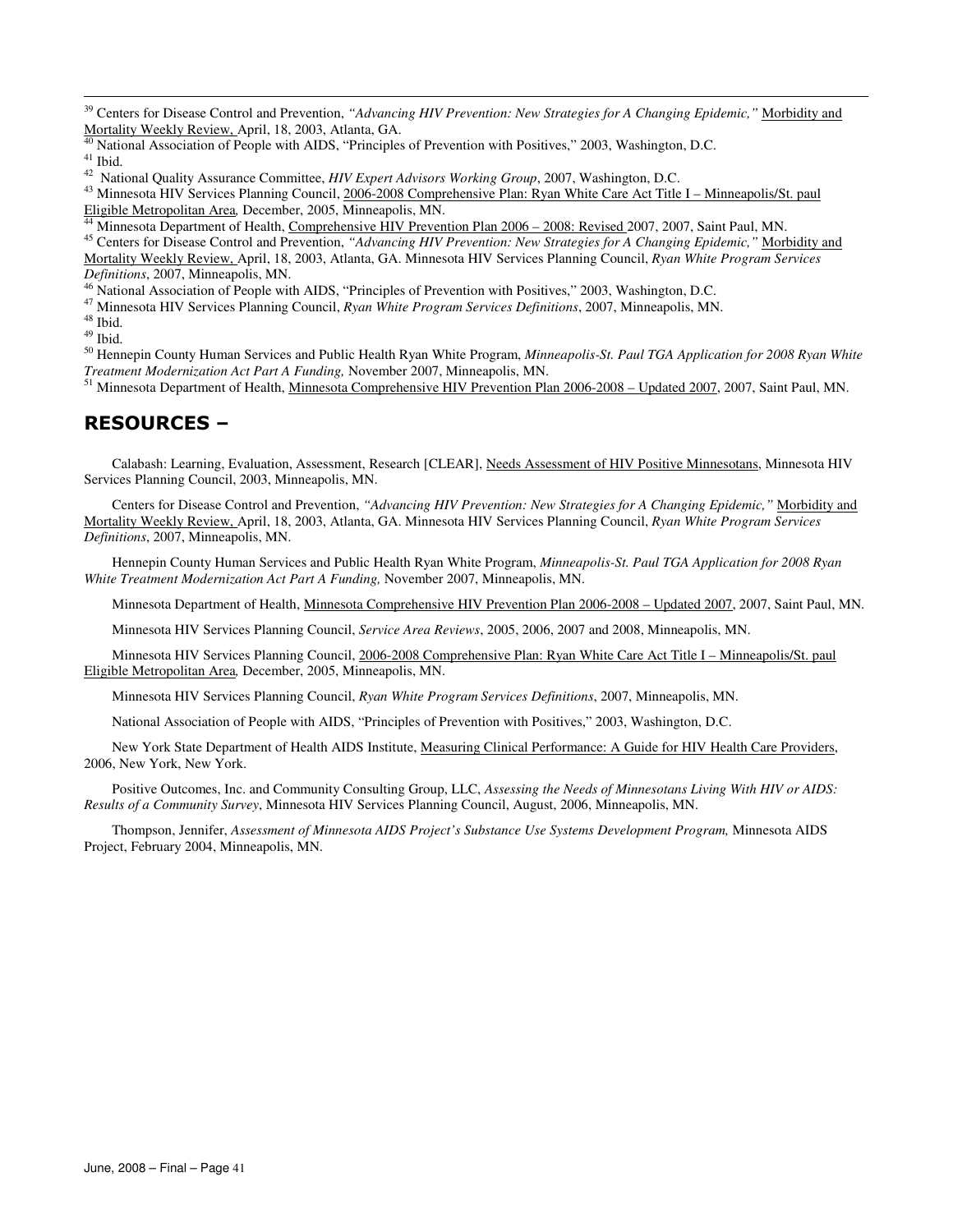[39] Centers for Disease Control and Prevention, *"Advancing HIV Prevention: New Strategies for A Changing Epidemic,"* Morbidity and Mortality Weekly Review, April, 18, 2003, Atlanta, GA.

[40] National Association of People with AIDS, "Principles of Prevention with Positives," 2003, Washington, D.C.

[41] Ibid.

[42] National Quality Assurance Committee, *HIV Expert Advisors Working Group*, 2007, Washington, D.C.

[43] Minnesota HIV Services Planning Council, 2006-2008 Comprehensive Plan: Ryan White Care Act Title I – Minneapolis/St. paul Eligible Metropolitan Area*,* December, 2005, Minneapolis, MN.

[44] Minnesota Department of Health, Comprehensive HIV Prevention Plan 2006 – 2008: Revised 2007, 2007, Saint Paul, MN.

[45] Centers for Disease Control and Prevention, *"Advancing HIV Prevention: New Strategies for A Changing Epidemic,"* Morbidity and Mortality Weekly Review, April, 18, 2003, Atlanta, GA. Minnesota HIV Services Planning Council, *Ryan White Program Services Definitions*, 2007, Minneapolis, MN.

[46] National Association of People with AIDS, "Principles of Prevention with Positives," 2003, Washington, D.C.

[47] Minnesota HIV Services Planning Council, *Ryan White Program Services Definitions*, 2007, Minneapolis, MN.

[48] Ibid.

[49] Ibid.

[50] Hennepin County Human Services and Public Health Ryan White Program, *Minneapolis-St. Paul TGA Application for 2008 Ryan White Treatment Modernization Act Part A Funding,* November 2007, Minneapolis, MN.

[51] Minnesota Department of Health, Minnesota Comprehensive HIV Prevention Plan 2006-2008 – Updated 2007, 2007, Saint Paul, MN.

## RESOURCES –

Calabash: Learning, Evaluation, Assessment, Research [CLEAR], Needs Assessment of HIV Positive Minnesotans, Minnesota HIV Services Planning Council, 2003, Minneapolis, MN.

Centers for Disease Control and Prevention, *"Advancing HIV Prevention: New Strategies for A Changing Epidemic,"* Morbidity and Mortality Weekly Review, April, 18, 2003, Atlanta, GA. Minnesota HIV Services Planning Council, *Ryan White Program Services Definitions*, 2007, Minneapolis, MN.

Hennepin County Human Services and Public Health Ryan White Program, *Minneapolis-St. Paul TGA Application for 2008 Ryan White Treatment Modernization Act Part A Funding,* November 2007, Minneapolis, MN.

Minnesota Department of Health, Minnesota Comprehensive HIV Prevention Plan 2006-2008 – Updated 2007, 2007, Saint Paul, MN.

Minnesota HIV Services Planning Council, *Service Area Reviews*, 2005, 2006, 2007 and 2008, Minneapolis, MN.

Minnesota HIV Services Planning Council, 2006-2008 Comprehensive Plan: Ryan White Care Act Title I – Minneapolis/St. paul Eligible Metropolitan Area*,* December, 2005, Minneapolis, MN.

Minnesota HIV Services Planning Council, *Ryan White Program Services Definitions*, 2007, Minneapolis, MN.

National Association of People with AIDS, "Principles of Prevention with Positives," 2003, Washington, D.C.

New York State Department of Health AIDS Institute, Measuring Clinical Performance: A Guide for HIV Health Care Providers, 2006, New York, New York.

Positive Outcomes, Inc. and Community Consulting Group, LLC, *Assessing the Needs of Minnesotans Living With HIV or AIDS: Results of a Community Survey*, Minnesota HIV Services Planning Council, August, 2006, Minneapolis, MN.

Thompson, Jennifer, *Assessment of Minnesota AIDS Project's Substance Use Systems Development Program,* Minnesota AIDS Project, February 2004, Minneapolis, MN.